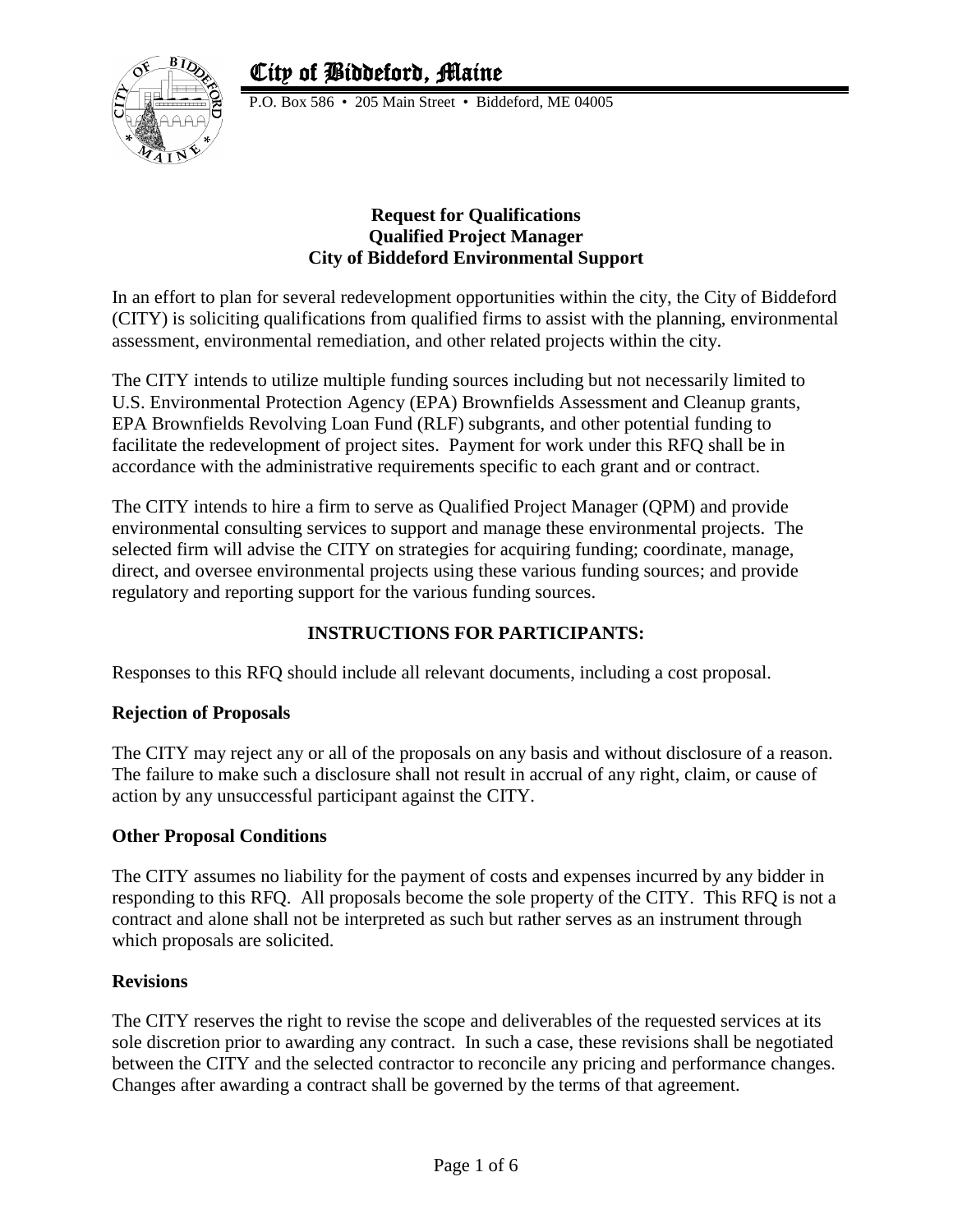# City of Biddeford, Maine

P.O. Box 586 • 205 Main Street • Biddeford, ME 04005

**Request for Qualifications**
**Qualified Project Manager**
**City of Biddeford Environmental Support**

In an effort to plan for several redevelopment opportunities within the city, the City of Biddeford (CITY) is soliciting qualifications from qualified firms to assist with the planning, environmental assessment, environmental remediation, and other related projects within the city.

The CITY intends to utilize multiple funding sources including but not necessarily limited to U.S. Environmental Protection Agency (EPA) Brownfields Assessment and Cleanup grants, EPA Brownfields Revolving Loan Fund (RLF) subgrants, and other potential funding to facilitate the redevelopment of project sites. Payment for work under this RFQ shall be in accordance with the administrative requirements specific to each grant and or contract.

The CITY intends to hire a firm to serve as Qualified Project Manager (QPM) and provide environmental consulting services to support and manage these environmental projects. The selected firm will advise the CITY on strategies for acquiring funding; coordinate, manage, direct, and oversee environmental projects using these various funding sources; and provide regulatory and reporting support for the various funding sources.

## INSTRUCTIONS FOR PARTICIPANTS:

Responses to this RFQ should include all relevant documents, including a cost proposal.

### Rejection of Proposals

The CITY may reject any or all of the proposals on any basis and without disclosure of a reason. The failure to make such a disclosure shall not result in accrual of any right, claim, or cause of action by any unsuccessful participant against the CITY.

### Other Proposal Conditions

The CITY assumes no liability for the payment of costs and expenses incurred by any bidder in responding to this RFQ. All proposals become the sole property of the CITY. This RFQ is not a contract and alone shall not be interpreted as such but rather serves as an instrument through which proposals are solicited.

### Revisions

The CITY reserves the right to revise the scope and deliverables of the requested services at its sole discretion prior to awarding any contract. In such a case, these revisions shall be negotiated between the CITY and the selected contractor to reconcile any pricing and performance changes. Changes after awarding a contract shall be governed by the terms of that agreement.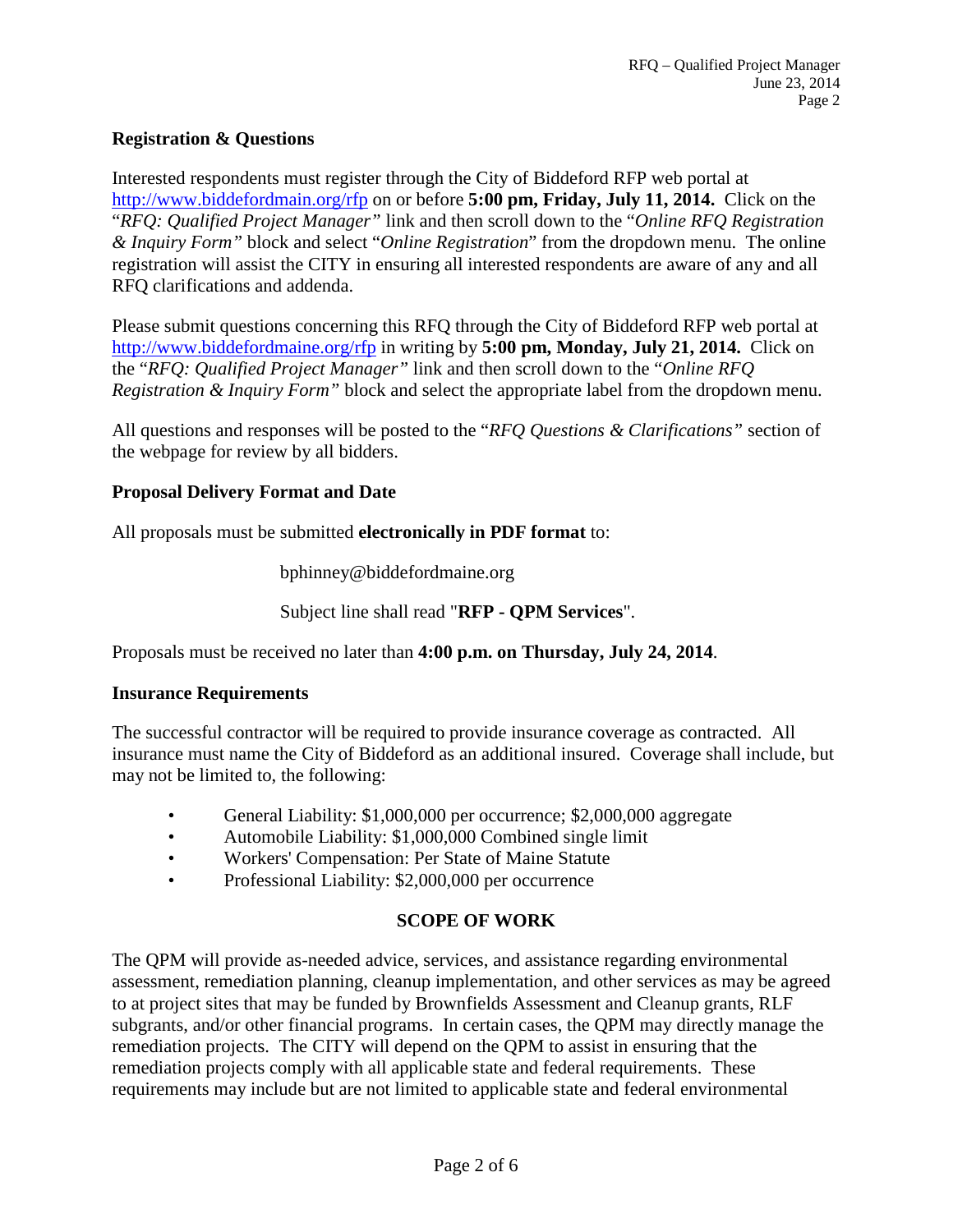**Registration & Questions**

Interested respondents must register through the City of Biddeford RFP web portal at http://www.biddefordmain.org/rfp on or before **5:00 pm, Friday, July 11, 2014.** Click on the "*RFQ: Qualified Project Manager"* link and then scroll down to the "*Online RFQ Registration & Inquiry Form"* block and select "*Online Registration*" from the dropdown menu. The online registration will assist the CITY in ensuring all interested respondents are aware of any and all RFQ clarifications and addenda.

Please submit questions concerning this RFQ through the City of Biddeford RFP web portal at http://www.biddefordmaine.org/rfp in writing by **5:00 pm, Monday, July 21, 2014.** Click on the "*RFQ: Qualified Project Manager"* link and then scroll down to the "*Online RFQ Registration & Inquiry Form"* block and select the appropriate label from the dropdown menu.

All questions and responses will be posted to the "*RFQ Questions & Clarifications"* section of the webpage for review by all bidders.

**Proposal Delivery Format and Date**

All proposals must be submitted **electronically in PDF format** to:

bphinney@biddefordmaine.org

Subject line shall read "**RFP - QPM Services**".

Proposals must be received no later than **4:00 p.m. on Thursday, July 24, 2014**.

**Insurance Requirements**

The successful contractor will be required to provide insurance coverage as contracted. All insurance must name the City of Biddeford as an additional insured. Coverage shall include, but may not be limited to, the following:

- General Liability: $1,000,000 per occurrence; $2,000,000 aggregate
- Automobile Liability: $1,000,000 Combined single limit
- Workers' Compensation: Per State of Maine Statute
- Professional Liability: $2,000,000 per occurrence

## SCOPE OF WORK

The QPM will provide as-needed advice, services, and assistance regarding environmental assessment, remediation planning, cleanup implementation, and other services as may be agreed to at project sites that may be funded by Brownfields Assessment and Cleanup grants, RLF subgrants, and/or other financial programs. In certain cases, the QPM may directly manage the remediation projects. The CITY will depend on the QPM to assist in ensuring that the remediation projects comply with all applicable state and federal requirements. These requirements may include but are not limited to applicable state and federal environmental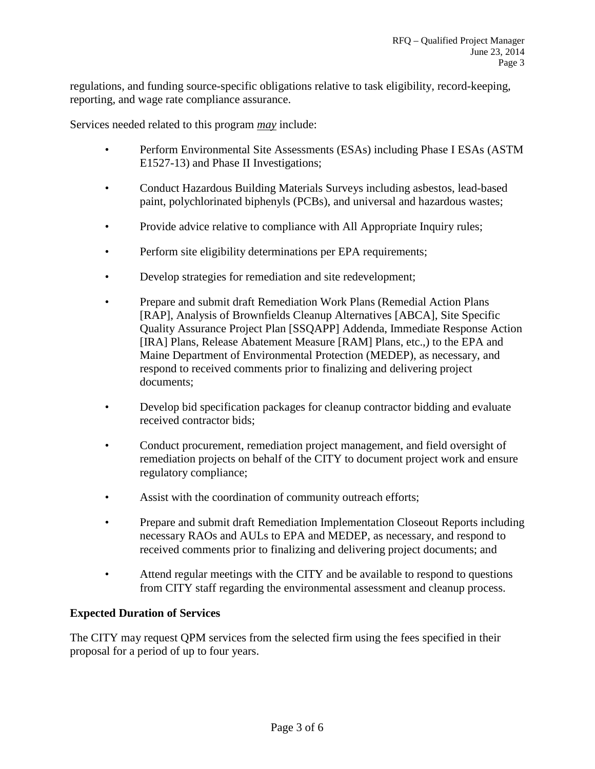regulations, and funding source-specific obligations relative to task eligibility, record-keeping, reporting, and wage rate compliance assurance.

Services needed related to this program ***may*** include:

- Perform Environmental Site Assessments (ESAs) including Phase I ESAs (ASTM E1527-13) and Phase II Investigations;
- Conduct Hazardous Building Materials Surveys including asbestos, lead-based paint, polychlorinated biphenyls (PCBs), and universal and hazardous wastes;
- Provide advice relative to compliance with All Appropriate Inquiry rules;
- Perform site eligibility determinations per EPA requirements;
- Develop strategies for remediation and site redevelopment;
- Prepare and submit draft Remediation Work Plans (Remedial Action Plans [RAP], Analysis of Brownfields Cleanup Alternatives [ABCA], Site Specific Quality Assurance Project Plan [SSQAPP] Addenda, Immediate Response Action [IRA] Plans, Release Abatement Measure [RAM] Plans, etc.,) to the EPA and Maine Department of Environmental Protection (MEDEP), as necessary, and respond to received comments prior to finalizing and delivering project documents;
- Develop bid specification packages for cleanup contractor bidding and evaluate received contractor bids;
- Conduct procurement, remediation project management, and field oversight of remediation projects on behalf of the CITY to document project work and ensure regulatory compliance;
- Assist with the coordination of community outreach efforts;
- Prepare and submit draft Remediation Implementation Closeout Reports including necessary RAOs and AULs to EPA and MEDEP, as necessary, and respond to received comments prior to finalizing and delivering project documents; and
- Attend regular meetings with the CITY and be available to respond to questions from CITY staff regarding the environmental assessment and cleanup process.

**Expected Duration of Services**

The CITY may request QPM services from the selected firm using the fees specified in their proposal for a period of up to four years.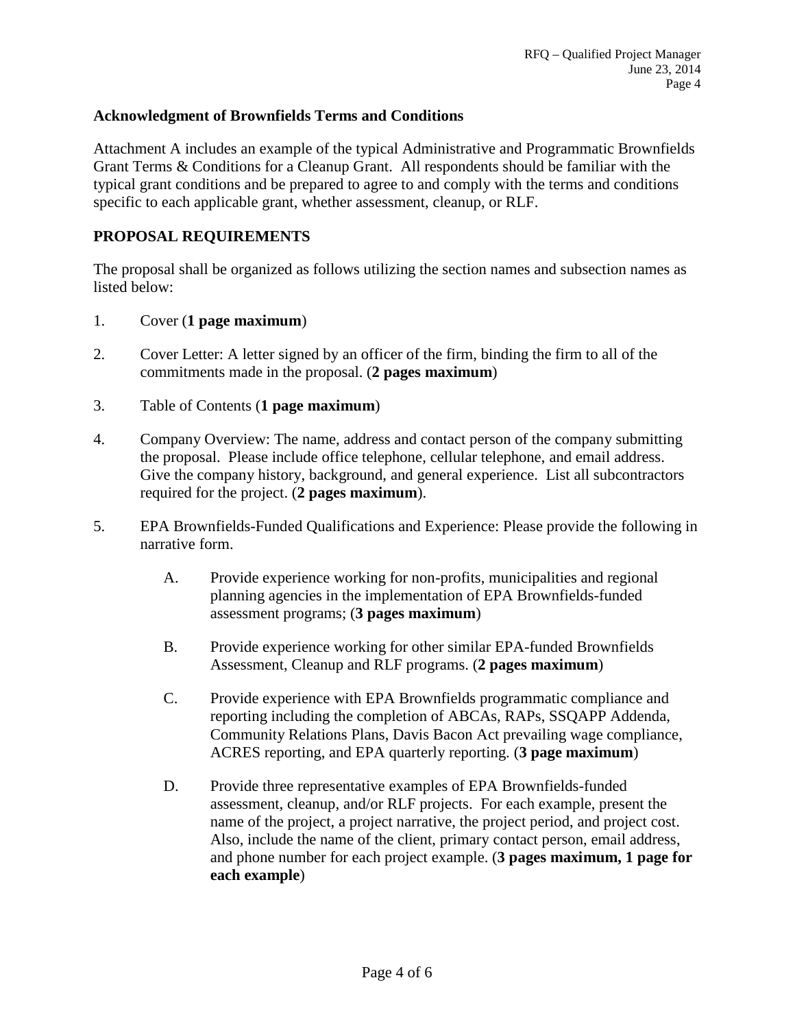## Acknowledgment of Brownfields Terms and Conditions

Attachment A includes an example of the typical Administrative and Programmatic Brownfields Grant Terms & Conditions for a Cleanup Grant. All respondents should be familiar with the typical grant conditions and be prepared to agree to and comply with the terms and conditions specific to each applicable grant, whether assessment, cleanup, or RLF.

## PROPOSAL REQUIREMENTS

The proposal shall be organized as follows utilizing the section names and subsection names as listed below:

1. Cover (**1 page maximum**)

2. Cover Letter: A letter signed by an officer of the firm, binding the firm to all of the commitments made in the proposal. (**2 pages maximum**)

3. Table of Contents (**1 page maximum**)

4. Company Overview: The name, address and contact person of the company submitting the proposal. Please include office telephone, cellular telephone, and email address. Give the company history, background, and general experience. List all subcontractors required for the project. (**2 pages maximum**).

5. EPA Brownfields-Funded Qualifications and Experience: Please provide the following in narrative form.

    A. Provide experience working for non-profits, municipalities and regional planning agencies in the implementation of EPA Brownfields-funded assessment programs; (**3 pages maximum**)

    B. Provide experience working for other similar EPA-funded Brownfields Assessment, Cleanup and RLF programs. (**2 pages maximum**)

    C. Provide experience with EPA Brownfields programmatic compliance and reporting including the completion of ABCAs, RAPs, SSQAPP Addenda, Community Relations Plans, Davis Bacon Act prevailing wage compliance, ACRES reporting, and EPA quarterly reporting. (**3 page maximum**)

    D. Provide three representative examples of EPA Brownfields-funded assessment, cleanup, and/or RLF projects. For each example, present the name of the project, a project narrative, the project period, and project cost. Also, include the name of the client, primary contact person, email address, and phone number for each project example. (**3 pages maximum, 1 page for each example**)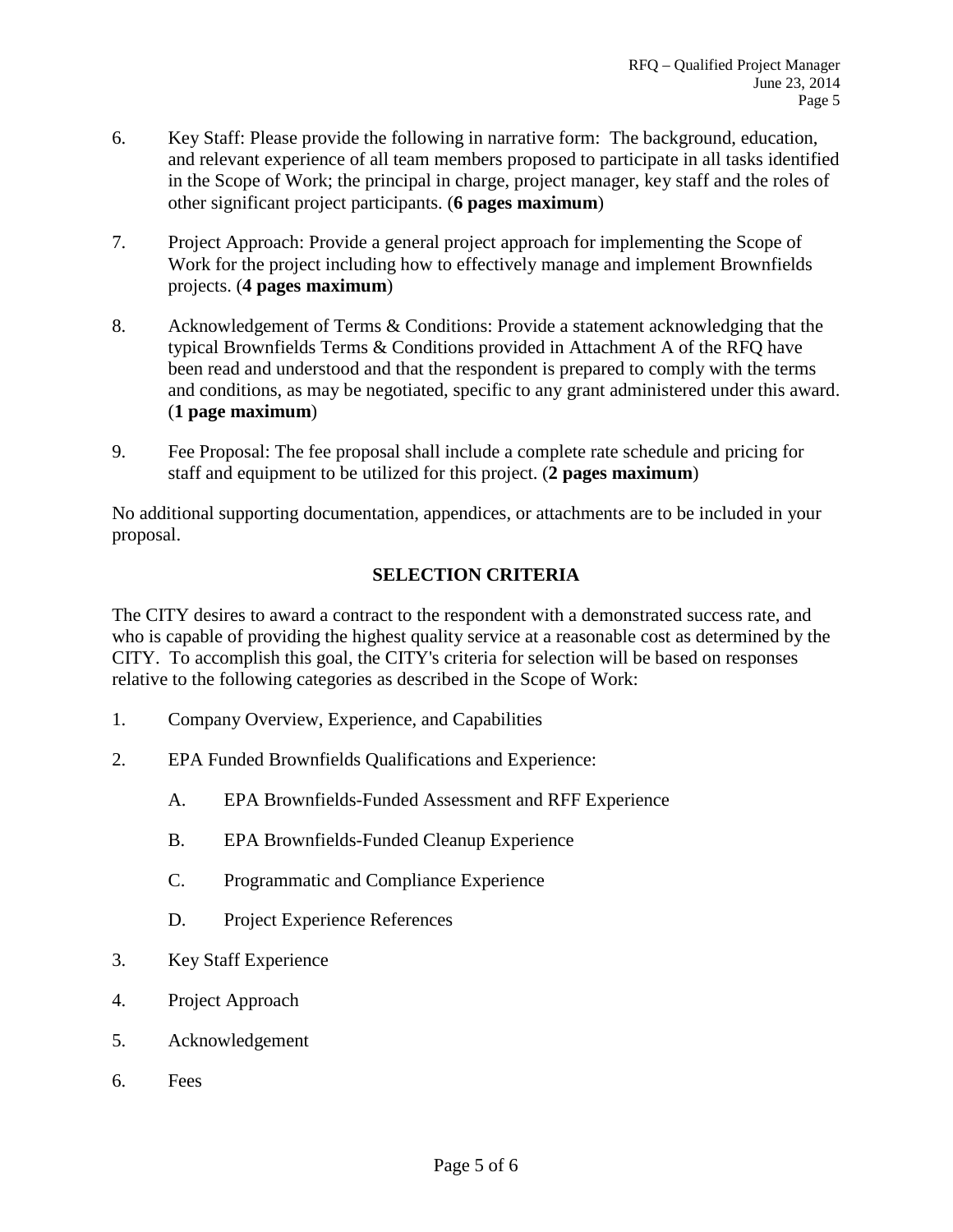6. Key Staff: Please provide the following in narrative form: The background, education, and relevant experience of all team members proposed to participate in all tasks identified in the Scope of Work; the principal in charge, project manager, key staff and the roles of other significant project participants. (**6 pages maximum**)

7. Project Approach: Provide a general project approach for implementing the Scope of Work for the project including how to effectively manage and implement Brownfields projects. (**4 pages maximum**)

8. Acknowledgement of Terms & Conditions: Provide a statement acknowledging that the typical Brownfields Terms & Conditions provided in Attachment A of the RFQ have been read and understood and that the respondent is prepared to comply with the terms and conditions, as may be negotiated, specific to any grant administered under this award. (**1 page maximum**)

9. Fee Proposal: The fee proposal shall include a complete rate schedule and pricing for staff and equipment to be utilized for this project. (**2 pages maximum**)

No additional supporting documentation, appendices, or attachments are to be included in your proposal.

## SELECTION CRITERIA

The CITY desires to award a contract to the respondent with a demonstrated success rate, and who is capable of providing the highest quality service at a reasonable cost as determined by the CITY. To accomplish this goal, the CITY's criteria for selection will be based on responses relative to the following categories as described in the Scope of Work:

1. Company Overview, Experience, and Capabilities

2. EPA Funded Brownfields Qualifications and Experience:

   A. EPA Brownfields-Funded Assessment and RFF Experience

   B. EPA Brownfields-Funded Cleanup Experience

   C. Programmatic and Compliance Experience

   D. Project Experience References

3. Key Staff Experience

4. Project Approach

5. Acknowledgement

6. Fees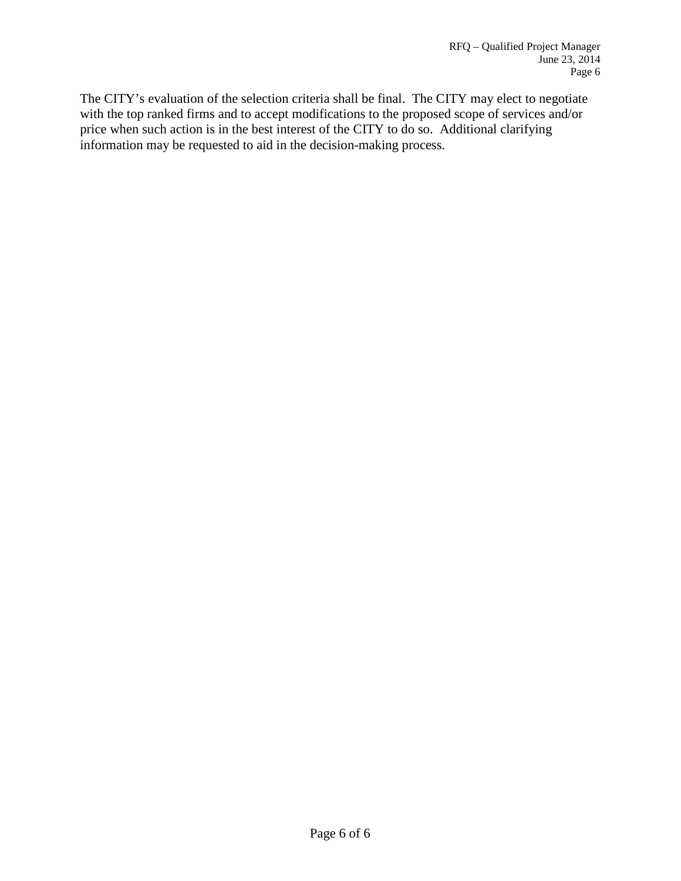The CITY's evaluation of the selection criteria shall be final. The CITY may elect to negotiate with the top ranked firms and to accept modifications to the proposed scope of services and/or price when such action is in the best interest of the CITY to do so. Additional clarifying information may be requested to aid in the decision-making process.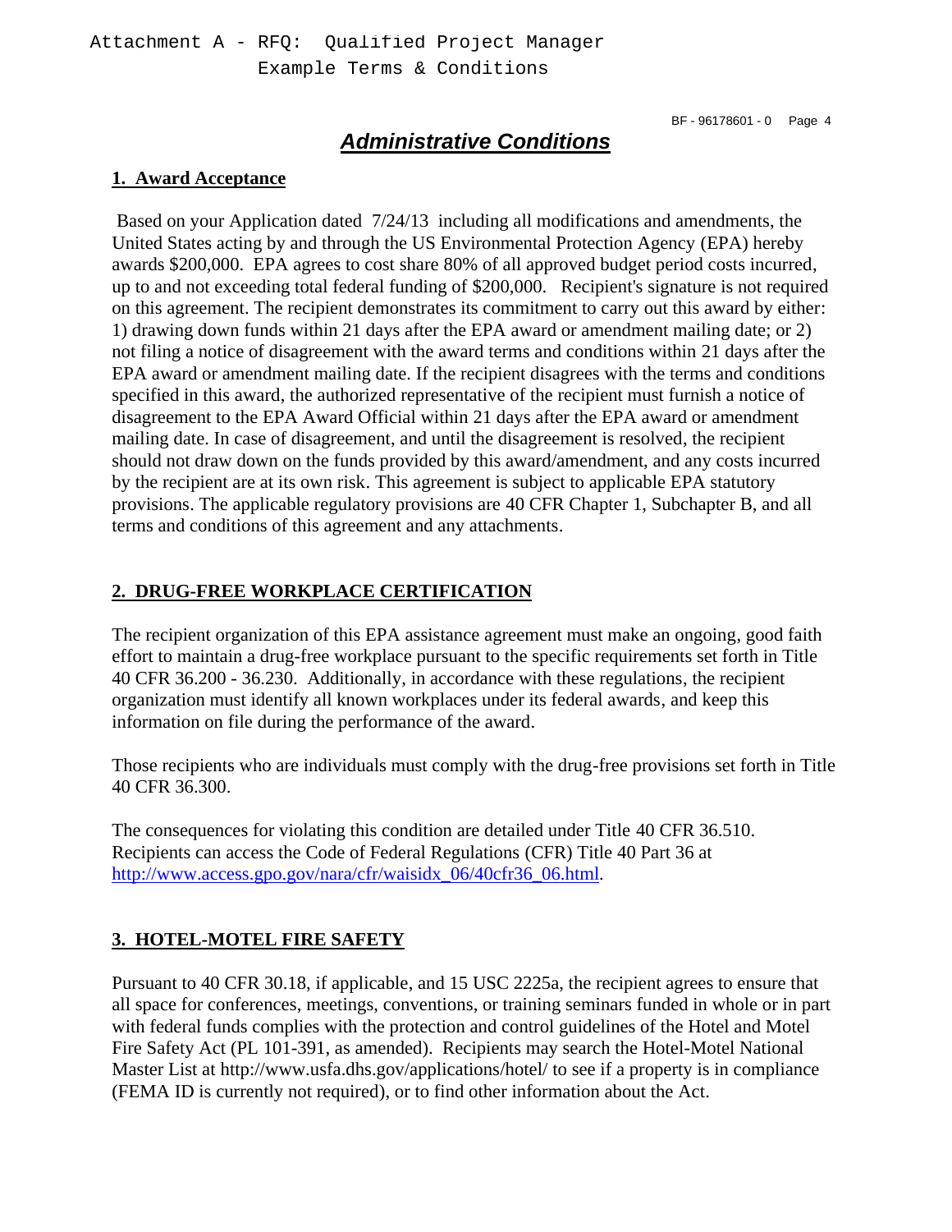Attachment A - RFQ: Qualified Project Manager
Example Terms & Conditions

BF - 96178601 - 0

# ***Administrative Conditions***

## 1. Award Acceptance

Based on your Application dated 7/24/13 including all modifications and amendments, the United States acting by and through the US Environmental Protection Agency (EPA) hereby awards $200,000. EPA agrees to cost share 80% of all approved budget period costs incurred, up to and not exceeding total federal funding of $200,000. Recipient's signature is not required on this agreement. The recipient demonstrates its commitment to carry out this award by either: 1) drawing down funds within 21 days after the EPA award or amendment mailing date; or 2) not filing a notice of disagreement with the award terms and conditions within 21 days after the EPA award or amendment mailing date. If the recipient disagrees with the terms and conditions specified in this award, the authorized representative of the recipient must furnish a notice of disagreement to the EPA Award Official within 21 days after the EPA award or amendment mailing date. In case of disagreement, and until the disagreement is resolved, the recipient should not draw down on the funds provided by this award/amendment, and any costs incurred by the recipient are at its own risk. This agreement is subject to applicable EPA statutory provisions. The applicable regulatory provisions are 40 CFR Chapter 1, Subchapter B, and all terms and conditions of this agreement and any attachments.

## 2. DRUG-FREE WORKPLACE CERTIFICATION

The recipient organization of this EPA assistance agreement must make an ongoing, good faith effort to maintain a drug-free workplace pursuant to the specific requirements set forth in Title 40 CFR 36.200 - 36.230. Additionally, in accordance with these regulations, the recipient organization must identify all known workplaces under its federal awards, and keep this information on file during the performance of the award.

Those recipients who are individuals must comply with the drug-free provisions set forth in Title 40 CFR 36.300.

The consequences for violating this condition are detailed under Title 40 CFR 36.510. Recipients can access the Code of Federal Regulations (CFR) Title 40 Part 36 at http://www.access.gpo.gov/nara/cfr/waisidx_06/40cfr36_06.html.

## 3. HOTEL-MOTEL FIRE SAFETY

Pursuant to 40 CFR 30.18, if applicable, and 15 USC 2225a, the recipient agrees to ensure that all space for conferences, meetings, conventions, or training seminars funded in whole or in part with federal funds complies with the protection and control guidelines of the Hotel and Motel Fire Safety Act (PL 101-391, as amended). Recipients may search the Hotel-Motel National Master List at http://www.usfa.dhs.gov/applications/hotel/ to see if a property is in compliance (FEMA ID is currently not required), or to find other information about the Act.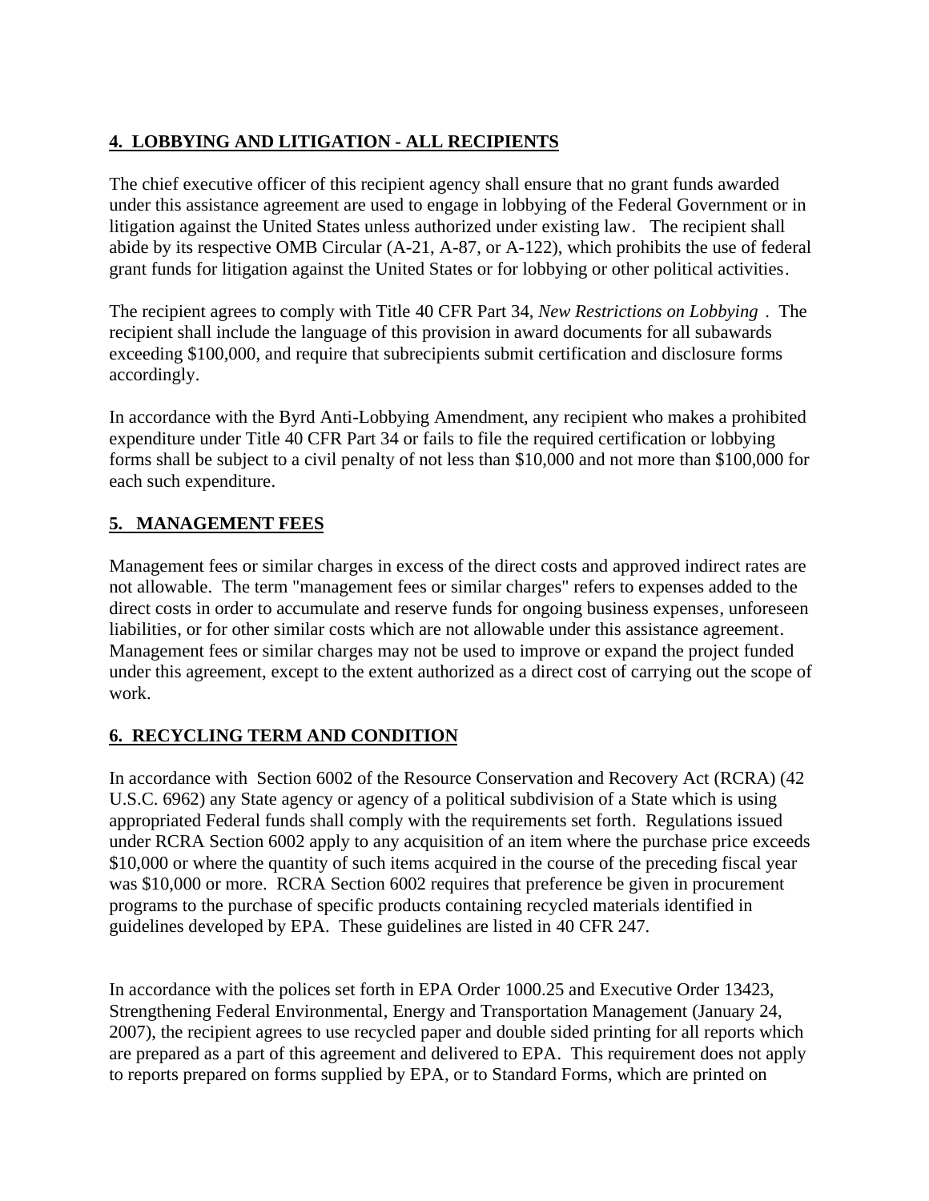## **4. LOBBYING AND LITIGATION - ALL RECIPIENTS**

The chief executive officer of this recipient agency shall ensure that no grant funds awarded under this assistance agreement are used to engage in lobbying of the Federal Government or in litigation against the United States unless authorized under existing law. The recipient shall abide by its respective OMB Circular (A-21, A-87, or A-122), which prohibits the use of federal grant funds for litigation against the United States or for lobbying or other political activities.

The recipient agrees to comply with Title 40 CFR Part 34, *New Restrictions on Lobbying* . The recipient shall include the language of this provision in award documents for all subawards exceeding $100,000, and require that subrecipients submit certification and disclosure forms accordingly.

In accordance with the Byrd Anti-Lobbying Amendment, any recipient who makes a prohibited expenditure under Title 40 CFR Part 34 or fails to file the required certification or lobbying forms shall be subject to a civil penalty of not less than $10,000 and not more than $100,000 for each such expenditure.

## **5. MANAGEMENT FEES**

Management fees or similar charges in excess of the direct costs and approved indirect rates are not allowable. The term "management fees or similar charges" refers to expenses added to the direct costs in order to accumulate and reserve funds for ongoing business expenses, unforeseen liabilities, or for other similar costs which are not allowable under this assistance agreement. Management fees or similar charges may not be used to improve or expand the project funded under this agreement, except to the extent authorized as a direct cost of carrying out the scope of work.

## **6. RECYCLING TERM AND CONDITION**

In accordance with Section 6002 of the Resource Conservation and Recovery Act (RCRA) (42 U.S.C. 6962) any State agency or agency of a political subdivision of a State which is using appropriated Federal funds shall comply with the requirements set forth. Regulations issued under RCRA Section 6002 apply to any acquisition of an item where the purchase price exceeds $10,000 or where the quantity of such items acquired in the course of the preceding fiscal year was $10,000 or more. RCRA Section 6002 requires that preference be given in procurement programs to the purchase of specific products containing recycled materials identified in guidelines developed by EPA. These guidelines are listed in 40 CFR 247.

In accordance with the polices set forth in EPA Order 1000.25 and Executive Order 13423, Strengthening Federal Environmental, Energy and Transportation Management (January 24, 2007), the recipient agrees to use recycled paper and double sided printing for all reports which are prepared as a part of this agreement and delivered to EPA. This requirement does not apply to reports prepared on forms supplied by EPA, or to Standard Forms, which are printed on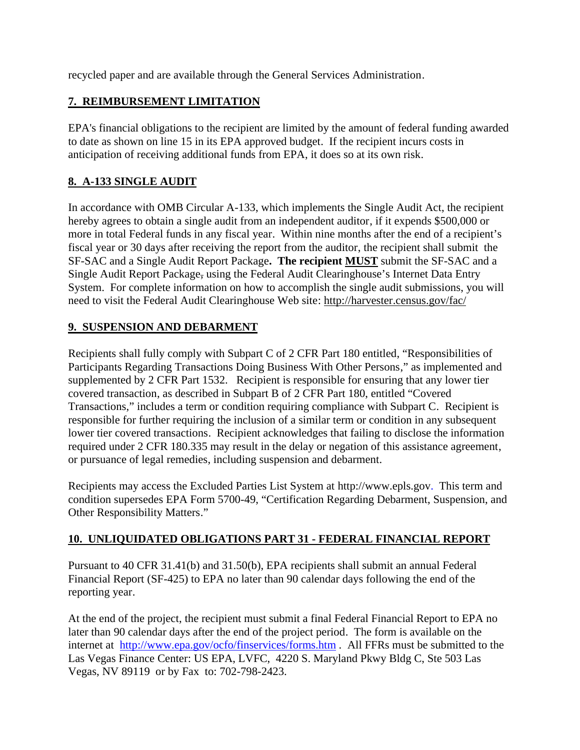recycled paper and are available through the General Services Administration.

## 7. REIMBURSEMENT LIMITATION

EPA's financial obligations to the recipient are limited by the amount of federal funding awarded to date as shown on line 15 in its EPA approved budget. If the recipient incurs costs in anticipation of receiving additional funds from EPA, it does so at its own risk.

## 8. A-133 SINGLE AUDIT

In accordance with OMB Circular A-133, which implements the Single Audit Act, the recipient hereby agrees to obtain a single audit from an independent auditor, if it expends $500,000 or more in total Federal funds in any fiscal year. Within nine months after the end of a recipient's fiscal year or 30 days after receiving the report from the auditor, the recipient shall submit the SF-SAC and a Single Audit Report Package**. The recipient <u>MUST</u>** submit the SF-SAC and a Single Audit Report Package~~,~~ using the Federal Audit Clearinghouse's Internet Data Entry System. For complete information on how to accomplish the single audit submissions, you will need to visit the Federal Audit Clearinghouse Web site: http://harvester.census.gov/fac/

## 9. SUSPENSION AND DEBARMENT

Recipients shall fully comply with Subpart C of 2 CFR Part 180 entitled, "Responsibilities of Participants Regarding Transactions Doing Business With Other Persons," as implemented and supplemented by 2 CFR Part 1532. Recipient is responsible for ensuring that any lower tier covered transaction, as described in Subpart B of 2 CFR Part 180, entitled "Covered Transactions," includes a term or condition requiring compliance with Subpart C. Recipient is responsible for further requiring the inclusion of a similar term or condition in any subsequent lower tier covered transactions. Recipient acknowledges that failing to disclose the information required under 2 CFR 180.335 may result in the delay or negation of this assistance agreement, or pursuance of legal remedies, including suspension and debarment.

Recipients may access the Excluded Parties List System at http://www.epls.gov. This term and condition supersedes EPA Form 5700-49, "Certification Regarding Debarment, Suspension, and Other Responsibility Matters."

## 10. UNLIQUIDATED OBLIGATIONS PART 31 - FEDERAL FINANCIAL REPORT

Pursuant to 40 CFR 31.41(b) and 31.50(b), EPA recipients shall submit an annual Federal Financial Report (SF-425) to EPA no later than 90 calendar days following the end of the reporting year.

At the end of the project, the recipient must submit a final Federal Financial Report to EPA no later than 90 calendar days after the end of the project period. The form is available on the internet at http://www.epa.gov/ocfo/finservices/forms.htm . All FFRs must be submitted to the Las Vegas Finance Center: US EPA, LVFC, 4220 S. Maryland Pkwy Bldg C, Ste 503 Las Vegas, NV 89119 or by Fax to: 702-798-2423.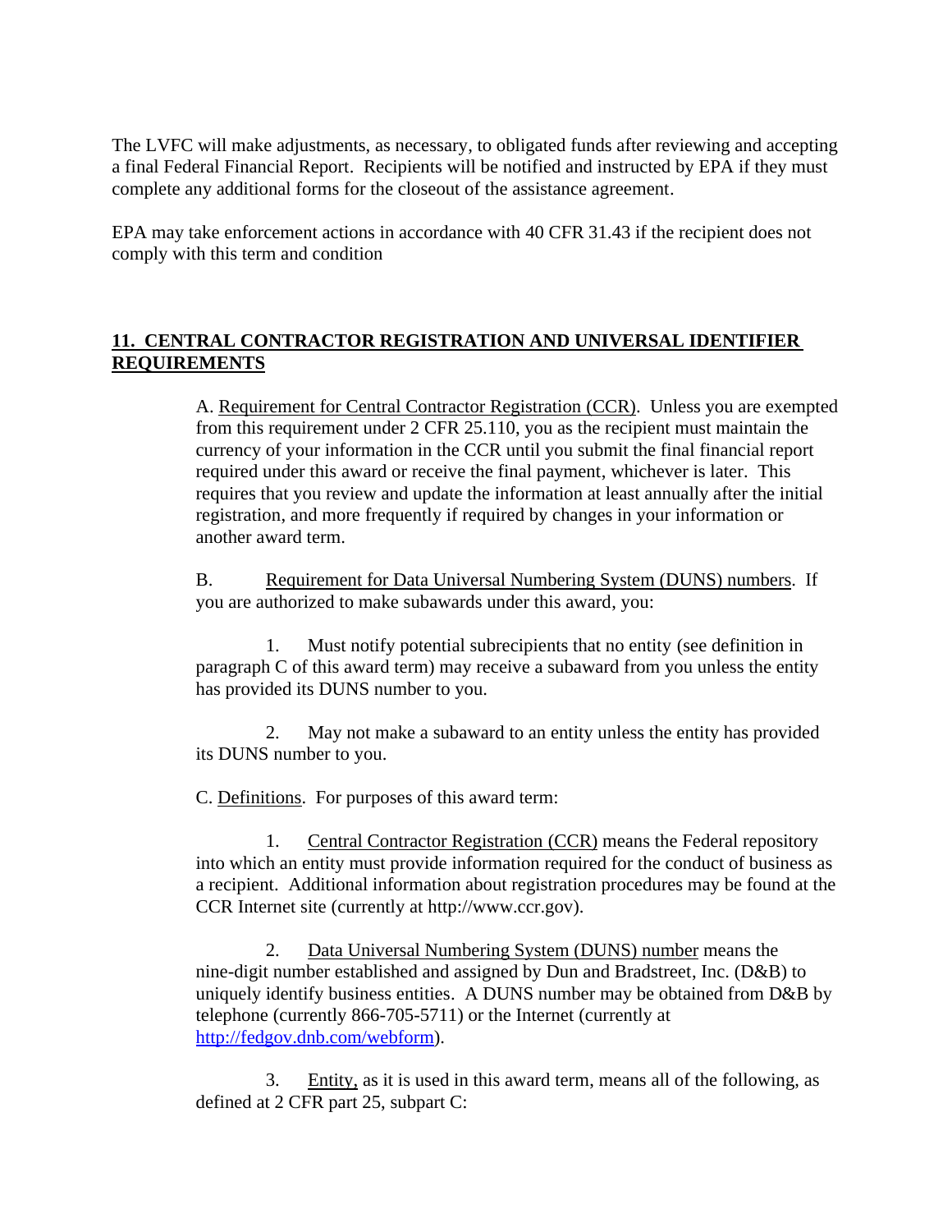The LVFC will make adjustments, as necessary, to obligated funds after reviewing and accepting a final Federal Financial Report. Recipients will be notified and instructed by EPA if they must complete any additional forms for the closeout of the assistance agreement.

EPA may take enforcement actions in accordance with 40 CFR 31.43 if the recipient does not comply with this term and condition

## 11. CENTRAL CONTRACTOR REGISTRATION AND UNIVERSAL IDENTIFIER REQUIREMENTS

A. Requirement for Central Contractor Registration (CCR). Unless you are exempted from this requirement under 2 CFR 25.110, you as the recipient must maintain the currency of your information in the CCR until you submit the final financial report required under this award or receive the final payment, whichever is later. This requires that you review and update the information at least annually after the initial registration, and more frequently if required by changes in your information or another award term.

B. Requirement for Data Universal Numbering System (DUNS) numbers. If you are authorized to make subawards under this award, you:

1. Must notify potential subrecipients that no entity (see definition in paragraph C of this award term) may receive a subaward from you unless the entity has provided its DUNS number to you.

2. May not make a subaward to an entity unless the entity has provided its DUNS number to you.

C. Definitions. For purposes of this award term:

1. Central Contractor Registration (CCR) means the Federal repository into which an entity must provide information required for the conduct of business as a recipient. Additional information about registration procedures may be found at the CCR Internet site (currently at http://www.ccr.gov).

2. Data Universal Numbering System (DUNS) number means the nine-digit number established and assigned by Dun and Bradstreet, Inc. (D&B) to uniquely identify business entities. A DUNS number may be obtained from D&B by telephone (currently 866-705-5711) or the Internet (currently at http://fedgov.dnb.com/webform).

3. Entity, as it is used in this award term, means all of the following, as defined at 2 CFR part 25, subpart C: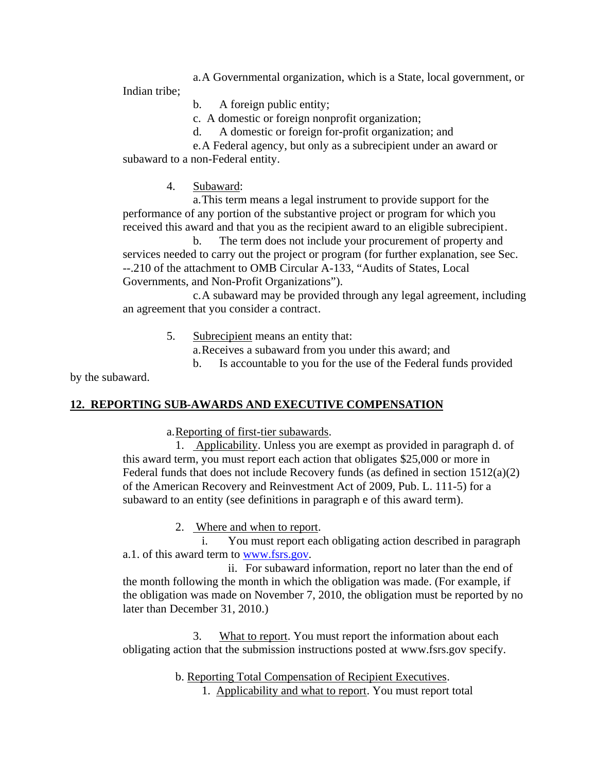a. A Governmental organization, which is a State, local government, or Indian tribe;

b. A foreign public entity;

c. A domestic or foreign nonprofit organization;

d. A domestic or foreign for-profit organization; and

e. A Federal agency, but only as a subrecipient under an award or subaward to a non-Federal entity.

4. Subaward:

a. This term means a legal instrument to provide support for the performance of any portion of the substantive project or program for which you received this award and that you as the recipient award to an eligible subrecipient.

b. The term does not include your procurement of property and services needed to carry out the project or program (for further explanation, see Sec. --.210 of the attachment to OMB Circular A-133, "Audits of States, Local Governments, and Non-Profit Organizations").

c. A subaward may be provided through any legal agreement, including an agreement that you consider a contract.

5. Subrecipient means an entity that:

a. Receives a subaward from you under this award; and

b. Is accountable to you for the use of the Federal funds provided by the subaward.

## 12. REPORTING SUB-AWARDS AND EXECUTIVE COMPENSATION

a. Reporting of first-tier subawards.

1. Applicability. Unless you are exempt as provided in paragraph d. of this award term, you must report each action that obligates $25,000 or more in Federal funds that does not include Recovery funds (as defined in section 1512(a)(2) of the American Recovery and Reinvestment Act of 2009, Pub. L. 111-5) for a subaward to an entity (see definitions in paragraph e of this award term).

2. Where and when to report.

i. You must report each obligating action described in paragraph a.1. of this award term to www.fsrs.gov.

ii. For subaward information, report no later than the end of the month following the month in which the obligation was made. (For example, if the obligation was made on November 7, 2010, the obligation must be reported by no later than December 31, 2010.)

3. What to report. You must report the information about each obligating action that the submission instructions posted at www.fsrs.gov specify.

b. Reporting Total Compensation of Recipient Executives.

1. Applicability and what to report. You must report total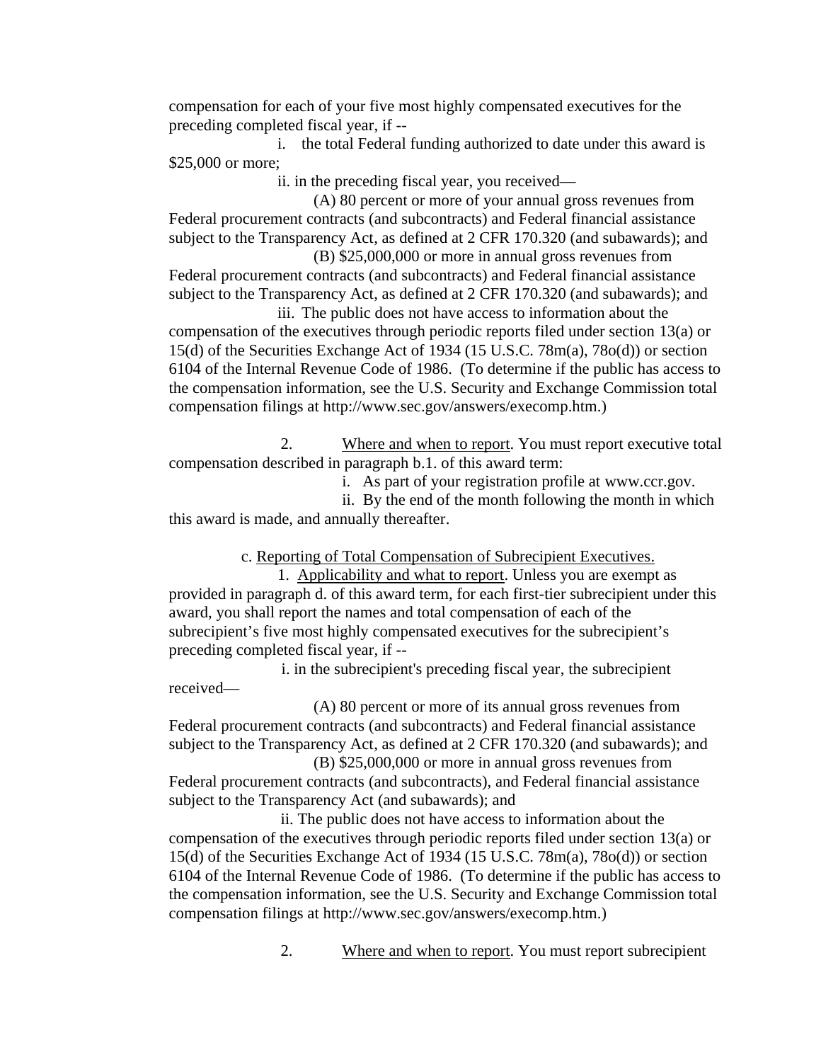compensation for each of your five most highly compensated executives for the preceding completed fiscal year, if --

i. the total Federal funding authorized to date under this award is $25,000 or more;

ii. in the preceding fiscal year, you received—

(A) 80 percent or more of your annual gross revenues from Federal procurement contracts (and subcontracts) and Federal financial assistance subject to the Transparency Act, as defined at 2 CFR 170.320 (and subawards); and

(B) $25,000,000 or more in annual gross revenues from Federal procurement contracts (and subcontracts) and Federal financial assistance subject to the Transparency Act, as defined at 2 CFR 170.320 (and subawards); and

iii. The public does not have access to information about the compensation of the executives through periodic reports filed under section 13(a) or 15(d) of the Securities Exchange Act of 1934 (15 U.S.C. 78m(a), 78o(d)) or section 6104 of the Internal Revenue Code of 1986. (To determine if the public has access to the compensation information, see the U.S. Security and Exchange Commission total compensation filings at http://www.sec.gov/answers/execomp.htm.)

2. Where and when to report. You must report executive total compensation described in paragraph b.1. of this award term:

i. As part of your registration profile at www.ccr.gov.

ii. By the end of the month following the month in which this award is made, and annually thereafter.

c. Reporting of Total Compensation of Subrecipient Executives.

1. Applicability and what to report. Unless you are exempt as provided in paragraph d. of this award term, for each first-tier subrecipient under this award, you shall report the names and total compensation of each of the subrecipient's five most highly compensated executives for the subrecipient's preceding completed fiscal year, if --

i. in the subrecipient's preceding fiscal year, the subrecipient received—

(A) 80 percent or more of its annual gross revenues from Federal procurement contracts (and subcontracts) and Federal financial assistance subject to the Transparency Act, as defined at 2 CFR 170.320 (and subawards); and

(B) $25,000,000 or more in annual gross revenues from Federal procurement contracts (and subcontracts), and Federal financial assistance subject to the Transparency Act (and subawards); and

ii. The public does not have access to information about the compensation of the executives through periodic reports filed under section 13(a) or 15(d) of the Securities Exchange Act of 1934 (15 U.S.C. 78m(a), 78o(d)) or section 6104 of the Internal Revenue Code of 1986. (To determine if the public has access to the compensation information, see the U.S. Security and Exchange Commission total compensation filings at http://www.sec.gov/answers/execomp.htm.)

2. Where and when to report. You must report subrecipient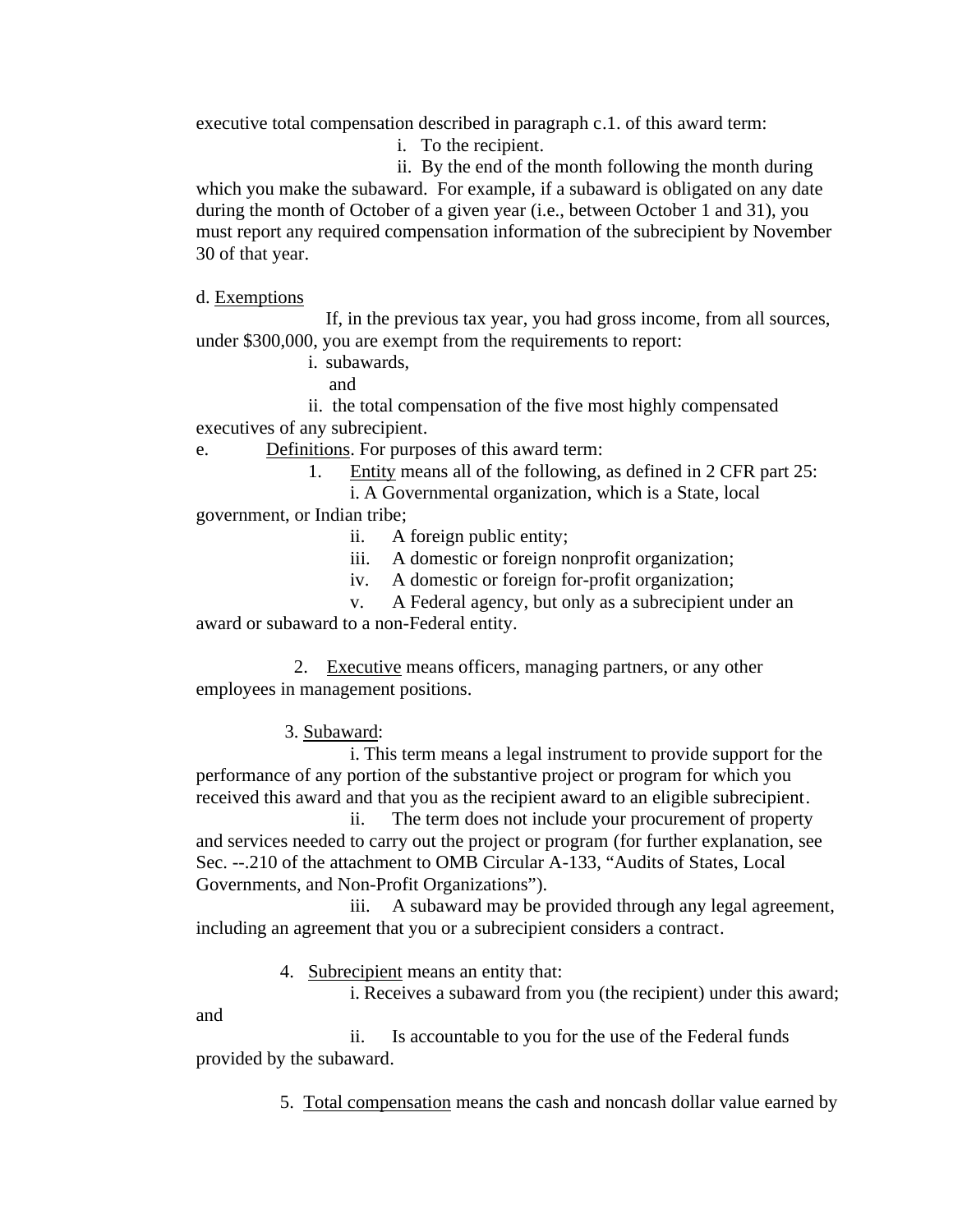executive total compensation described in paragraph c.1. of this award term:

i. To the recipient.

ii. By the end of the month following the month during which you make the subaward. For example, if a subaward is obligated on any date during the month of October of a given year (i.e., between October 1 and 31), you must report any required compensation information of the subrecipient by November 30 of that year.

d. <u>Exemptions</u>

If, in the previous tax year, you had gross income, from all sources, under $300,000, you are exempt from the requirements to report:

i. subawards,

and

ii. the total compensation of the five most highly compensated executives of any subrecipient.

e. <u>Definitions</u>. For purposes of this award term:

1. <u>Entity</u> means all of the following, as defined in 2 CFR part 25:

i. A Governmental organization, which is a State, local government, or Indian tribe;

ii. A foreign public entity;

iii. A domestic or foreign nonprofit organization;

iv. A domestic or foreign for-profit organization;

v. A Federal agency, but only as a subrecipient under an award or subaward to a non-Federal entity.

2. <u>Executive</u> means officers, managing partners, or any other employees in management positions.

3. <u>Subaward</u>:

i. This term means a legal instrument to provide support for the performance of any portion of the substantive project or program for which you received this award and that you as the recipient award to an eligible subrecipient.

ii. The term does not include your procurement of property and services needed to carry out the project or program (for further explanation, see Sec. --.210 of the attachment to OMB Circular A-133, "Audits of States, Local Governments, and Non-Profit Organizations").

iii. A subaward may be provided through any legal agreement, including an agreement that you or a subrecipient considers a contract.

4. <u>Subrecipient</u> means an entity that:

i. Receives a subaward from you (the recipient) under this award; and

ii. Is accountable to you for the use of the Federal funds provided by the subaward.

5. <u>Total compensation</u> means the cash and noncash dollar value earned by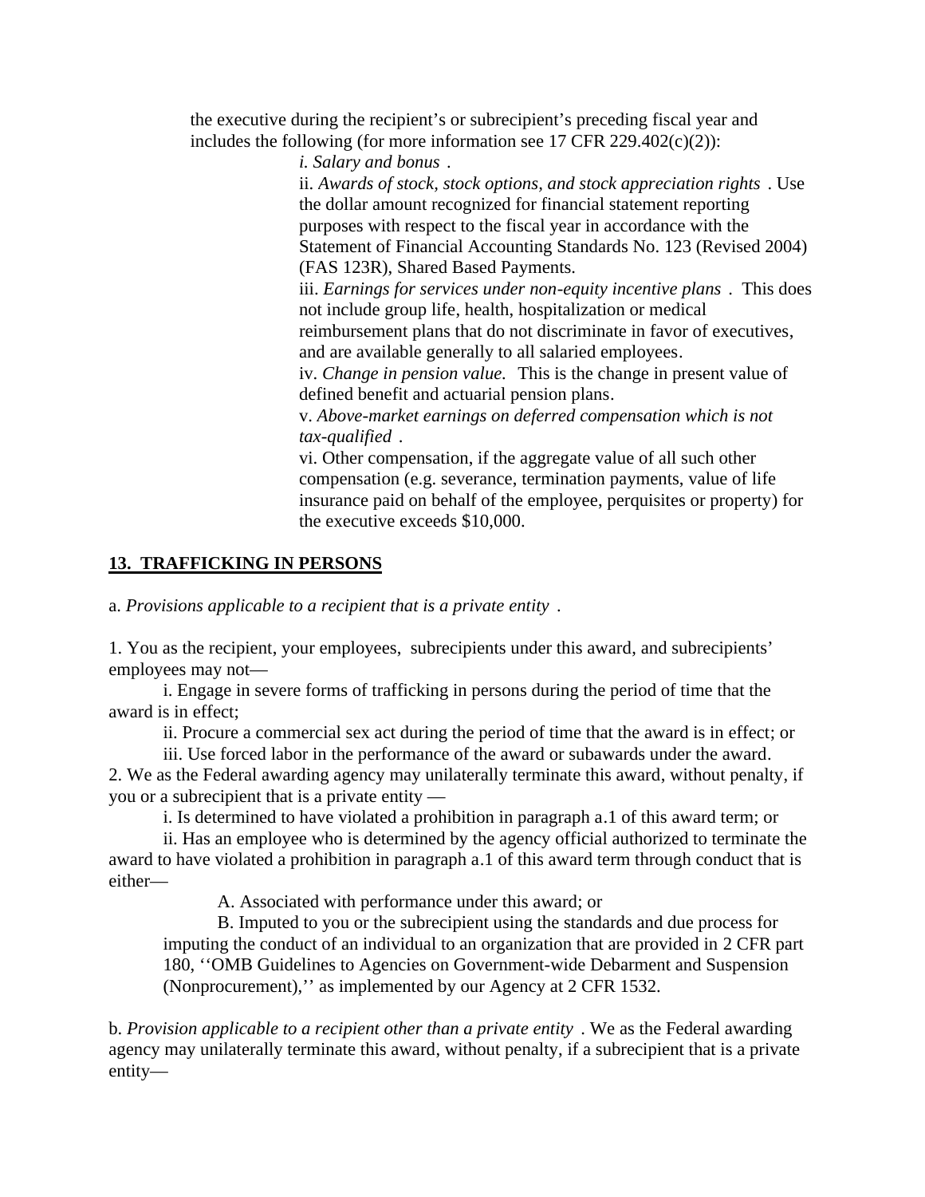the executive during the recipient's or subrecipient's preceding fiscal year and includes the following (for more information see 17 CFR 229.402(c)(2)):

i. *Salary and bonus* .

ii. *Awards of stock, stock options, and stock appreciation rights* . Use the dollar amount recognized for financial statement reporting purposes with respect to the fiscal year in accordance with the Statement of Financial Accounting Standards No. 123 (Revised 2004) (FAS 123R), Shared Based Payments.

iii. *Earnings for services under non-equity incentive plans* . This does not include group life, health, hospitalization or medical reimbursement plans that do not discriminate in favor of executives, and are available generally to all salaried employees.

iv. *Change in pension value.* This is the change in present value of defined benefit and actuarial pension plans.

v. *Above-market earnings on deferred compensation which is not tax-qualified* .

vi. Other compensation, if the aggregate value of all such other compensation (e.g. severance, termination payments, value of life insurance paid on behalf of the employee, perquisites or property) for the executive exceeds $10,000.

## 13. TRAFFICKING IN PERSONS

a. *Provisions applicable to a recipient that is a private entity* .

1. You as the recipient, your employees, subrecipients under this award, and subrecipients' employees may not—

   i. Engage in severe forms of trafficking in persons during the period of time that the award is in effect;

   ii. Procure a commercial sex act during the period of time that the award is in effect; or

   iii. Use forced labor in the performance of the award or subawards under the award.

2. We as the Federal awarding agency may unilaterally terminate this award, without penalty, if you or a subrecipient that is a private entity —

   i. Is determined to have violated a prohibition in paragraph a.1 of this award term; or

   ii. Has an employee who is determined by the agency official authorized to terminate the award to have violated a prohibition in paragraph a.1 of this award term through conduct that is either—

      A. Associated with performance under this award; or

      B. Imputed to you or the subrecipient using the standards and due process for imputing the conduct of an individual to an organization that are provided in 2 CFR part 180, ''OMB Guidelines to Agencies on Government-wide Debarment and Suspension (Nonprocurement),'' as implemented by our Agency at 2 CFR 1532.

b. *Provision applicable to a recipient other than a private entity* . We as the Federal awarding agency may unilaterally terminate this award, without penalty, if a subrecipient that is a private entity—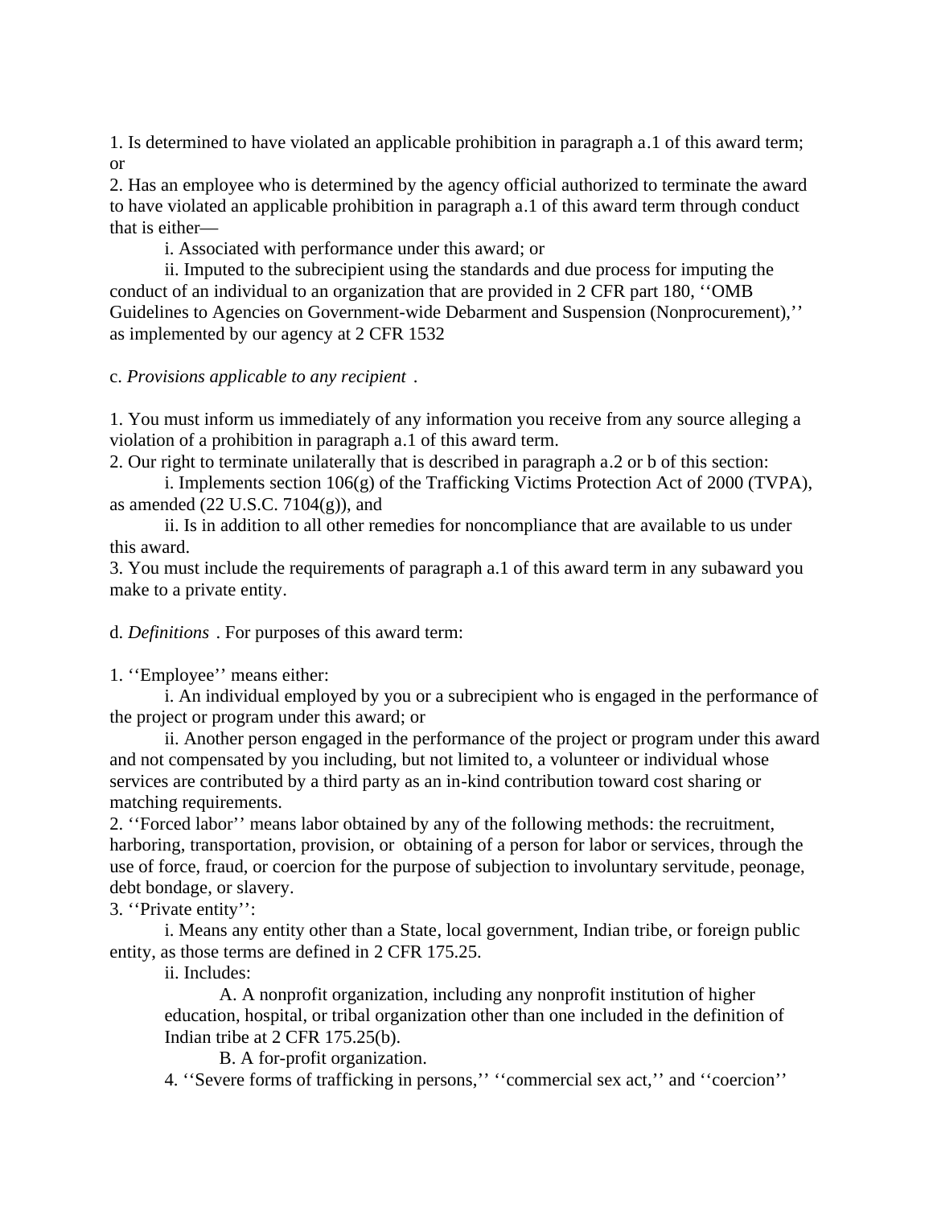1. Is determined to have violated an applicable prohibition in paragraph a.1 of this award term; or

2. Has an employee who is determined by the agency official authorized to terminate the award to have violated an applicable prohibition in paragraph a.1 of this award term through conduct that is either—

   i. Associated with performance under this award; or

   ii. Imputed to the subrecipient using the standards and due process for imputing the conduct of an individual to an organization that are provided in 2 CFR part 180, ''OMB Guidelines to Agencies on Government-wide Debarment and Suspension (Nonprocurement),'' as implemented by our agency at 2 CFR 1532

c. *Provisions applicable to any recipient* .

1. You must inform us immediately of any information you receive from any source alleging a violation of a prohibition in paragraph a.1 of this award term.

2. Our right to terminate unilaterally that is described in paragraph a.2 or b of this section:

   i. Implements section 106(g) of the Trafficking Victims Protection Act of 2000 (TVPA), as amended (22 U.S.C. 7104(g)), and

   ii. Is in addition to all other remedies for noncompliance that are available to us under this award.

3. You must include the requirements of paragraph a.1 of this award term in any subaward you make to a private entity.

d. *Definitions* . For purposes of this award term:

1. ''Employee'' means either:

   i. An individual employed by you or a subrecipient who is engaged in the performance of the project or program under this award; or

   ii. Another person engaged in the performance of the project or program under this award and not compensated by you including, but not limited to, a volunteer or individual whose services are contributed by a third party as an in-kind contribution toward cost sharing or matching requirements.

2. ''Forced labor'' means labor obtained by any of the following methods: the recruitment, harboring, transportation, provision, or obtaining of a person for labor or services, through the use of force, fraud, or coercion for the purpose of subjection to involuntary servitude, peonage, debt bondage, or slavery.

3. ''Private entity'':

   i. Means any entity other than a State, local government, Indian tribe, or foreign public entity, as those terms are defined in 2 CFR 175.25.

   ii. Includes:

      A. A nonprofit organization, including any nonprofit institution of higher education, hospital, or tribal organization other than one included in the definition of Indian tribe at 2 CFR 175.25(b).

      B. A for-profit organization.

4. ''Severe forms of trafficking in persons,'' ''commercial sex act,'' and ''coercion''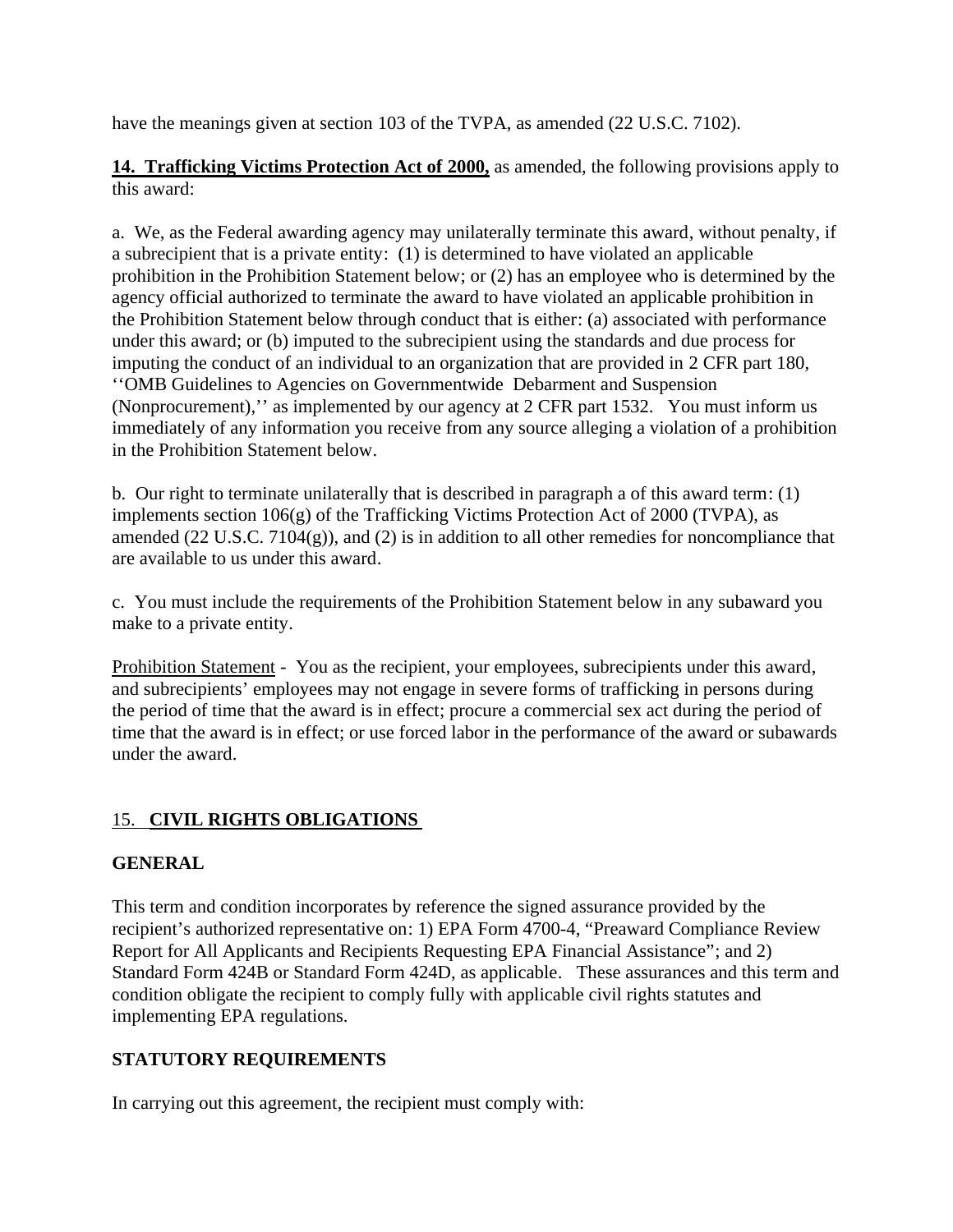have the meanings given at section 103 of the TVPA, as amended (22 U.S.C. 7102).

**14. Trafficking Victims Protection Act of 2000,** as amended, the following provisions apply to this award:

a. We, as the Federal awarding agency may unilaterally terminate this award, without penalty, if a subrecipient that is a private entity: (1) is determined to have violated an applicable prohibition in the Prohibition Statement below; or (2) has an employee who is determined by the agency official authorized to terminate the award to have violated an applicable prohibition in the Prohibition Statement below through conduct that is either: (a) associated with performance under this award; or (b) imputed to the subrecipient using the standards and due process for imputing the conduct of an individual to an organization that are provided in 2 CFR part 180, ''OMB Guidelines to Agencies on Governmentwide Debarment and Suspension (Nonprocurement),'' as implemented by our agency at 2 CFR part 1532. You must inform us immediately of any information you receive from any source alleging a violation of a prohibition in the Prohibition Statement below.

b. Our right to terminate unilaterally that is described in paragraph a of this award term: (1) implements section 106(g) of the Trafficking Victims Protection Act of 2000 (TVPA), as amended (22 U.S.C. 7104(g)), and (2) is in addition to all other remedies for noncompliance that are available to us under this award.

c. You must include the requirements of the Prohibition Statement below in any subaward you make to a private entity.

Prohibition Statement - You as the recipient, your employees, subrecipients under this award, and subrecipients' employees may not engage in severe forms of trafficking in persons during the period of time that the award is in effect; procure a commercial sex act during the period of time that the award is in effect; or use forced labor in the performance of the award or subawards under the award.

## 15. CIVIL RIGHTS OBLIGATIONS

**GENERAL**

This term and condition incorporates by reference the signed assurance provided by the recipient's authorized representative on: 1) EPA Form 4700-4, "Preaward Compliance Review Report for All Applicants and Recipients Requesting EPA Financial Assistance"; and 2) Standard Form 424B or Standard Form 424D, as applicable. These assurances and this term and condition obligate the recipient to comply fully with applicable civil rights statutes and implementing EPA regulations.

**STATUTORY REQUIREMENTS**

In carrying out this agreement, the recipient must comply with: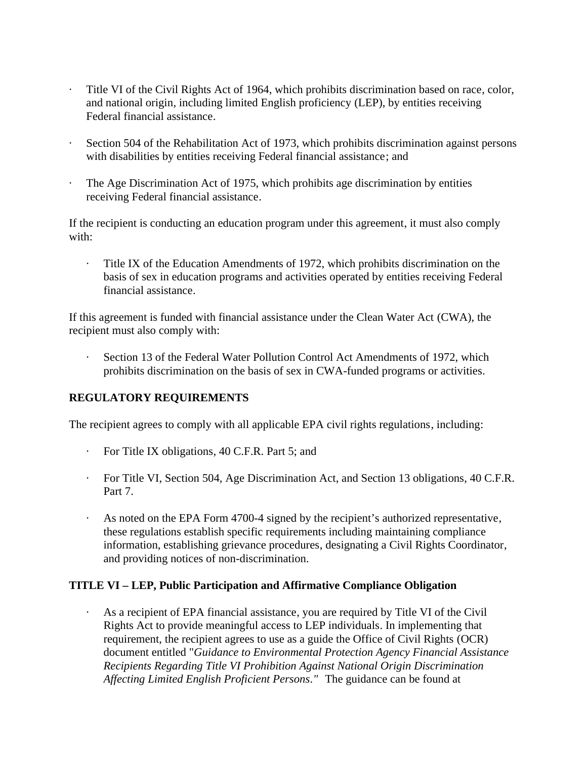- Title VI of the Civil Rights Act of 1964, which prohibits discrimination based on race, color, and national origin, including limited English proficiency (LEP), by entities receiving Federal financial assistance.

- Section 504 of the Rehabilitation Act of 1973, which prohibits discrimination against persons with disabilities by entities receiving Federal financial assistance; and

- The Age Discrimination Act of 1975, which prohibits age discrimination by entities receiving Federal financial assistance.

If the recipient is conducting an education program under this agreement, it must also comply with:

- Title IX of the Education Amendments of 1972, which prohibits discrimination on the basis of sex in education programs and activities operated by entities receiving Federal financial assistance.

If this agreement is funded with financial assistance under the Clean Water Act (CWA), the recipient must also comply with:

- Section 13 of the Federal Water Pollution Control Act Amendments of 1972, which prohibits discrimination on the basis of sex in CWA-funded programs or activities.

**REGULATORY REQUIREMENTS**

The recipient agrees to comply with all applicable EPA civil rights regulations, including:

- For Title IX obligations, 40 C.F.R. Part 5; and

- For Title VI, Section 504, Age Discrimination Act, and Section 13 obligations, 40 C.F.R. Part 7.

- As noted on the EPA Form 4700-4 signed by the recipient's authorized representative, these regulations establish specific requirements including maintaining compliance information, establishing grievance procedures, designating a Civil Rights Coordinator, and providing notices of non-discrimination.

**TITLE VI – LEP, Public Participation and Affirmative Compliance Obligation**

- As a recipient of EPA financial assistance, you are required by Title VI of the Civil Rights Act to provide meaningful access to LEP individuals. In implementing that requirement, the recipient agrees to use as a guide the Office of Civil Rights (OCR) document entitled "*Guidance to Environmental Protection Agency Financial Assistance Recipients Regarding Title VI Prohibition Against National Origin Discrimination Affecting Limited English Proficient Persons*." The guidance can be found at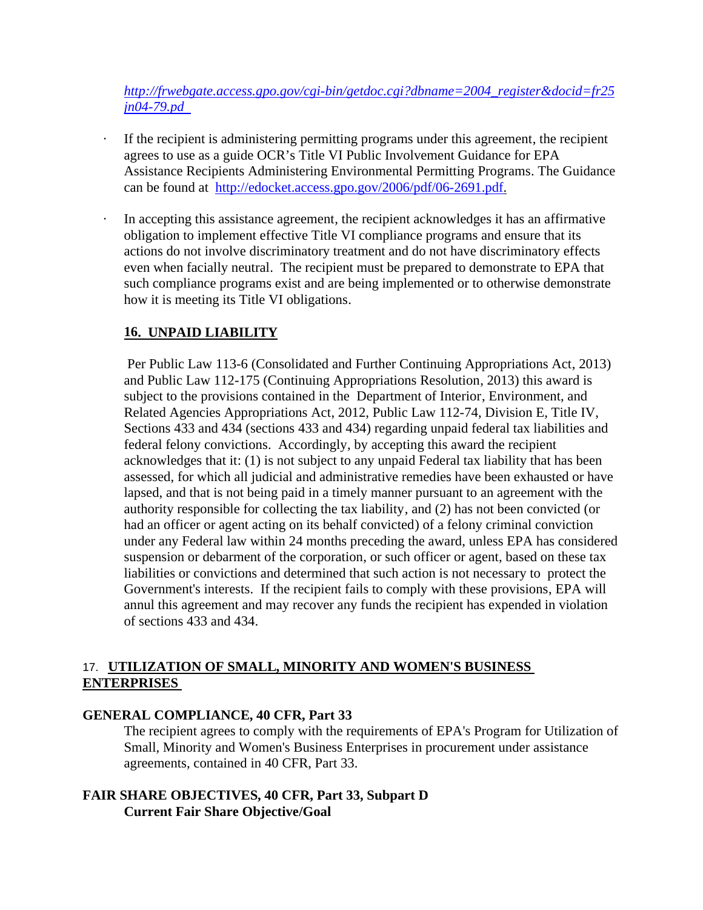*http://frwebgate.access.gpo.gov/cgi-bin/getdoc.cgi?dbname=2004_register&docid=fr25jn04-79.pd*

- If the recipient is administering permitting programs under this agreement, the recipient agrees to use as a guide OCR's Title VI Public Involvement Guidance for EPA Assistance Recipients Administering Environmental Permitting Programs. The Guidance can be found at http://edocket.access.gpo.gov/2006/pdf/06-2691.pdf.

- In accepting this assistance agreement, the recipient acknowledges it has an affirmative obligation to implement effective Title VI compliance programs and ensure that its actions do not involve discriminatory treatment and do not have discriminatory effects even when facially neutral. The recipient must be prepared to demonstrate to EPA that such compliance programs exist and are being implemented or to otherwise demonstrate how it is meeting its Title VI obligations.

## 16. UNPAID LIABILITY

Per Public Law 113-6 (Consolidated and Further Continuing Appropriations Act, 2013) and Public Law 112-175 (Continuing Appropriations Resolution, 2013) this award is subject to the provisions contained in the Department of Interior, Environment, and Related Agencies Appropriations Act, 2012, Public Law 112-74, Division E, Title IV, Sections 433 and 434 (sections 433 and 434) regarding unpaid federal tax liabilities and federal felony convictions. Accordingly, by accepting this award the recipient acknowledges that it: (1) is not subject to any unpaid Federal tax liability that has been assessed, for which all judicial and administrative remedies have been exhausted or have lapsed, and that is not being paid in a timely manner pursuant to an agreement with the authority responsible for collecting the tax liability, and (2) has not been convicted (or had an officer or agent acting on its behalf convicted) of a felony criminal conviction under any Federal law within 24 months preceding the award, unless EPA has considered suspension or debarment of the corporation, or such officer or agent, based on these tax liabilities or convictions and determined that such action is not necessary to protect the Government's interests. If the recipient fails to comply with these provisions, EPA will annul this agreement and may recover any funds the recipient has expended in violation of sections 433 and 434.

## 17. UTILIZATION OF SMALL, MINORITY AND WOMEN'S BUSINESS ENTERPRISES

**GENERAL COMPLIANCE, 40 CFR, Part 33**

The recipient agrees to comply with the requirements of EPA's Program for Utilization of Small, Minority and Women's Business Enterprises in procurement under assistance agreements, contained in 40 CFR, Part 33.

**FAIR SHARE OBJECTIVES, 40 CFR, Part 33, Subpart D**

**Current Fair Share Objective/Goal**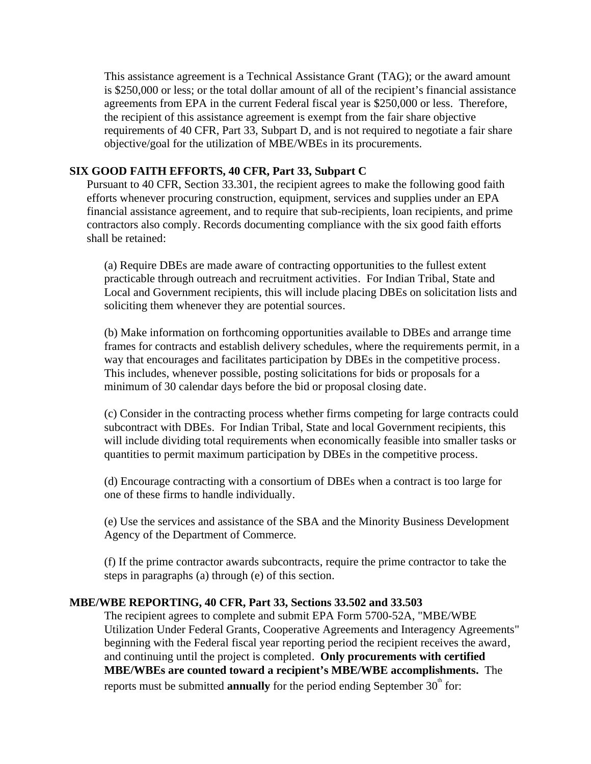This assistance agreement is a Technical Assistance Grant (TAG); or the award amount is $250,000 or less; or the total dollar amount of all of the recipient's financial assistance agreements from EPA in the current Federal fiscal year is $250,000 or less. Therefore, the recipient of this assistance agreement is exempt from the fair share objective requirements of 40 CFR, Part 33, Subpart D, and is not required to negotiate a fair share objective/goal for the utilization of MBE/WBEs in its procurements.

**SIX GOOD FAITH EFFORTS, 40 CFR, Part 33, Subpart C**

Pursuant to 40 CFR, Section 33.301, the recipient agrees to make the following good faith efforts whenever procuring construction, equipment, services and supplies under an EPA financial assistance agreement, and to require that sub-recipients, loan recipients, and prime contractors also comply. Records documenting compliance with the six good faith efforts shall be retained:

(a) Require DBEs are made aware of contracting opportunities to the fullest extent practicable through outreach and recruitment activities. For Indian Tribal, State and Local and Government recipients, this will include placing DBEs on solicitation lists and soliciting them whenever they are potential sources.

(b) Make information on forthcoming opportunities available to DBEs and arrange time frames for contracts and establish delivery schedules, where the requirements permit, in a way that encourages and facilitates participation by DBEs in the competitive process. This includes, whenever possible, posting solicitations for bids or proposals for a minimum of 30 calendar days before the bid or proposal closing date.

(c) Consider in the contracting process whether firms competing for large contracts could subcontract with DBEs. For Indian Tribal, State and local Government recipients, this will include dividing total requirements when economically feasible into smaller tasks or quantities to permit maximum participation by DBEs in the competitive process.

(d) Encourage contracting with a consortium of DBEs when a contract is too large for one of these firms to handle individually.

(e) Use the services and assistance of the SBA and the Minority Business Development Agency of the Department of Commerce.

(f) If the prime contractor awards subcontracts, require the prime contractor to take the steps in paragraphs (a) through (e) of this section.

**MBE/WBE REPORTING, 40 CFR, Part 33, Sections 33.502 and 33.503**

The recipient agrees to complete and submit EPA Form 5700-52A, "MBE/WBE Utilization Under Federal Grants, Cooperative Agreements and Interagency Agreements" beginning with the Federal fiscal year reporting period the recipient receives the award, and continuing until the project is completed. **Only procurements with certified MBE/WBEs are counted toward a recipient's MBE/WBE accomplishments.** The reports must be submitted **annually** for the period ending September 30th for: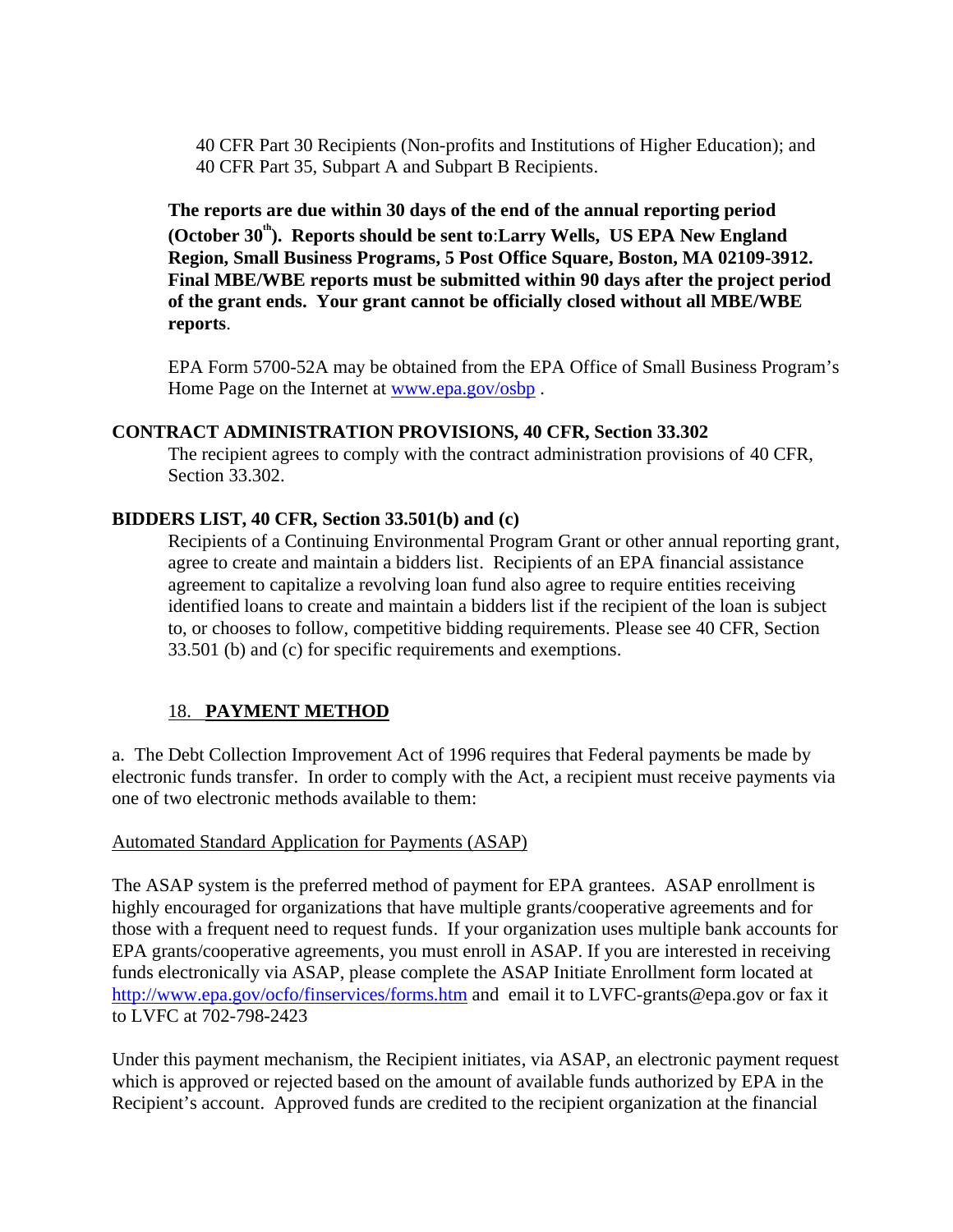40 CFR Part 30 Recipients (Non-profits and Institutions of Higher Education); and
40 CFR Part 35, Subpart A and Subpart B Recipients.

**The reports are due within 30 days of the end of the annual reporting period (October 30th). Reports should be sent to:Larry Wells, US EPA New England Region, Small Business Programs, 5 Post Office Square, Boston, MA 02109-3912. Final MBE/WBE reports must be submitted within 90 days after the project period of the grant ends. Your grant cannot be officially closed without all MBE/WBE reports**.

EPA Form 5700-52A may be obtained from the EPA Office of Small Business Program's Home Page on the Internet at www.epa.gov/osbp .

**CONTRACT ADMINISTRATION PROVISIONS, 40 CFR, Section 33.302**

The recipient agrees to comply with the contract administration provisions of 40 CFR, Section 33.302.

**BIDDERS LIST, 40 CFR, Section 33.501(b) and (c)**

Recipients of a Continuing Environmental Program Grant or other annual reporting grant, agree to create and maintain a bidders list. Recipients of an EPA financial assistance agreement to capitalize a revolving loan fund also agree to require entities receiving identified loans to create and maintain a bidders list if the recipient of the loan is subject to, or chooses to follow, competitive bidding requirements. Please see 40 CFR, Section 33.501 (b) and (c) for specific requirements and exemptions.

## 18. PAYMENT METHOD

a. The Debt Collection Improvement Act of 1996 requires that Federal payments be made by electronic funds transfer. In order to comply with the Act, a recipient must receive payments via one of two electronic methods available to them:

Automated Standard Application for Payments (ASAP)

The ASAP system is the preferred method of payment for EPA grantees. ASAP enrollment is highly encouraged for organizations that have multiple grants/cooperative agreements and for those with a frequent need to request funds. If your organization uses multiple bank accounts for EPA grants/cooperative agreements, you must enroll in ASAP. If you are interested in receiving funds electronically via ASAP, please complete the ASAP Initiate Enrollment form located at http://www.epa.gov/ocfo/finservices/forms.htm and email it to LVFC-grants@epa.gov or fax it to LVFC at 702-798-2423

Under this payment mechanism, the Recipient initiates, via ASAP, an electronic payment request which is approved or rejected based on the amount of available funds authorized by EPA in the Recipient's account. Approved funds are credited to the recipient organization at the financial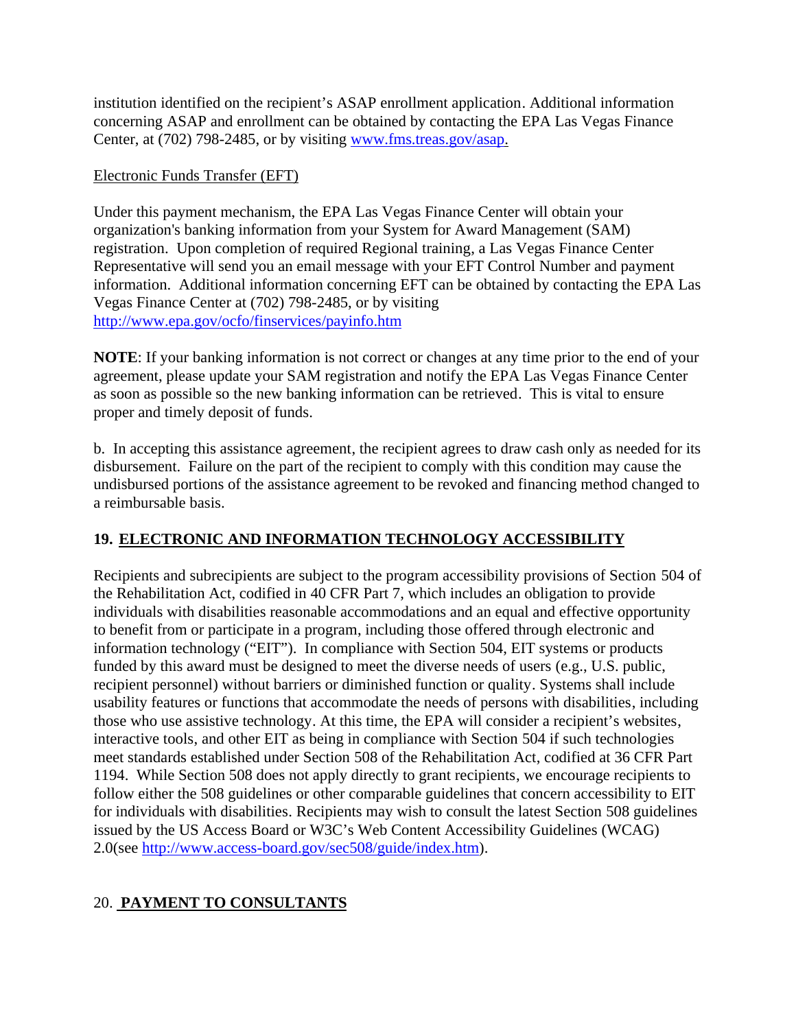institution identified on the recipient's ASAP enrollment application. Additional information concerning ASAP and enrollment can be obtained by contacting the EPA Las Vegas Finance Center, at (702) 798-2485, or by visiting www.fms.treas.gov/asap.

Electronic Funds Transfer (EFT)

Under this payment mechanism, the EPA Las Vegas Finance Center will obtain your organization's banking information from your System for Award Management (SAM) registration. Upon completion of required Regional training, a Las Vegas Finance Center Representative will send you an email message with your EFT Control Number and payment information. Additional information concerning EFT can be obtained by contacting the EPA Las Vegas Finance Center at (702) 798-2485, or by visiting http://www.epa.gov/ocfo/finservices/payinfo.htm

**NOTE**: If your banking information is not correct or changes at any time prior to the end of your agreement, please update your SAM registration and notify the EPA Las Vegas Finance Center as soon as possible so the new banking information can be retrieved. This is vital to ensure proper and timely deposit of funds.

b. In accepting this assistance agreement, the recipient agrees to draw cash only as needed for its disbursement. Failure on the part of the recipient to comply with this condition may cause the undisbursed portions of the assistance agreement to be revoked and financing method changed to a reimbursable basis.

## 19. ELECTRONIC AND INFORMATION TECHNOLOGY ACCESSIBILITY

Recipients and subrecipients are subject to the program accessibility provisions of Section 504 of the Rehabilitation Act, codified in 40 CFR Part 7, which includes an obligation to provide individuals with disabilities reasonable accommodations and an equal and effective opportunity to benefit from or participate in a program, including those offered through electronic and information technology ("EIT"). In compliance with Section 504, EIT systems or products funded by this award must be designed to meet the diverse needs of users (e.g., U.S. public, recipient personnel) without barriers or diminished function or quality. Systems shall include usability features or functions that accommodate the needs of persons with disabilities, including those who use assistive technology. At this time, the EPA will consider a recipient's websites, interactive tools, and other EIT as being in compliance with Section 504 if such technologies meet standards established under Section 508 of the Rehabilitation Act, codified at 36 CFR Part 1194. While Section 508 does not apply directly to grant recipients, we encourage recipients to follow either the 508 guidelines or other comparable guidelines that concern accessibility to EIT for individuals with disabilities. Recipients may wish to consult the latest Section 508 guidelines issued by the US Access Board or W3C's Web Content Accessibility Guidelines (WCAG) 2.0(see http://www.access-board.gov/sec508/guide/index.htm).

## 20. PAYMENT TO CONSULTANTS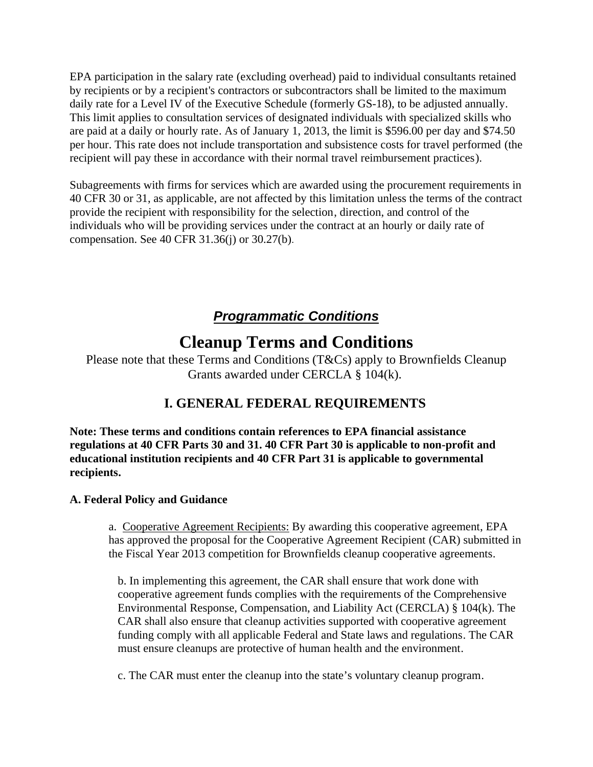EPA participation in the salary rate (excluding overhead) paid to individual consultants retained by recipients or by a recipient's contractors or subcontractors shall be limited to the maximum daily rate for a Level IV of the Executive Schedule (formerly GS-18), to be adjusted annually. This limit applies to consultation services of designated individuals with specialized skills who are paid at a daily or hourly rate. As of January 1, 2013, the limit is $596.00 per day and $74.50 per hour. This rate does not include transportation and subsistence costs for travel performed (the recipient will pay these in accordance with their normal travel reimbursement practices).

Subagreements with firms for services which are awarded using the procurement requirements in 40 CFR 30 or 31, as applicable, are not affected by this limitation unless the terms of the contract provide the recipient with responsibility for the selection, direction, and control of the individuals who will be providing services under the contract at an hourly or daily rate of compensation. See 40 CFR 31.36(j) or 30.27(b).

## ***Programmatic Conditions***

# Cleanup Terms and Conditions

Please note that these Terms and Conditions (T&Cs) apply to Brownfields Cleanup Grants awarded under CERCLA § 104(k).

## I. GENERAL FEDERAL REQUIREMENTS

**Note: These terms and conditions contain references to EPA financial assistance regulations at 40 CFR Parts 30 and 31. 40 CFR Part 30 is applicable to non-profit and educational institution recipients and 40 CFR Part 31 is applicable to governmental recipients.**

### A. Federal Policy and Guidance

a. Cooperative Agreement Recipients: By awarding this cooperative agreement, EPA has approved the proposal for the Cooperative Agreement Recipient (CAR) submitted in the Fiscal Year 2013 competition for Brownfields cleanup cooperative agreements.

b. In implementing this agreement, the CAR shall ensure that work done with cooperative agreement funds complies with the requirements of the Comprehensive Environmental Response, Compensation, and Liability Act (CERCLA) § 104(k). The CAR shall also ensure that cleanup activities supported with cooperative agreement funding comply with all applicable Federal and State laws and regulations. The CAR must ensure cleanups are protective of human health and the environment.

c. The CAR must enter the cleanup into the state's voluntary cleanup program.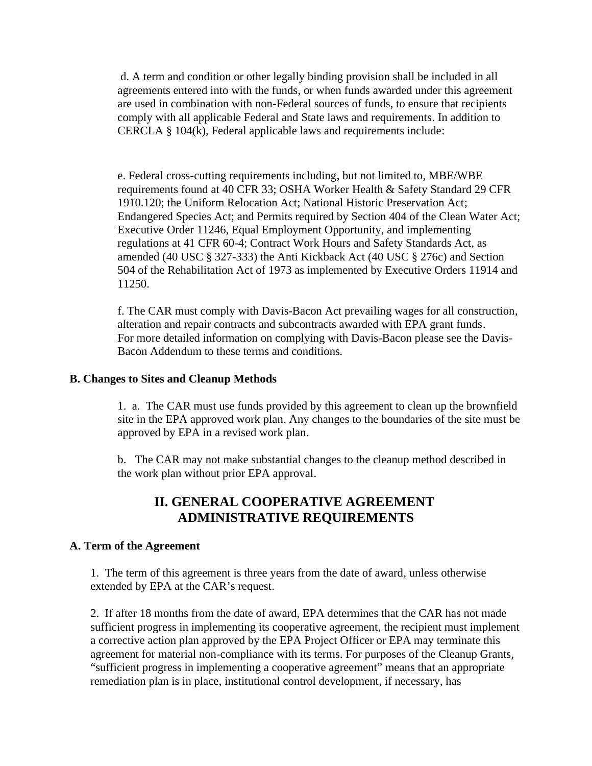d. A term and condition or other legally binding provision shall be included in all agreements entered into with the funds, or when funds awarded under this agreement are used in combination with non-Federal sources of funds, to ensure that recipients comply with all applicable Federal and State laws and requirements. In addition to CERCLA § 104(k), Federal applicable laws and requirements include:

e. Federal cross-cutting requirements including, but not limited to, MBE/WBE requirements found at 40 CFR 33; OSHA Worker Health & Safety Standard 29 CFR 1910.120; the Uniform Relocation Act; National Historic Preservation Act; Endangered Species Act; and Permits required by Section 404 of the Clean Water Act; Executive Order 11246, Equal Employment Opportunity, and implementing regulations at 41 CFR 60-4; Contract Work Hours and Safety Standards Act, as amended (40 USC § 327-333) the Anti Kickback Act (40 USC § 276c) and Section 504 of the Rehabilitation Act of 1973 as implemented by Executive Orders 11914 and 11250.

f. The CAR must comply with Davis-Bacon Act prevailing wages for all construction, alteration and repair contracts and subcontracts awarded with EPA grant funds. For more detailed information on complying with Davis-Bacon please see the Davis-Bacon Addendum to these terms and conditions.

**B. Changes to Sites and Cleanup Methods**

1. a. The CAR must use funds provided by this agreement to clean up the brownfield site in the EPA approved work plan. Any changes to the boundaries of the site must be approved by EPA in a revised work plan.

b. The CAR may not make substantial changes to the cleanup method described in the work plan without prior EPA approval.

## II. GENERAL COOPERATIVE AGREEMENT ADMINISTRATIVE REQUIREMENTS

**A. Term of the Agreement**

1. The term of this agreement is three years from the date of award, unless otherwise extended by EPA at the CAR's request.

2. If after 18 months from the date of award, EPA determines that the CAR has not made sufficient progress in implementing its cooperative agreement, the recipient must implement a corrective action plan approved by the EPA Project Officer or EPA may terminate this agreement for material non-compliance with its terms. For purposes of the Cleanup Grants, "sufficient progress in implementing a cooperative agreement" means that an appropriate remediation plan is in place, institutional control development, if necessary, has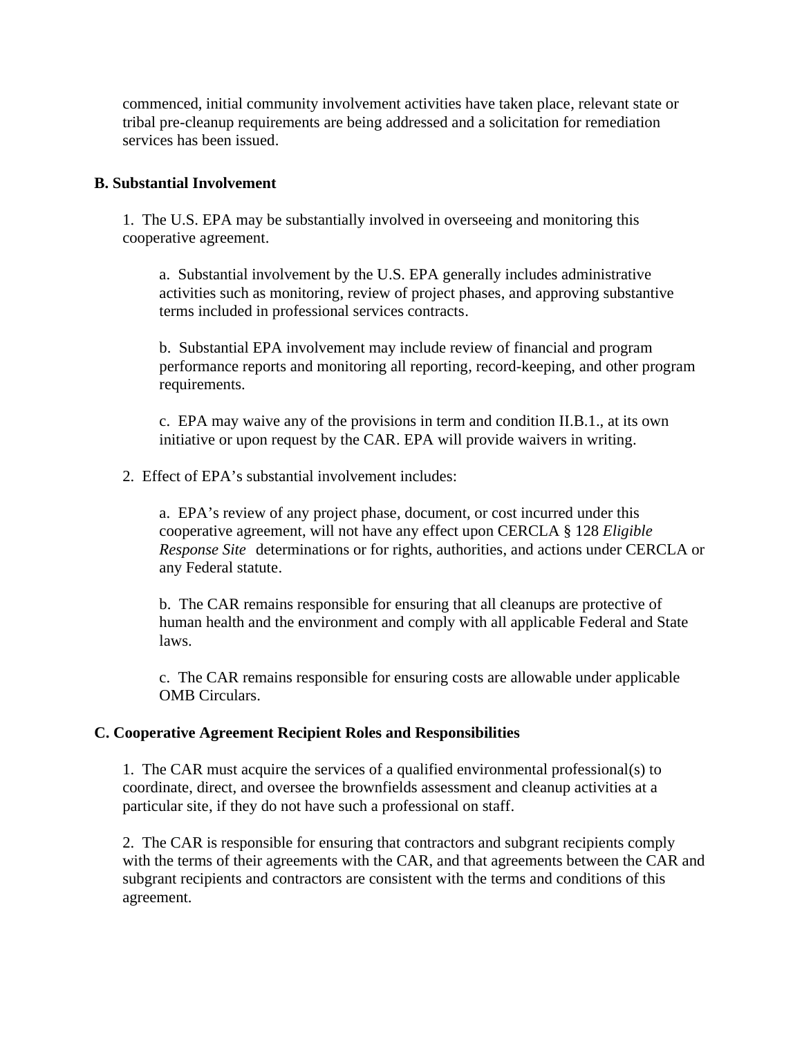commenced, initial community involvement activities have taken place, relevant state or tribal pre-cleanup requirements are being addressed and a solicitation for remediation services has been issued.

**B. Substantial Involvement**

1. The U.S. EPA may be substantially involved in overseeing and monitoring this cooperative agreement.

   a. Substantial involvement by the U.S. EPA generally includes administrative activities such as monitoring, review of project phases, and approving substantive terms included in professional services contracts.

   b. Substantial EPA involvement may include review of financial and program performance reports and monitoring all reporting, record-keeping, and other program requirements.

   c. EPA may waive any of the provisions in term and condition II.B.1., at its own initiative or upon request by the CAR. EPA will provide waivers in writing.

2. Effect of EPA's substantial involvement includes:

   a. EPA's review of any project phase, document, or cost incurred under this cooperative agreement, will not have any effect upon CERCLA § 128 *Eligible Response Site* determinations or for rights, authorities, and actions under CERCLA or any Federal statute.

   b. The CAR remains responsible for ensuring that all cleanups are protective of human health and the environment and comply with all applicable Federal and State laws.

   c. The CAR remains responsible for ensuring costs are allowable under applicable OMB Circulars.

**C. Cooperative Agreement Recipient Roles and Responsibilities**

1. The CAR must acquire the services of a qualified environmental professional(s) to coordinate, direct, and oversee the brownfields assessment and cleanup activities at a particular site, if they do not have such a professional on staff.

2. The CAR is responsible for ensuring that contractors and subgrant recipients comply with the terms of their agreements with the CAR, and that agreements between the CAR and subgrant recipients and contractors are consistent with the terms and conditions of this agreement.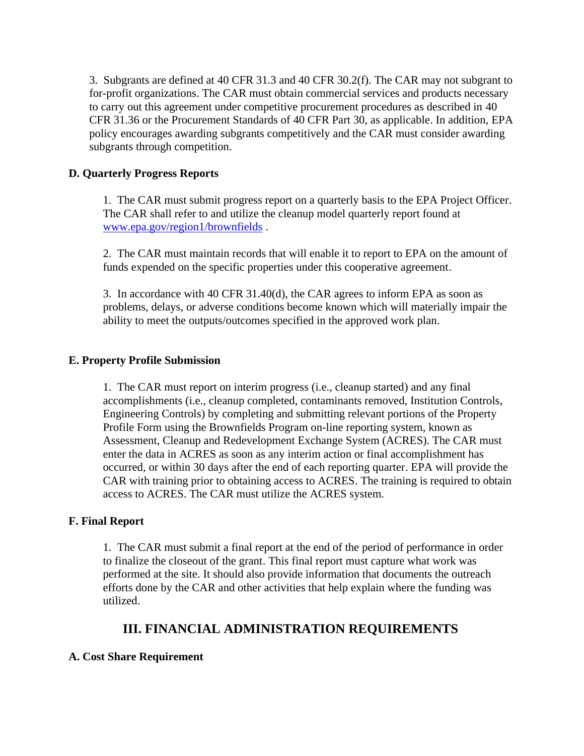3. Subgrants are defined at 40 CFR 31.3 and 40 CFR 30.2(f). The CAR may not subgrant to for-profit organizations. The CAR must obtain commercial services and products necessary to carry out this agreement under competitive procurement procedures as described in 40 CFR 31.36 or the Procurement Standards of 40 CFR Part 30, as applicable. In addition, EPA policy encourages awarding subgrants competitively and the CAR must consider awarding subgrants through competition.

**D. Quarterly Progress Reports**

1. The CAR must submit progress report on a quarterly basis to the EPA Project Officer. The CAR shall refer to and utilize the cleanup model quarterly report found at [www.epa.gov/region1/brownfields](www.epa.gov/region1/brownfields) .

2. The CAR must maintain records that will enable it to report to EPA on the amount of funds expended on the specific properties under this cooperative agreement.

3. In accordance with 40 CFR 31.40(d), the CAR agrees to inform EPA as soon as problems, delays, or adverse conditions become known which will materially impair the ability to meet the outputs/outcomes specified in the approved work plan.

**E. Property Profile Submission**

1. The CAR must report on interim progress (i.e., cleanup started) and any final accomplishments (i.e., cleanup completed, contaminants removed, Institution Controls, Engineering Controls) by completing and submitting relevant portions of the Property Profile Form using the Brownfields Program on-line reporting system, known as Assessment, Cleanup and Redevelopment Exchange System (ACRES). The CAR must enter the data in ACRES as soon as any interim action or final accomplishment has occurred, or within 30 days after the end of each reporting quarter. EPA will provide the CAR with training prior to obtaining access to ACRES. The training is required to obtain access to ACRES. The CAR must utilize the ACRES system.

**F. Final Report**

1. The CAR must submit a final report at the end of the period of performance in order to finalize the closeout of the grant. This final report must capture what work was performed at the site. It should also provide information that documents the outreach efforts done by the CAR and other activities that help explain where the funding was utilized.

## III. FINANCIAL ADMINISTRATION REQUIREMENTS

**A. Cost Share Requirement**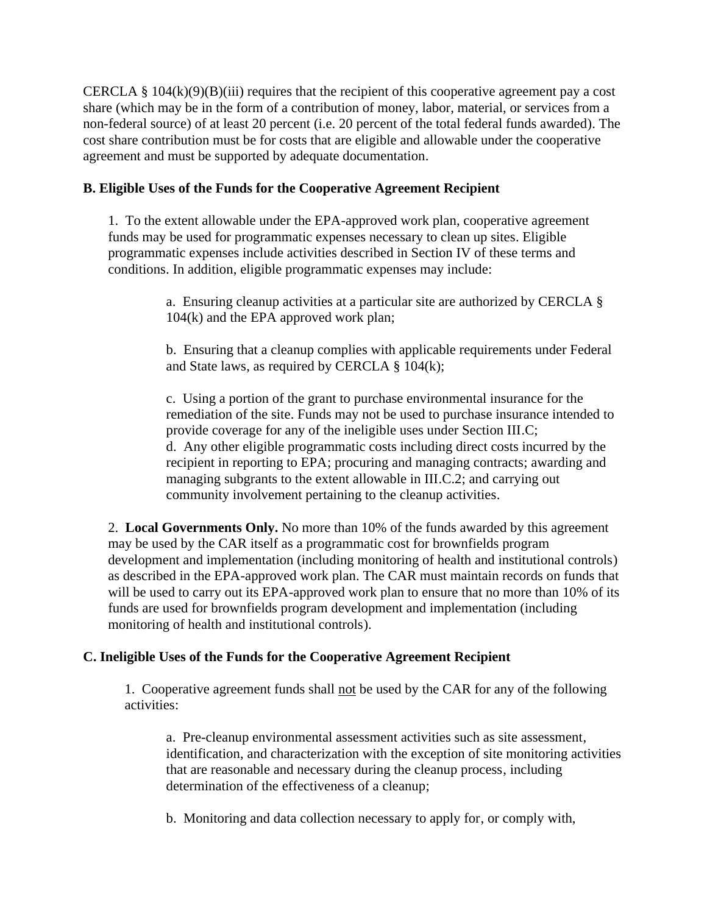CERCLA § 104(k)(9)(B)(iii) requires that the recipient of this cooperative agreement pay a cost share (which may be in the form of a contribution of money, labor, material, or services from a non-federal source) of at least 20 percent (i.e. 20 percent of the total federal funds awarded). The cost share contribution must be for costs that are eligible and allowable under the cooperative agreement and must be supported by adequate documentation.

**B. Eligible Uses of the Funds for the Cooperative Agreement Recipient**

1. To the extent allowable under the EPA-approved work plan, cooperative agreement funds may be used for programmatic expenses necessary to clean up sites. Eligible programmatic expenses include activities described in Section IV of these terms and conditions. In addition, eligible programmatic expenses may include:

   a. Ensuring cleanup activities at a particular site are authorized by CERCLA § 104(k) and the EPA approved work plan;

   b. Ensuring that a cleanup complies with applicable requirements under Federal and State laws, as required by CERCLA § 104(k);

   c. Using a portion of the grant to purchase environmental insurance for the remediation of the site. Funds may not be used to purchase insurance intended to provide coverage for any of the ineligible uses under Section III.C;

   d. Any other eligible programmatic costs including direct costs incurred by the recipient in reporting to EPA; procuring and managing contracts; awarding and managing subgrants to the extent allowable in III.C.2; and carrying out community involvement pertaining to the cleanup activities.

2. **Local Governments Only.** No more than 10% of the funds awarded by this agreement may be used by the CAR itself as a programmatic cost for brownfields program development and implementation (including monitoring of health and institutional controls) as described in the EPA-approved work plan. The CAR must maintain records on funds that will be used to carry out its EPA-approved work plan to ensure that no more than 10% of its funds are used for brownfields program development and implementation (including monitoring of health and institutional controls).

**C. Ineligible Uses of the Funds for the Cooperative Agreement Recipient**

1. Cooperative agreement funds shall not be used by the CAR for any of the following activities:

   a. Pre-cleanup environmental assessment activities such as site assessment, identification, and characterization with the exception of site monitoring activities that are reasonable and necessary during the cleanup process, including determination of the effectiveness of a cleanup;

   b. Monitoring and data collection necessary to apply for, or comply with,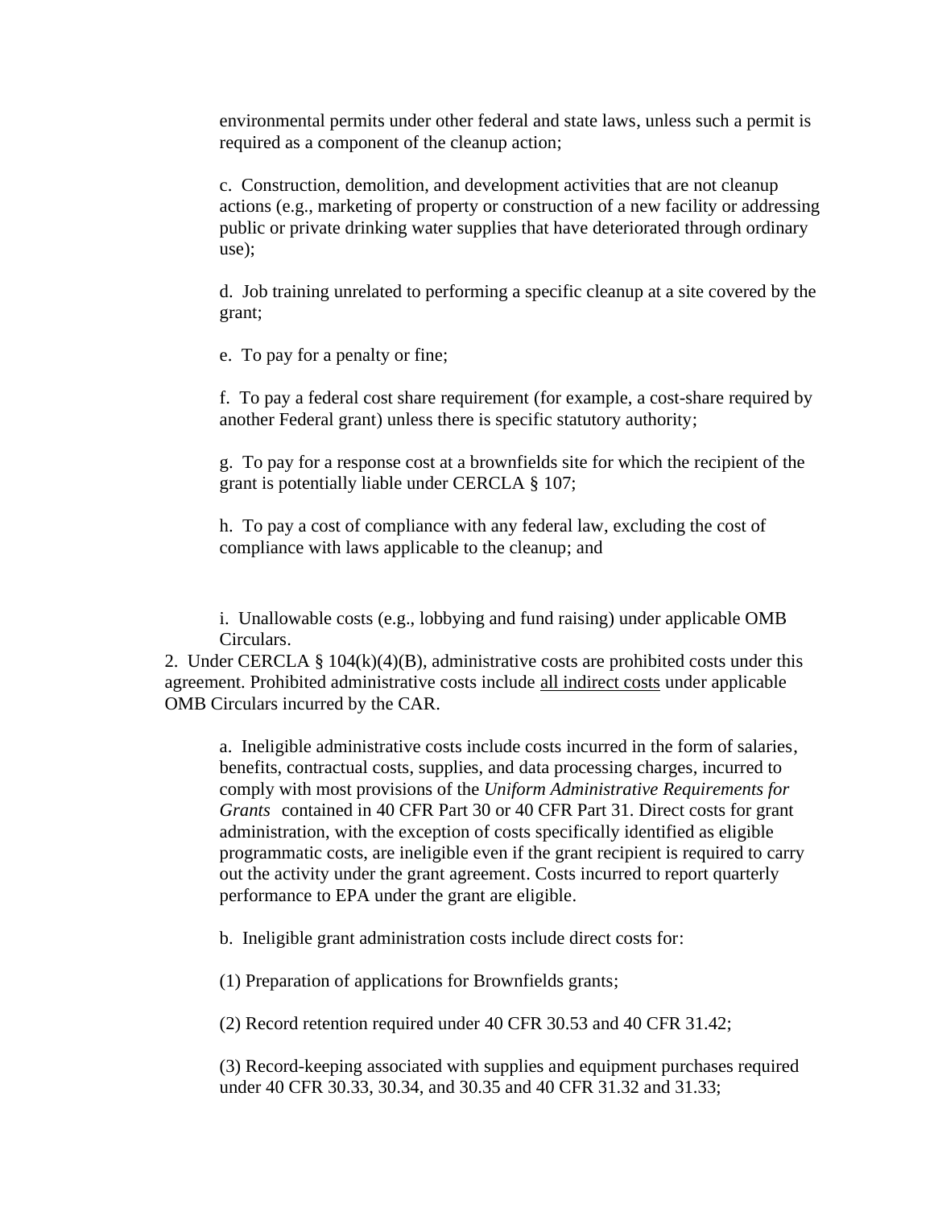environmental permits under other federal and state laws, unless such a permit is required as a component of the cleanup action;

c. Construction, demolition, and development activities that are not cleanup actions (e.g., marketing of property or construction of a new facility or addressing public or private drinking water supplies that have deteriorated through ordinary use);

d. Job training unrelated to performing a specific cleanup at a site covered by the grant;

e. To pay for a penalty or fine;

f. To pay a federal cost share requirement (for example, a cost-share required by another Federal grant) unless there is specific statutory authority;

g. To pay for a response cost at a brownfields site for which the recipient of the grant is potentially liable under CERCLA § 107;

h. To pay a cost of compliance with any federal law, excluding the cost of compliance with laws applicable to the cleanup; and

i. Unallowable costs (e.g., lobbying and fund raising) under applicable OMB Circulars.

2. Under CERCLA § 104(k)(4)(B), administrative costs are prohibited costs under this agreement. Prohibited administrative costs include <u>all indirect costs</u> under applicable OMB Circulars incurred by the CAR.

a. Ineligible administrative costs include costs incurred in the form of salaries, benefits, contractual costs, supplies, and data processing charges, incurred to comply with most provisions of the *Uniform Administrative Requirements for Grants* contained in 40 CFR Part 30 or 40 CFR Part 31. Direct costs for grant administration, with the exception of costs specifically identified as eligible programmatic costs, are ineligible even if the grant recipient is required to carry out the activity under the grant agreement. Costs incurred to report quarterly performance to EPA under the grant are eligible.

b. Ineligible grant administration costs include direct costs for:

(1) Preparation of applications for Brownfields grants;

(2) Record retention required under 40 CFR 30.53 and 40 CFR 31.42;

(3) Record-keeping associated with supplies and equipment purchases required under 40 CFR 30.33, 30.34, and 30.35 and 40 CFR 31.32 and 31.33;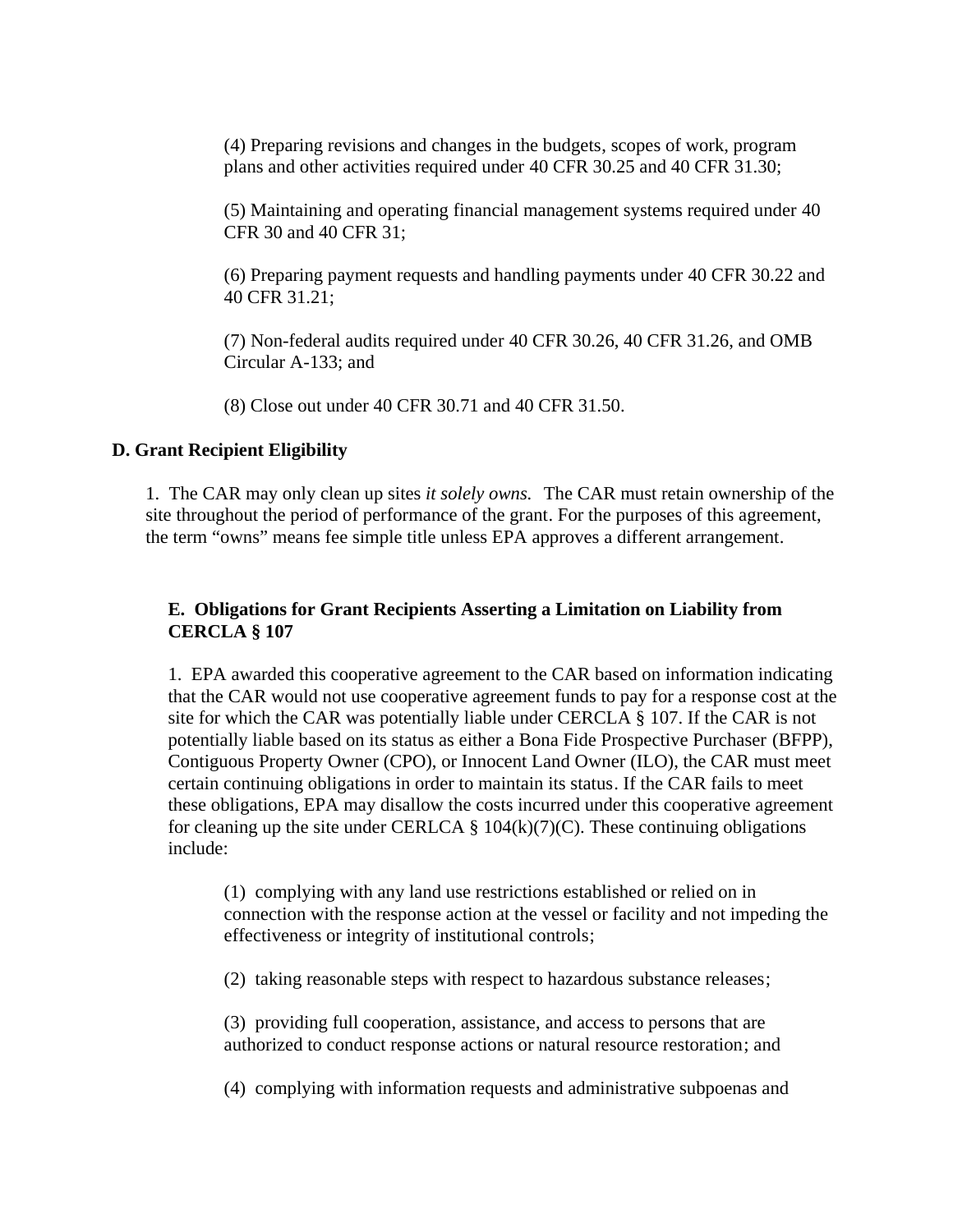(4) Preparing revisions and changes in the budgets, scopes of work, program plans and other activities required under 40 CFR 30.25 and 40 CFR 31.30;

(5) Maintaining and operating financial management systems required under 40 CFR 30 and 40 CFR 31;

(6) Preparing payment requests and handling payments under 40 CFR 30.22 and 40 CFR 31.21;

(7) Non-federal audits required under 40 CFR 30.26, 40 CFR 31.26, and OMB Circular A-133; and

(8) Close out under 40 CFR 30.71 and 40 CFR 31.50.

**D. Grant Recipient Eligibility**

1. The CAR may only clean up sites *it solely owns.* The CAR must retain ownership of the site throughout the period of performance of the grant. For the purposes of this agreement, the term "owns" means fee simple title unless EPA approves a different arrangement.

**E. Obligations for Grant Recipients Asserting a Limitation on Liability from CERCLA § 107**

1. EPA awarded this cooperative agreement to the CAR based on information indicating that the CAR would not use cooperative agreement funds to pay for a response cost at the site for which the CAR was potentially liable under CERCLA § 107. If the CAR is not potentially liable based on its status as either a Bona Fide Prospective Purchaser (BFPP), Contiguous Property Owner (CPO), or Innocent Land Owner (ILO), the CAR must meet certain continuing obligations in order to maintain its status. If the CAR fails to meet these obligations, EPA may disallow the costs incurred under this cooperative agreement for cleaning up the site under CERLCA § 104(k)(7)(C). These continuing obligations include:

(1) complying with any land use restrictions established or relied on in connection with the response action at the vessel or facility and not impeding the effectiveness or integrity of institutional controls;

(2) taking reasonable steps with respect to hazardous substance releases;

(3) providing full cooperation, assistance, and access to persons that are authorized to conduct response actions or natural resource restoration; and

(4) complying with information requests and administrative subpoenas and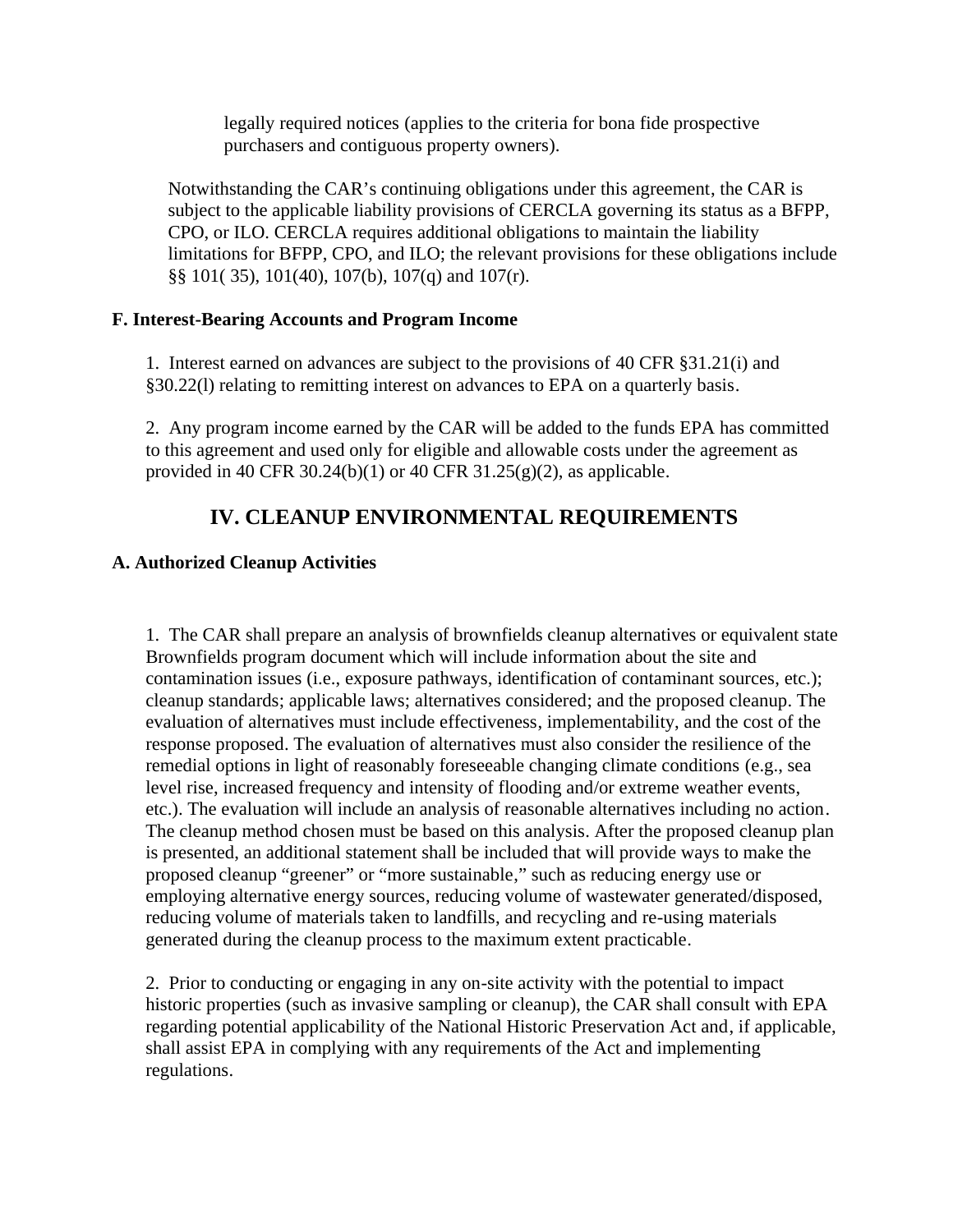legally required notices (applies to the criteria for bona fide prospective purchasers and contiguous property owners).

Notwithstanding the CAR's continuing obligations under this agreement, the CAR is subject to the applicable liability provisions of CERCLA governing its status as a BFPP, CPO, or ILO. CERCLA requires additional obligations to maintain the liability limitations for BFPP, CPO, and ILO; the relevant provisions for these obligations include §§ 101( 35), 101(40), 107(b), 107(q) and 107(r).

**F. Interest-Bearing Accounts and Program Income**

1. Interest earned on advances are subject to the provisions of 40 CFR §31.21(i) and §30.22(l) relating to remitting interest on advances to EPA on a quarterly basis.

2. Any program income earned by the CAR will be added to the funds EPA has committed to this agreement and used only for eligible and allowable costs under the agreement as provided in 40 CFR 30.24(b)(1) or 40 CFR 31.25(g)(2), as applicable.

## IV. CLEANUP ENVIRONMENTAL REQUIREMENTS

**A. Authorized Cleanup Activities**

1. The CAR shall prepare an analysis of brownfields cleanup alternatives or equivalent state Brownfields program document which will include information about the site and contamination issues (i.e., exposure pathways, identification of contaminant sources, etc.); cleanup standards; applicable laws; alternatives considered; and the proposed cleanup. The evaluation of alternatives must include effectiveness, implementability, and the cost of the response proposed. The evaluation of alternatives must also consider the resilience of the remedial options in light of reasonably foreseeable changing climate conditions (e.g., sea level rise, increased frequency and intensity of flooding and/or extreme weather events, etc.). The evaluation will include an analysis of reasonable alternatives including no action. The cleanup method chosen must be based on this analysis. After the proposed cleanup plan is presented, an additional statement shall be included that will provide ways to make the proposed cleanup "greener" or "more sustainable," such as reducing energy use or employing alternative energy sources, reducing volume of wastewater generated/disposed, reducing volume of materials taken to landfills, and recycling and re-using materials generated during the cleanup process to the maximum extent practicable.

2. Prior to conducting or engaging in any on-site activity with the potential to impact historic properties (such as invasive sampling or cleanup), the CAR shall consult with EPA regarding potential applicability of the National Historic Preservation Act and, if applicable, shall assist EPA in complying with any requirements of the Act and implementing regulations.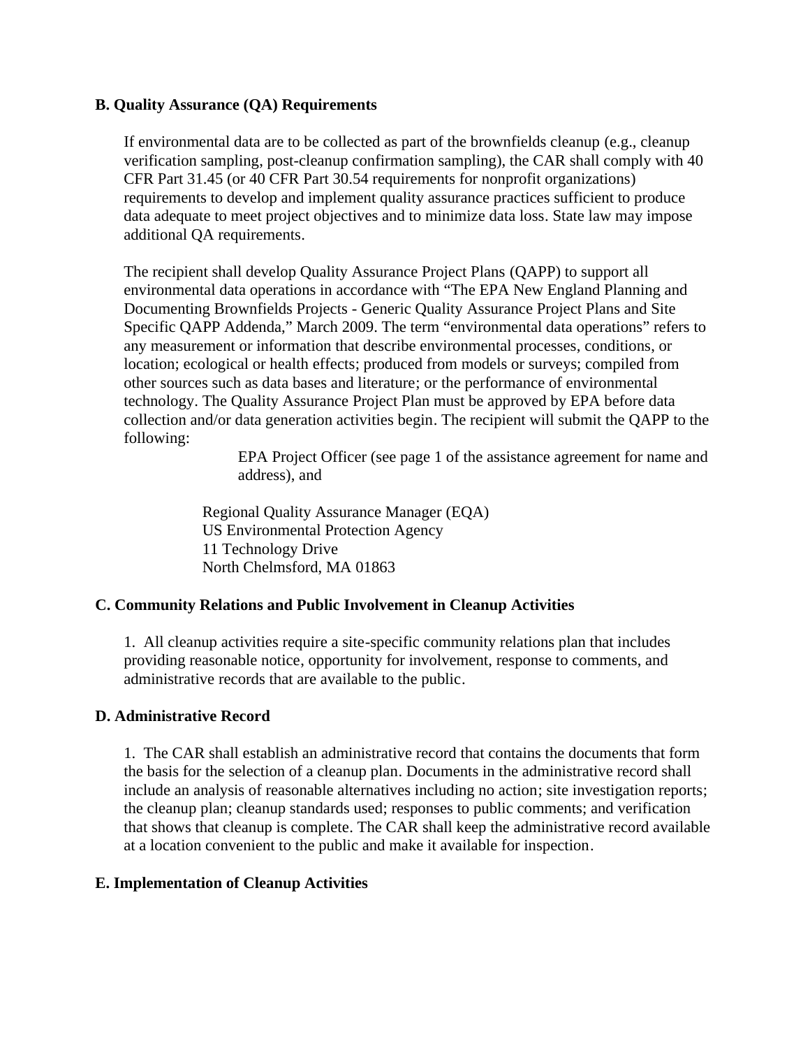**B. Quality Assurance (QA) Requirements**

If environmental data are to be collected as part of the brownfields cleanup (e.g., cleanup verification sampling, post-cleanup confirmation sampling), the CAR shall comply with 40 CFR Part 31.45 (or 40 CFR Part 30.54 requirements for nonprofit organizations) requirements to develop and implement quality assurance practices sufficient to produce data adequate to meet project objectives and to minimize data loss. State law may impose additional QA requirements.

The recipient shall develop Quality Assurance Project Plans (QAPP) to support all environmental data operations in accordance with "The EPA New England Planning and Documenting Brownfields Projects - Generic Quality Assurance Project Plans and Site Specific QAPP Addenda," March 2009. The term "environmental data operations" refers to any measurement or information that describe environmental processes, conditions, or location; ecological or health effects; produced from models or surveys; compiled from other sources such as data bases and literature; or the performance of environmental technology. The Quality Assurance Project Plan must be approved by EPA before data collection and/or data generation activities begin. The recipient will submit the QAPP to the following:

EPA Project Officer (see page 1 of the assistance agreement for name and address), and

Regional Quality Assurance Manager (EQA)
US Environmental Protection Agency
11 Technology Drive
North Chelmsford, MA 01863

**C. Community Relations and Public Involvement in Cleanup Activities**

1. All cleanup activities require a site-specific community relations plan that includes providing reasonable notice, opportunity for involvement, response to comments, and administrative records that are available to the public.

**D. Administrative Record**

1. The CAR shall establish an administrative record that contains the documents that form the basis for the selection of a cleanup plan. Documents in the administrative record shall include an analysis of reasonable alternatives including no action; site investigation reports; the cleanup plan; cleanup standards used; responses to public comments; and verification that shows that cleanup is complete. The CAR shall keep the administrative record available at a location convenient to the public and make it available for inspection.

**E. Implementation of Cleanup Activities**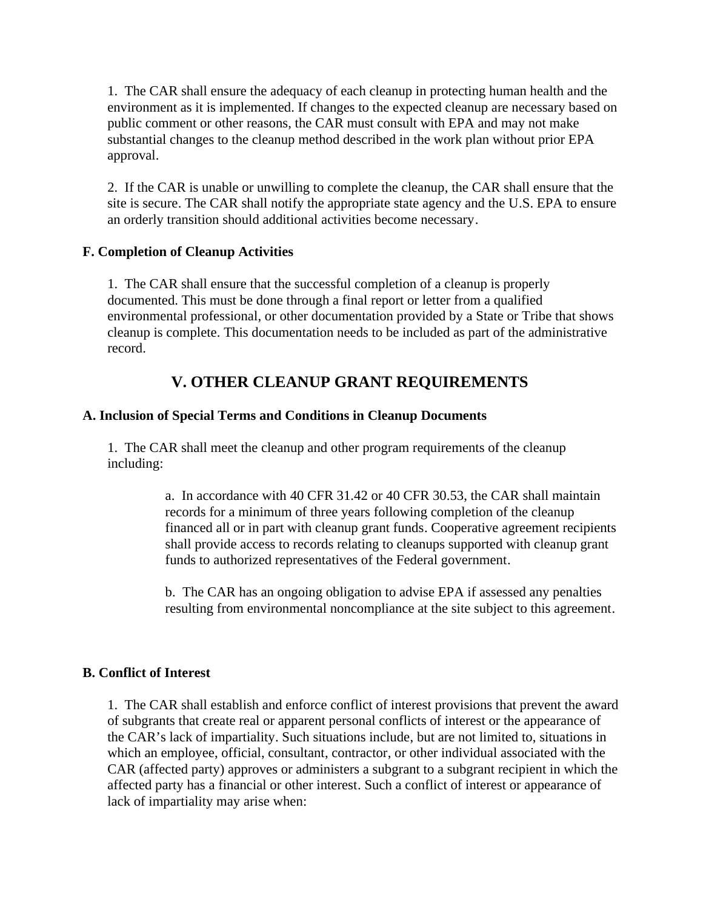1. The CAR shall ensure the adequacy of each cleanup in protecting human health and the environment as it is implemented. If changes to the expected cleanup are necessary based on public comment or other reasons, the CAR must consult with EPA and may not make substantial changes to the cleanup method described in the work plan without prior EPA approval.

2. If the CAR is unable or unwilling to complete the cleanup, the CAR shall ensure that the site is secure. The CAR shall notify the appropriate state agency and the U.S. EPA to ensure an orderly transition should additional activities become necessary.

### F. Completion of Cleanup Activities

1. The CAR shall ensure that the successful completion of a cleanup is properly documented. This must be done through a final report or letter from a qualified environmental professional, or other documentation provided by a State or Tribe that shows cleanup is complete. This documentation needs to be included as part of the administrative record.

## V. OTHER CLEANUP GRANT REQUIREMENTS

### A. Inclusion of Special Terms and Conditions in Cleanup Documents

1. The CAR shall meet the cleanup and other program requirements of the cleanup including:

   a. In accordance with 40 CFR 31.42 or 40 CFR 30.53, the CAR shall maintain records for a minimum of three years following completion of the cleanup financed all or in part with cleanup grant funds. Cooperative agreement recipients shall provide access to records relating to cleanups supported with cleanup grant funds to authorized representatives of the Federal government.

   b. The CAR has an ongoing obligation to advise EPA if assessed any penalties resulting from environmental noncompliance at the site subject to this agreement.

### B. Conflict of Interest

1. The CAR shall establish and enforce conflict of interest provisions that prevent the award of subgrants that create real or apparent personal conflicts of interest or the appearance of the CAR's lack of impartiality. Such situations include, but are not limited to, situations in which an employee, official, consultant, contractor, or other individual associated with the CAR (affected party) approves or administers a subgrant to a subgrant recipient in which the affected party has a financial or other interest. Such a conflict of interest or appearance of lack of impartiality may arise when: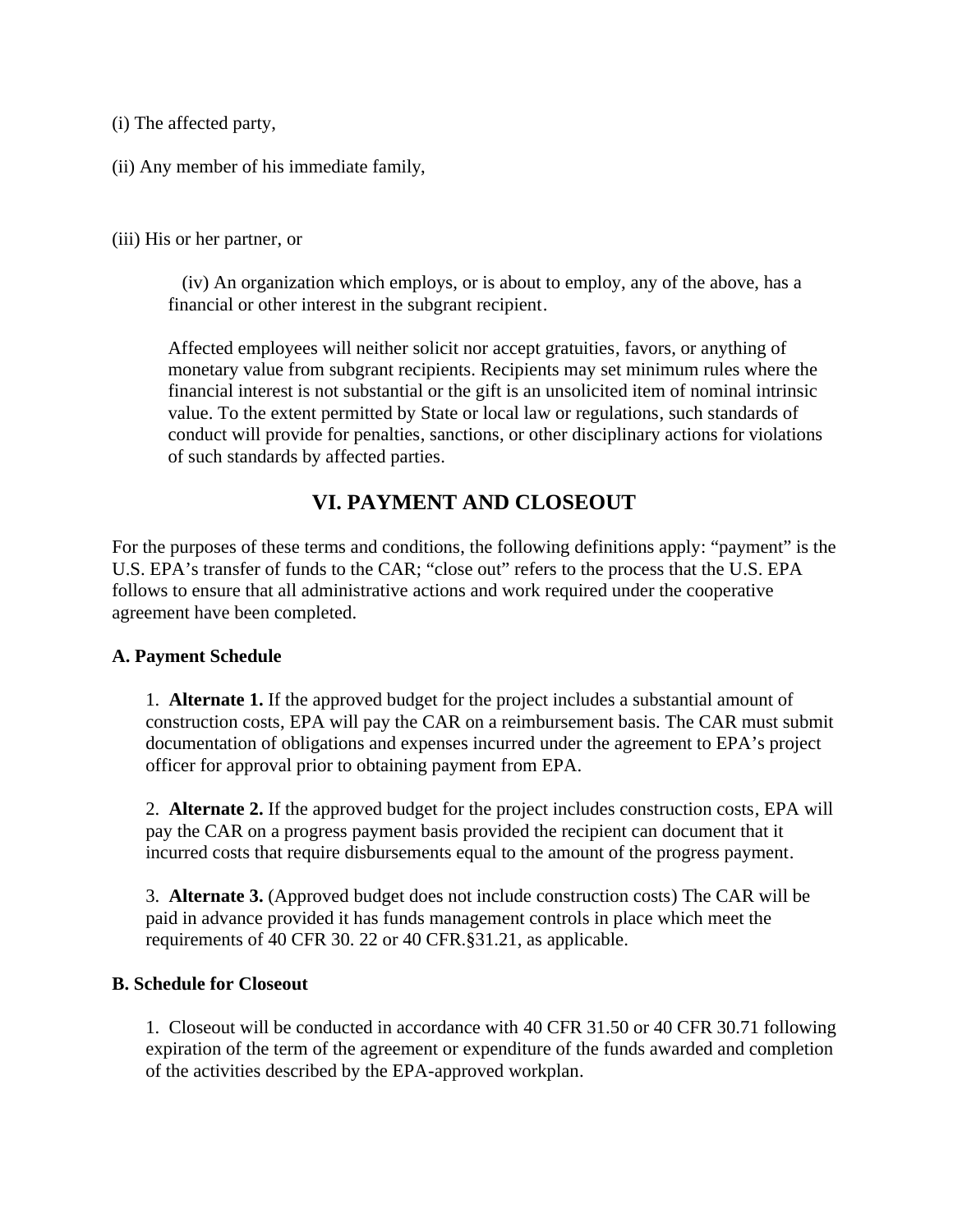(i) The affected party,

(ii) Any member of his immediate family,

(iii) His or her partner, or

(iv) An organization which employs, or is about to employ, any of the above, has a financial or other interest in the subgrant recipient.

Affected employees will neither solicit nor accept gratuities, favors, or anything of monetary value from subgrant recipients. Recipients may set minimum rules where the financial interest is not substantial or the gift is an unsolicited item of nominal intrinsic value. To the extent permitted by State or local law or regulations, such standards of conduct will provide for penalties, sanctions, or other disciplinary actions for violations of such standards by affected parties.

## VI. PAYMENT AND CLOSEOUT

For the purposes of these terms and conditions, the following definitions apply: "payment" is the U.S. EPA's transfer of funds to the CAR; "close out" refers to the process that the U.S. EPA follows to ensure that all administrative actions and work required under the cooperative agreement have been completed.

**A. Payment Schedule**

1. **Alternate 1.** If the approved budget for the project includes a substantial amount of construction costs, EPA will pay the CAR on a reimbursement basis. The CAR must submit documentation of obligations and expenses incurred under the agreement to EPA's project officer for approval prior to obtaining payment from EPA.

2. **Alternate 2.** If the approved budget for the project includes construction costs, EPA will pay the CAR on a progress payment basis provided the recipient can document that it incurred costs that require disbursements equal to the amount of the progress payment.

3. **Alternate 3.** (Approved budget does not include construction costs) The CAR will be paid in advance provided it has funds management controls in place which meet the requirements of 40 CFR 30. 22 or 40 CFR.§31.21, as applicable.

**B. Schedule for Closeout**

1. Closeout will be conducted in accordance with 40 CFR 31.50 or 40 CFR 30.71 following expiration of the term of the agreement or expenditure of the funds awarded and completion of the activities described by the EPA-approved workplan.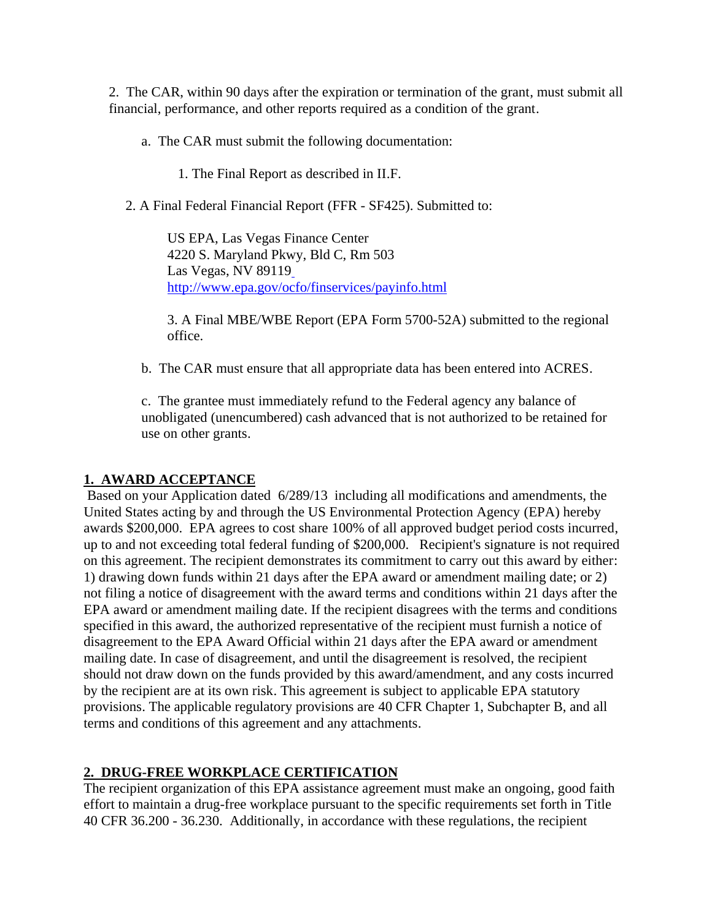2. The CAR, within 90 days after the expiration or termination of the grant, must submit all financial, performance, and other reports required as a condition of the grant.

a. The CAR must submit the following documentation:

1. The Final Report as described in II.F.

2. A Final Federal Financial Report (FFR - SF425). Submitted to:

US EPA, Las Vegas Finance Center
4220 S. Maryland Pkwy, Bld C, Rm 503
Las Vegas, NV 89119
http://www.epa.gov/ocfo/finservices/payinfo.html

3. A Final MBE/WBE Report (EPA Form 5700-52A) submitted to the regional office.

b. The CAR must ensure that all appropriate data has been entered into ACRES.

c. The grantee must immediately refund to the Federal agency any balance of unobligated (unencumbered) cash advanced that is not authorized to be retained for use on other grants.

## 1. AWARD ACCEPTANCE

Based on your Application dated 6/289/13 including all modifications and amendments, the United States acting by and through the US Environmental Protection Agency (EPA) hereby awards $200,000. EPA agrees to cost share 100% of all approved budget period costs incurred, up to and not exceeding total federal funding of $200,000. Recipient's signature is not required on this agreement. The recipient demonstrates its commitment to carry out this award by either: 1) drawing down funds within 21 days after the EPA award or amendment mailing date; or 2) not filing a notice of disagreement with the award terms and conditions within 21 days after the EPA award or amendment mailing date. If the recipient disagrees with the terms and conditions specified in this award, the authorized representative of the recipient must furnish a notice of disagreement to the EPA Award Official within 21 days after the EPA award or amendment mailing date. In case of disagreement, and until the disagreement is resolved, the recipient should not draw down on the funds provided by this award/amendment, and any costs incurred by the recipient are at its own risk. This agreement is subject to applicable EPA statutory provisions. The applicable regulatory provisions are 40 CFR Chapter 1, Subchapter B, and all terms and conditions of this agreement and any attachments.

## 2. DRUG-FREE WORKPLACE CERTIFICATION

The recipient organization of this EPA assistance agreement must make an ongoing, good faith effort to maintain a drug-free workplace pursuant to the specific requirements set forth in Title 40 CFR 36.200 - 36.230. Additionally, in accordance with these regulations, the recipient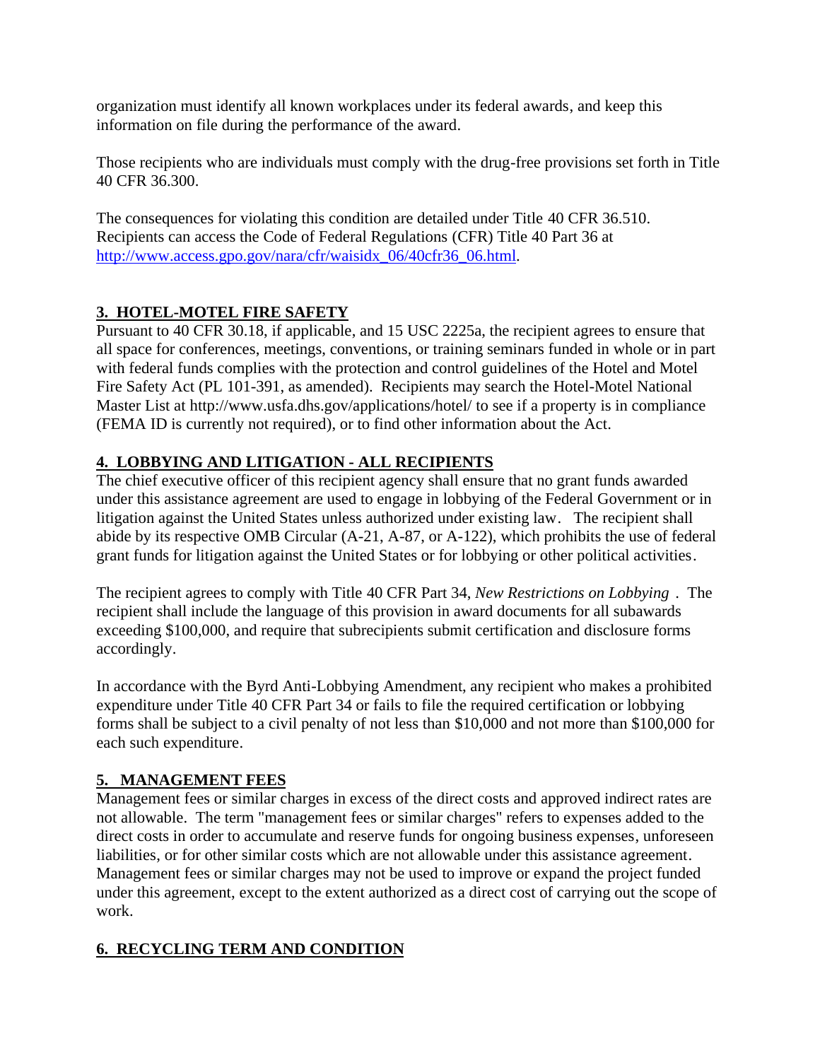organization must identify all known workplaces under its federal awards, and keep this information on file during the performance of the award.

Those recipients who are individuals must comply with the drug-free provisions set forth in Title 40 CFR 36.300.

The consequences for violating this condition are detailed under Title 40 CFR 36.510. Recipients can access the Code of Federal Regulations (CFR) Title 40 Part 36 at [http://www.access.gpo.gov/nara/cfr/waisidx_06/40cfr36_06.html](http://www.access.gpo.gov/nara/cfr/waisidx_06/40cfr36_06.html).

## **3. HOTEL-MOTEL FIRE SAFETY**

Pursuant to 40 CFR 30.18, if applicable, and 15 USC 2225a, the recipient agrees to ensure that all space for conferences, meetings, conventions, or training seminars funded in whole or in part with federal funds complies with the protection and control guidelines of the Hotel and Motel Fire Safety Act (PL 101-391, as amended). Recipients may search the Hotel-Motel National Master List at http://www.usfa.dhs.gov/applications/hotel/ to see if a property is in compliance (FEMA ID is currently not required), or to find other information about the Act.

## **4. LOBBYING AND LITIGATION - ALL RECIPIENTS**

The chief executive officer of this recipient agency shall ensure that no grant funds awarded under this assistance agreement are used to engage in lobbying of the Federal Government or in litigation against the United States unless authorized under existing law. The recipient shall abide by its respective OMB Circular (A-21, A-87, or A-122), which prohibits the use of federal grant funds for litigation against the United States or for lobbying or other political activities.

The recipient agrees to comply with Title 40 CFR Part 34, *New Restrictions on Lobbying* . The recipient shall include the language of this provision in award documents for all subawards exceeding $100,000, and require that subrecipients submit certification and disclosure forms accordingly.

In accordance with the Byrd Anti-Lobbying Amendment, any recipient who makes a prohibited expenditure under Title 40 CFR Part 34 or fails to file the required certification or lobbying forms shall be subject to a civil penalty of not less than $10,000 and not more than $100,000 for each such expenditure.

## **5. MANAGEMENT FEES**

Management fees or similar charges in excess of the direct costs and approved indirect rates are not allowable. The term "management fees or similar charges" refers to expenses added to the direct costs in order to accumulate and reserve funds for ongoing business expenses, unforeseen liabilities, or for other similar costs which are not allowable under this assistance agreement. Management fees or similar charges may not be used to improve or expand the project funded under this agreement, except to the extent authorized as a direct cost of carrying out the scope of work.

## **6. RECYCLING TERM AND CONDITION**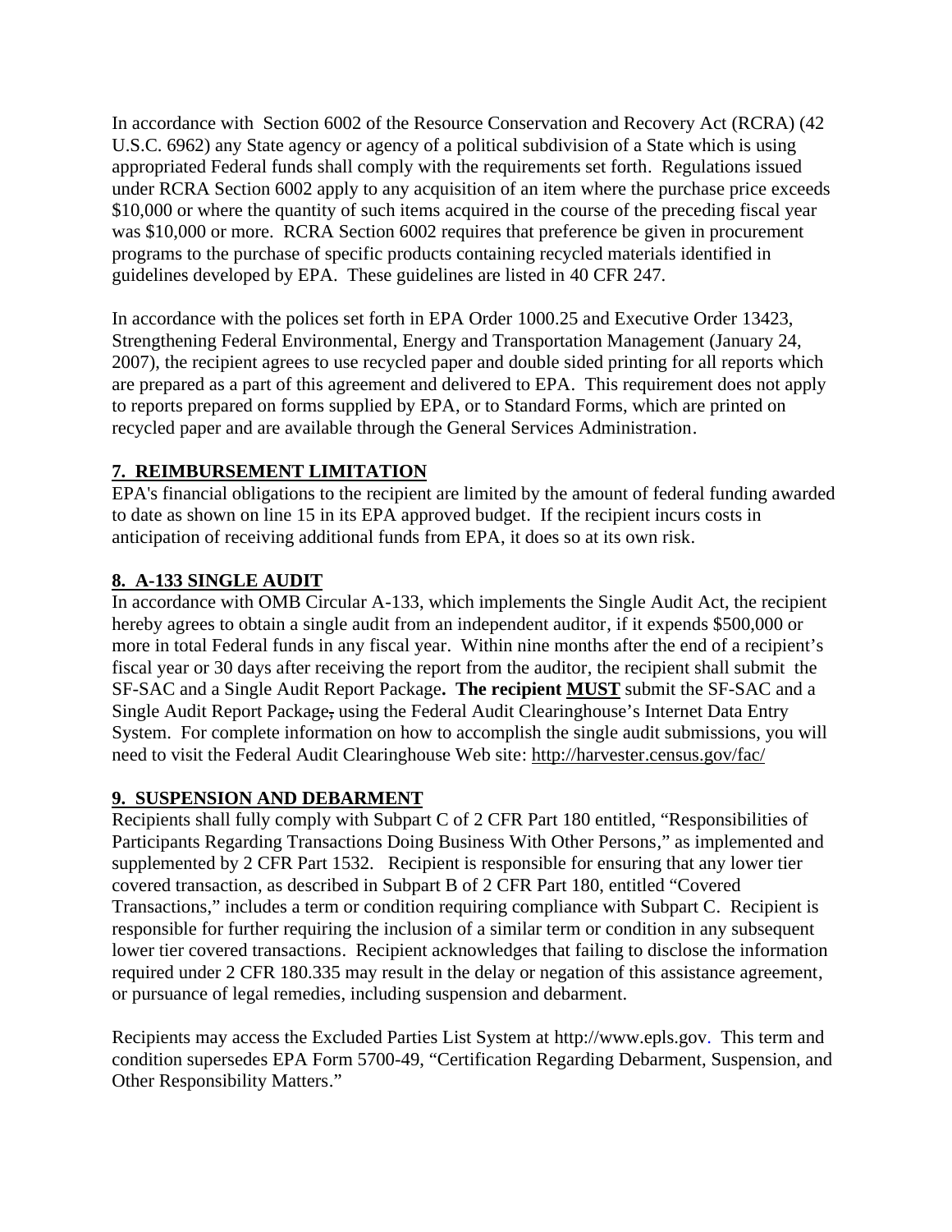In accordance with Section 6002 of the Resource Conservation and Recovery Act (RCRA) (42 U.S.C. 6962) any State agency or agency of a political subdivision of a State which is using appropriated Federal funds shall comply with the requirements set forth. Regulations issued under RCRA Section 6002 apply to any acquisition of an item where the purchase price exceeds $10,000 or where the quantity of such items acquired in the course of the preceding fiscal year was $10,000 or more. RCRA Section 6002 requires that preference be given in procurement programs to the purchase of specific products containing recycled materials identified in guidelines developed by EPA. These guidelines are listed in 40 CFR 247.

In accordance with the polices set forth in EPA Order 1000.25 and Executive Order 13423, Strengthening Federal Environmental, Energy and Transportation Management (January 24, 2007), the recipient agrees to use recycled paper and double sided printing for all reports which are prepared as a part of this agreement and delivered to EPA. This requirement does not apply to reports prepared on forms supplied by EPA, or to Standard Forms, which are printed on recycled paper and are available through the General Services Administration.

**7. REIMBURSEMENT LIMITATION**

EPA's financial obligations to the recipient are limited by the amount of federal funding awarded to date as shown on line 15 in its EPA approved budget. If the recipient incurs costs in anticipation of receiving additional funds from EPA, it does so at its own risk.

**8. A-133 SINGLE AUDIT**

In accordance with OMB Circular A-133, which implements the Single Audit Act, the recipient hereby agrees to obtain a single audit from an independent auditor, if it expends $500,000 or more in total Federal funds in any fiscal year. Within nine months after the end of a recipient's fiscal year or 30 days after receiving the report from the auditor, the recipient shall submit the SF-SAC and a Single Audit Report Package**. The recipient MUST** submit the SF-SAC and a Single Audit Report Package~~,~~ using the Federal Audit Clearinghouse's Internet Data Entry System. For complete information on how to accomplish the single audit submissions, you will need to visit the Federal Audit Clearinghouse Web site: http://harvester.census.gov/fac/

**9. SUSPENSION AND DEBARMENT**

Recipients shall fully comply with Subpart C of 2 CFR Part 180 entitled, "Responsibilities of Participants Regarding Transactions Doing Business With Other Persons," as implemented and supplemented by 2 CFR Part 1532. Recipient is responsible for ensuring that any lower tier covered transaction, as described in Subpart B of 2 CFR Part 180, entitled "Covered Transactions," includes a term or condition requiring compliance with Subpart C. Recipient is responsible for further requiring the inclusion of a similar term or condition in any subsequent lower tier covered transactions. Recipient acknowledges that failing to disclose the information required under 2 CFR 180.335 may result in the delay or negation of this assistance agreement, or pursuance of legal remedies, including suspension and debarment.

Recipients may access the Excluded Parties List System at http://www.epls.gov. This term and condition supersedes EPA Form 5700-49, "Certification Regarding Debarment, Suspension, and Other Responsibility Matters."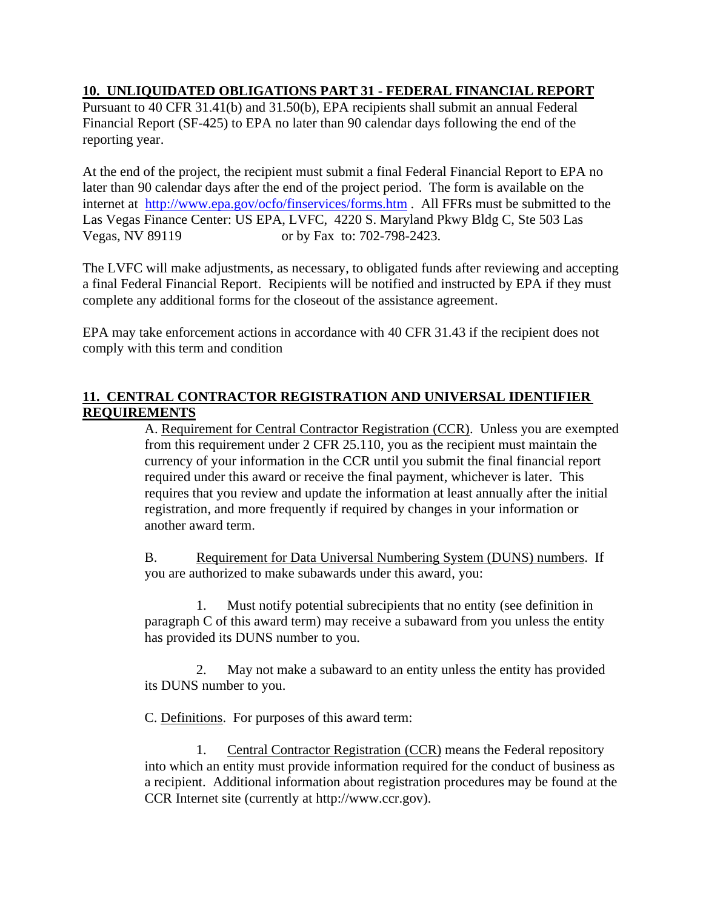**10. UNLIQUIDATED OBLIGATIONS PART 31 - FEDERAL FINANCIAL REPORT**

Pursuant to 40 CFR 31.41(b) and 31.50(b), EPA recipients shall submit an annual Federal Financial Report (SF-425) to EPA no later than 90 calendar days following the end of the reporting year.

At the end of the project, the recipient must submit a final Federal Financial Report to EPA no later than 90 calendar days after the end of the project period. The form is available on the internet at http://www.epa.gov/ocfo/finservices/forms.htm . All FFRs must be submitted to the Las Vegas Finance Center: US EPA, LVFC, 4220 S. Maryland Pkwy Bldg C, Ste 503 Las Vegas, NV 89119 or by Fax to: 702-798-2423.

The LVFC will make adjustments, as necessary, to obligated funds after reviewing and accepting a final Federal Financial Report. Recipients will be notified and instructed by EPA if they must complete any additional forms for the closeout of the assistance agreement.

EPA may take enforcement actions in accordance with 40 CFR 31.43 if the recipient does not comply with this term and condition

**11. CENTRAL CONTRACTOR REGISTRATION AND UNIVERSAL IDENTIFIER REQUIREMENTS**

A. Requirement for Central Contractor Registration (CCR). Unless you are exempted from this requirement under 2 CFR 25.110, you as the recipient must maintain the currency of your information in the CCR until you submit the final financial report required under this award or receive the final payment, whichever is later. This requires that you review and update the information at least annually after the initial registration, and more frequently if required by changes in your information or another award term.

B. Requirement for Data Universal Numbering System (DUNS) numbers. If you are authorized to make subawards under this award, you:

1. Must notify potential subrecipients that no entity (see definition in paragraph C of this award term) may receive a subaward from you unless the entity has provided its DUNS number to you.

2. May not make a subaward to an entity unless the entity has provided its DUNS number to you.

C. Definitions. For purposes of this award term:

1. Central Contractor Registration (CCR) means the Federal repository into which an entity must provide information required for the conduct of business as a recipient. Additional information about registration procedures may be found at the CCR Internet site (currently at http://www.ccr.gov).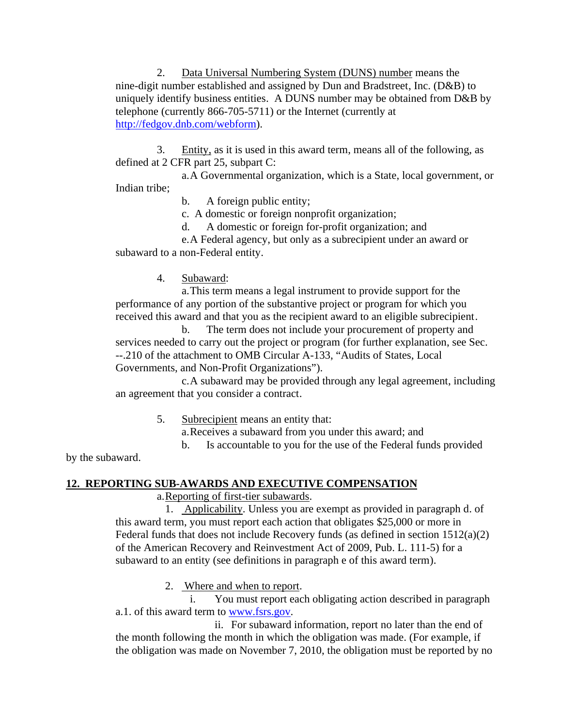2. Data Universal Numbering System (DUNS) number means the nine-digit number established and assigned by Dun and Bradstreet, Inc. (D&B) to uniquely identify business entities. A DUNS number may be obtained from D&B by telephone (currently 866-705-5711) or the Internet (currently at http://fedgov.dnb.com/webform).

3. Entity, as it is used in this award term, means all of the following, as defined at 2 CFR part 25, subpart C:

a. A Governmental organization, which is a State, local government, or Indian tribe;

b. A foreign public entity;

c. A domestic or foreign nonprofit organization;

d. A domestic or foreign for-profit organization; and

e. A Federal agency, but only as a subrecipient under an award or subaward to a non-Federal entity.

4. Subaward:

a. This term means a legal instrument to provide support for the performance of any portion of the substantive project or program for which you received this award and that you as the recipient award to an eligible subrecipient.

b. The term does not include your procurement of property and services needed to carry out the project or program (for further explanation, see Sec. --.210 of the attachment to OMB Circular A-133, "Audits of States, Local Governments, and Non-Profit Organizations").

c. A subaward may be provided through any legal agreement, including an agreement that you consider a contract.

5. Subrecipient means an entity that:

a. Receives a subaward from you under this award; and

b. Is accountable to you for the use of the Federal funds provided by the subaward.

**12. REPORTING SUB-AWARDS AND EXECUTIVE COMPENSATION**

a. Reporting of first-tier subawards.

1. Applicability. Unless you are exempt as provided in paragraph d. of this award term, you must report each action that obligates $25,000 or more in Federal funds that does not include Recovery funds (as defined in section 1512(a)(2) of the American Recovery and Reinvestment Act of 2009, Pub. L. 111-5) for a subaward to an entity (see definitions in paragraph e of this award term).

2. Where and when to report.

i. You must report each obligating action described in paragraph a.1. of this award term to www.fsrs.gov.

ii. For subaward information, report no later than the end of the month following the month in which the obligation was made. (For example, if the obligation was made on November 7, 2010, the obligation must be reported by no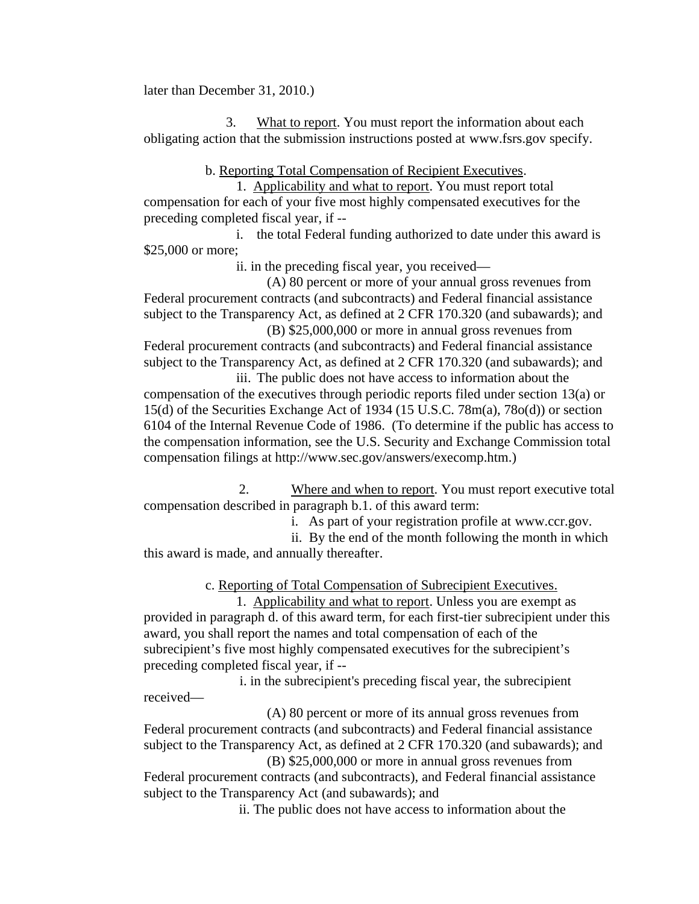later than December 31, 2010.)

3. What to report. You must report the information about each obligating action that the submission instructions posted at www.fsrs.gov specify.

b. Reporting Total Compensation of Recipient Executives.

1. Applicability and what to report. You must report total compensation for each of your five most highly compensated executives for the preceding completed fiscal year, if --

i. the total Federal funding authorized to date under this award is $25,000 or more;

ii. in the preceding fiscal year, you received—

(A) 80 percent or more of your annual gross revenues from Federal procurement contracts (and subcontracts) and Federal financial assistance subject to the Transparency Act, as defined at 2 CFR 170.320 (and subawards); and

(B) $25,000,000 or more in annual gross revenues from Federal procurement contracts (and subcontracts) and Federal financial assistance subject to the Transparency Act, as defined at 2 CFR 170.320 (and subawards); and

iii. The public does not have access to information about the compensation of the executives through periodic reports filed under section 13(a) or 15(d) of the Securities Exchange Act of 1934 (15 U.S.C. 78m(a), 78o(d)) or section 6104 of the Internal Revenue Code of 1986. (To determine if the public has access to the compensation information, see the U.S. Security and Exchange Commission total compensation filings at http://www.sec.gov/answers/execomp.htm.)

2. Where and when to report. You must report executive total compensation described in paragraph b.1. of this award term:

i. As part of your registration profile at www.ccr.gov.

ii. By the end of the month following the month in which this award is made, and annually thereafter.

c. Reporting of Total Compensation of Subrecipient Executives.

1. Applicability and what to report. Unless you are exempt as provided in paragraph d. of this award term, for each first-tier subrecipient under this award, you shall report the names and total compensation of each of the subrecipient's five most highly compensated executives for the subrecipient's preceding completed fiscal year, if --

i. in the subrecipient's preceding fiscal year, the subrecipient received—

(A) 80 percent or more of its annual gross revenues from Federal procurement contracts (and subcontracts) and Federal financial assistance subject to the Transparency Act, as defined at 2 CFR 170.320 (and subawards); and

(B) $25,000,000 or more in annual gross revenues from Federal procurement contracts (and subcontracts), and Federal financial assistance subject to the Transparency Act (and subawards); and

ii. The public does not have access to information about the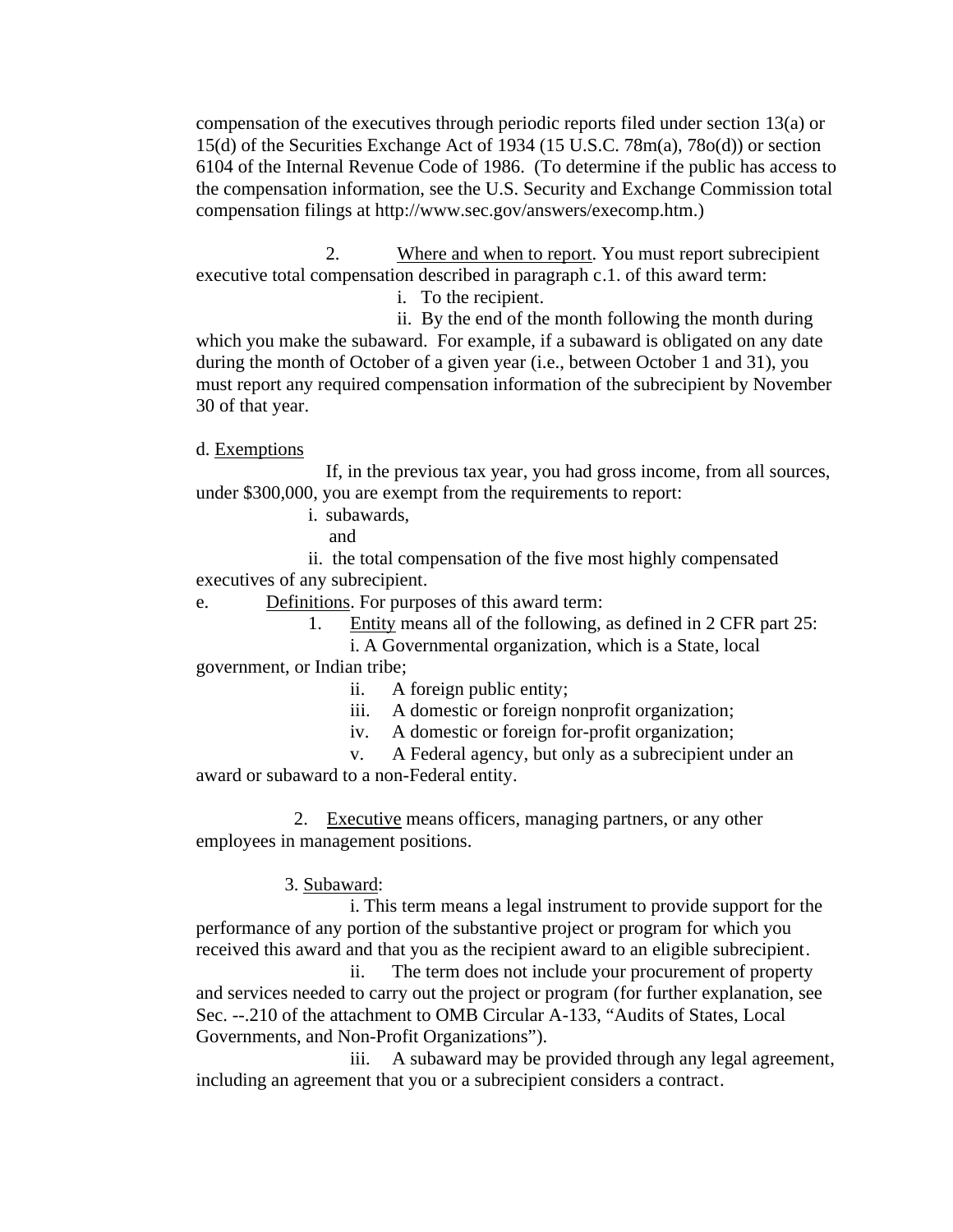compensation of the executives through periodic reports filed under section 13(a) or 15(d) of the Securities Exchange Act of 1934 (15 U.S.C. 78m(a), 78o(d)) or section 6104 of the Internal Revenue Code of 1986. (To determine if the public has access to the compensation information, see the U.S. Security and Exchange Commission total compensation filings at http://www.sec.gov/answers/execomp.htm.)

2. Where and when to report. You must report subrecipient executive total compensation described in paragraph c.1. of this award term:

i. To the recipient.

ii. By the end of the month following the month during which you make the subaward. For example, if a subaward is obligated on any date during the month of October of a given year (i.e., between October 1 and 31), you must report any required compensation information of the subrecipient by November 30 of that year.

d. Exemptions

If, in the previous tax year, you had gross income, from all sources, under $300,000, you are exempt from the requirements to report:

i. subawards,

and

ii. the total compensation of the five most highly compensated executives of any subrecipient.

e. Definitions. For purposes of this award term:

1. Entity means all of the following, as defined in 2 CFR part 25:

i. A Governmental organization, which is a State, local government, or Indian tribe;

ii. A foreign public entity;

iii. A domestic or foreign nonprofit organization;

iv. A domestic or foreign for-profit organization;

v. A Federal agency, but only as a subrecipient under an award or subaward to a non-Federal entity.

2. Executive means officers, managing partners, or any other employees in management positions.

3. Subaward:

i. This term means a legal instrument to provide support for the performance of any portion of the substantive project or program for which you received this award and that you as the recipient award to an eligible subrecipient.

ii. The term does not include your procurement of property and services needed to carry out the project or program (for further explanation, see Sec. --.210 of the attachment to OMB Circular A-133, "Audits of States, Local Governments, and Non-Profit Organizations").

iii. A subaward may be provided through any legal agreement, including an agreement that you or a subrecipient considers a contract.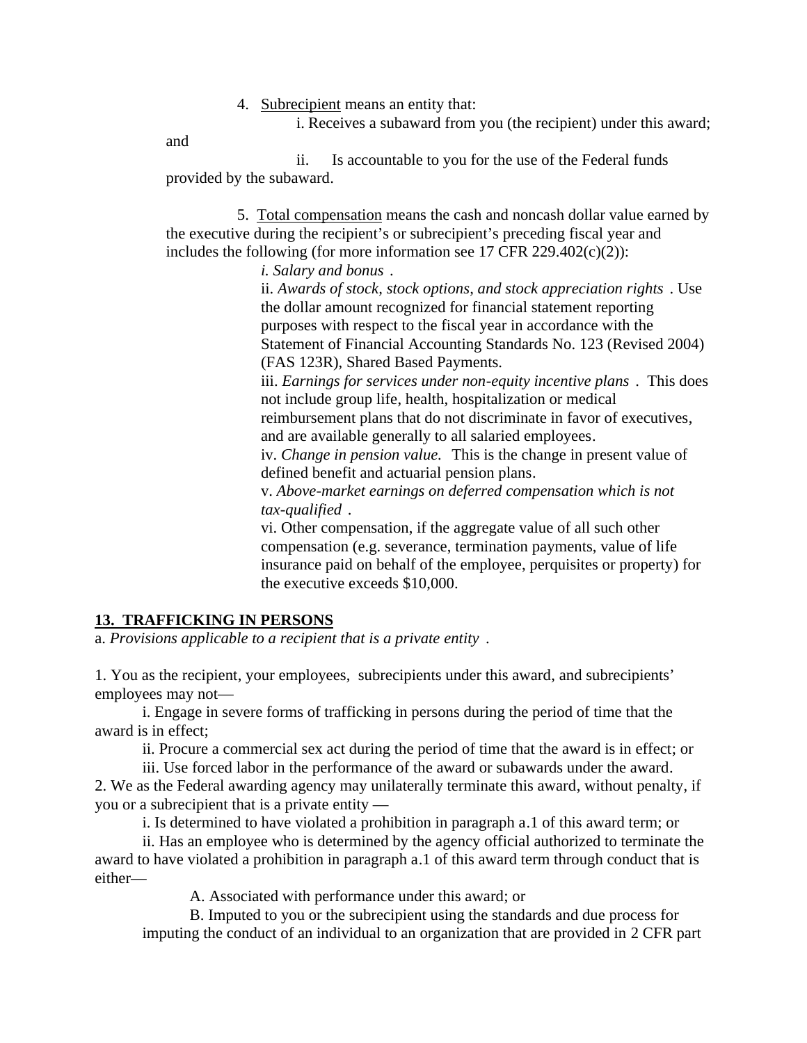4. Subrecipient means an entity that:

i. Receives a subaward from you (the recipient) under this award; and

ii. Is accountable to you for the use of the Federal funds provided by the subaward.

5. Total compensation means the cash and noncash dollar value earned by the executive during the recipient's or subrecipient's preceding fiscal year and includes the following (for more information see 17 CFR 229.402(c)(2)):

*i. Salary and bonus*.

ii. *Awards of stock, stock options, and stock appreciation rights*. Use the dollar amount recognized for financial statement reporting purposes with respect to the fiscal year in accordance with the Statement of Financial Accounting Standards No. 123 (Revised 2004) (FAS 123R), Shared Based Payments.

iii. *Earnings for services under non-equity incentive plans*. This does not include group life, health, hospitalization or medical reimbursement plans that do not discriminate in favor of executives, and are available generally to all salaried employees.

iv. *Change in pension value*. This is the change in present value of defined benefit and actuarial pension plans.

v. *Above-market earnings on deferred compensation which is not tax-qualified*.

vi. Other compensation, if the aggregate value of all such other compensation (e.g. severance, termination payments, value of life insurance paid on behalf of the employee, perquisites or property) for the executive exceeds $10,000.

## 13. TRAFFICKING IN PERSONS

a. *Provisions applicable to a recipient that is a private entity*.

1. You as the recipient, your employees, subrecipients under this award, and subrecipients' employees may not—

i. Engage in severe forms of trafficking in persons during the period of time that the award is in effect;

ii. Procure a commercial sex act during the period of time that the award is in effect; or

iii. Use forced labor in the performance of the award or subawards under the award.

2. We as the Federal awarding agency may unilaterally terminate this award, without penalty, if you or a subrecipient that is a private entity —

i. Is determined to have violated a prohibition in paragraph a.1 of this award term; or

ii. Has an employee who is determined by the agency official authorized to terminate the award to have violated a prohibition in paragraph a.1 of this award term through conduct that is either—

A. Associated with performance under this award; or

B. Imputed to you or the subrecipient using the standards and due process for imputing the conduct of an individual to an organization that are provided in 2 CFR part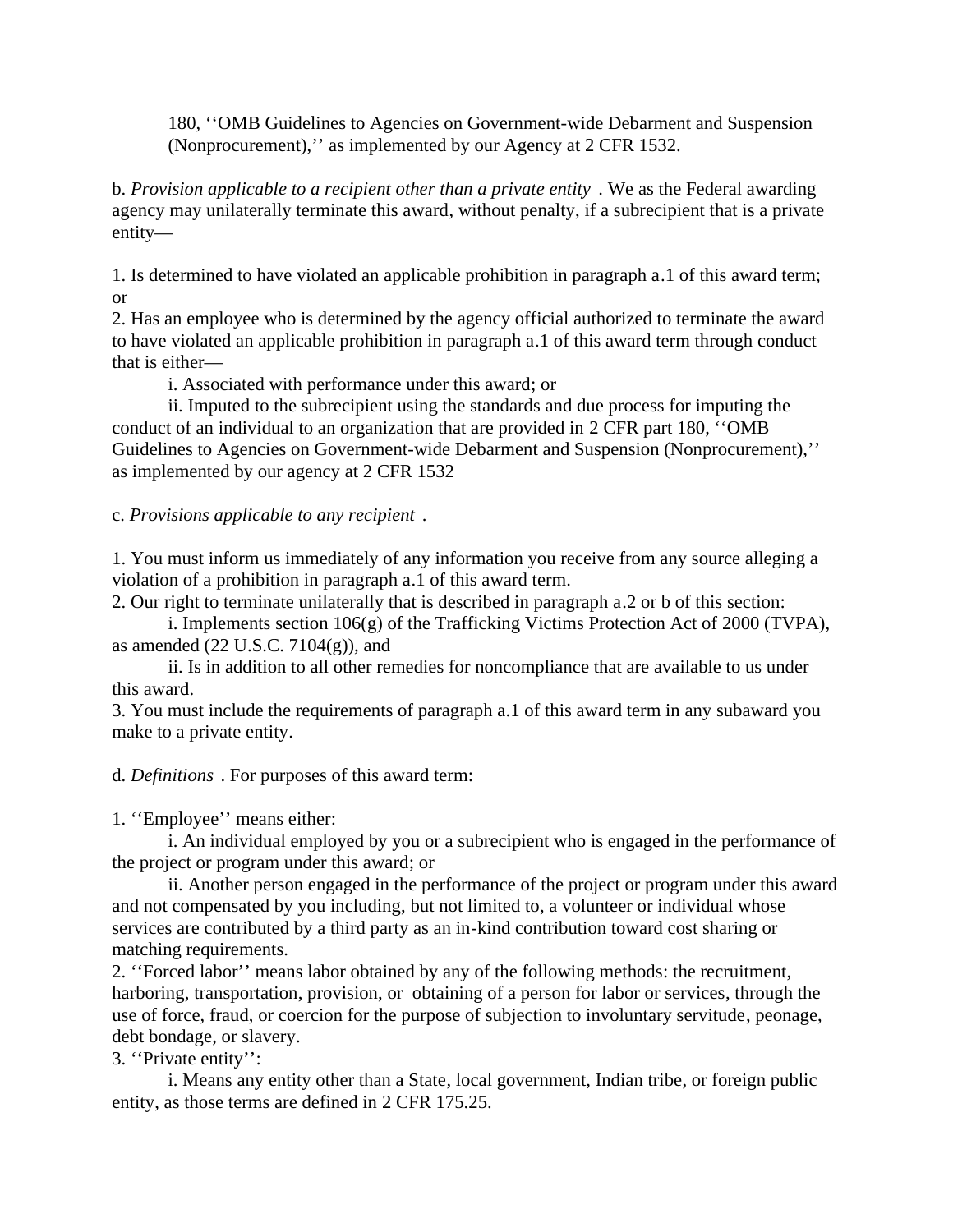180, ‘‘OMB Guidelines to Agencies on Government-wide Debarment and Suspension (Nonprocurement),’’ as implemented by our Agency at 2 CFR 1532.

b. *Provision applicable to a recipient other than a private entity* . We as the Federal awarding agency may unilaterally terminate this award, without penalty, if a subrecipient that is a private entity—

1. Is determined to have violated an applicable prohibition in paragraph a.1 of this award term; or
2. Has an employee who is determined by the agency official authorized to terminate the award to have violated an applicable prohibition in paragraph a.1 of this award term through conduct that is either—
   i. Associated with performance under this award; or
   ii. Imputed to the subrecipient using the standards and due process for imputing the conduct of an individual to an organization that are provided in 2 CFR part 180, ‘‘OMB Guidelines to Agencies on Government-wide Debarment and Suspension (Nonprocurement),’’ as implemented by our agency at 2 CFR 1532

c. *Provisions applicable to any recipient* .

1. You must inform us immediately of any information you receive from any source alleging a violation of a prohibition in paragraph a.1 of this award term.
2. Our right to terminate unilaterally that is described in paragraph a.2 or b of this section:
   i. Implements section 106(g) of the Trafficking Victims Protection Act of 2000 (TVPA), as amended (22 U.S.C. 7104(g)), and
   ii. Is in addition to all other remedies for noncompliance that are available to us under this award.
3. You must include the requirements of paragraph a.1 of this award term in any subaward you make to a private entity.

d. *Definitions* . For purposes of this award term:

1. ‘‘Employee’’ means either:
   i. An individual employed by you or a subrecipient who is engaged in the performance of the project or program under this award; or
   ii. Another person engaged in the performance of the project or program under this award and not compensated by you including, but not limited to, a volunteer or individual whose services are contributed by a third party as an in-kind contribution toward cost sharing or matching requirements.
2. ‘‘Forced labor’’ means labor obtained by any of the following methods: the recruitment, harboring, transportation, provision, or obtaining of a person for labor or services, through the use of force, fraud, or coercion for the purpose of subjection to involuntary servitude, peonage, debt bondage, or slavery.
3. ‘‘Private entity’’:
   i. Means any entity other than a State, local government, Indian tribe, or foreign public entity, as those terms are defined in 2 CFR 175.25.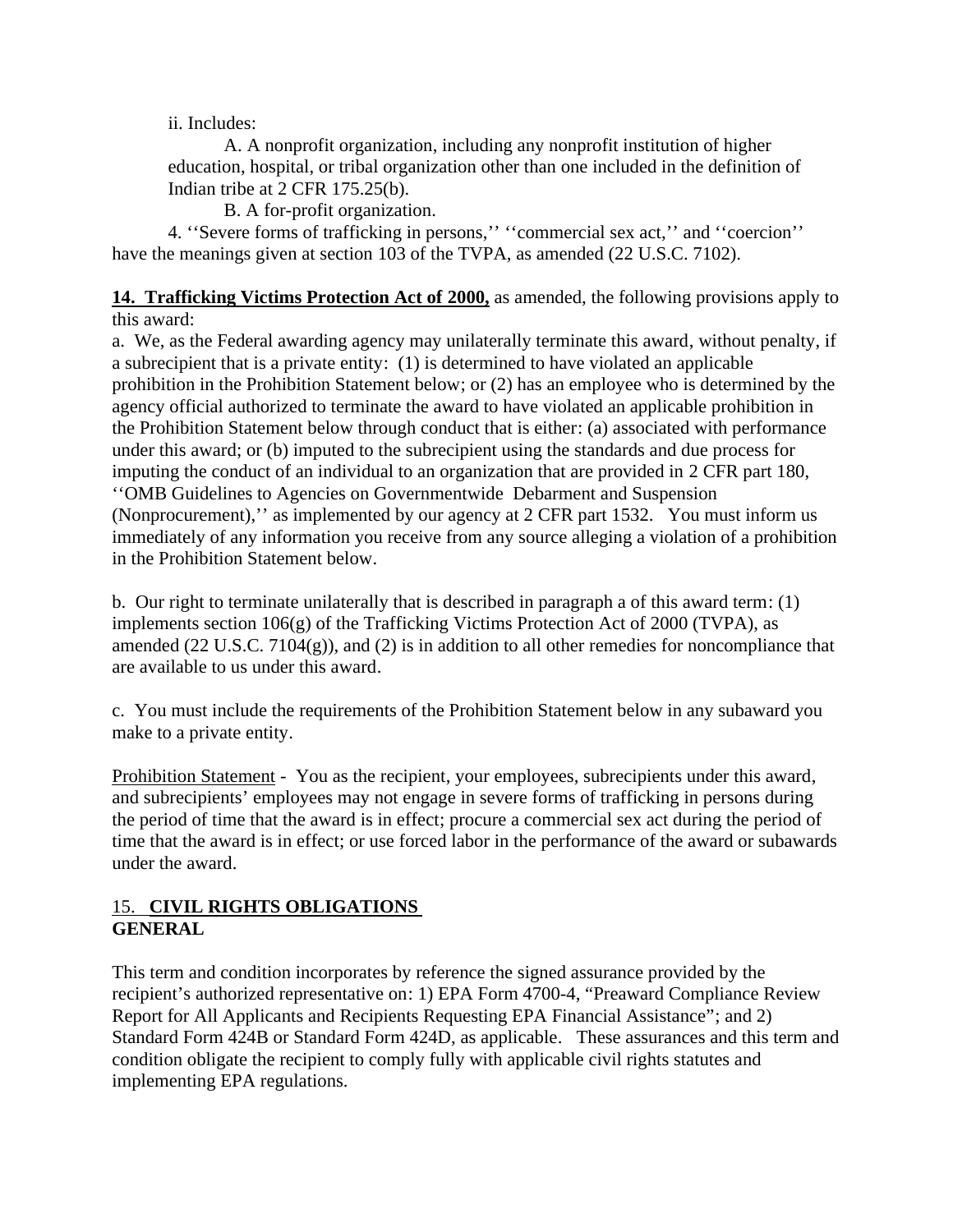ii. Includes:

A. A nonprofit organization, including any nonprofit institution of higher education, hospital, or tribal organization other than one included in the definition of Indian tribe at 2 CFR 175.25(b).

B. A for-profit organization.

4. ''Severe forms of trafficking in persons,'' ''commercial sex act,'' and ''coercion'' have the meanings given at section 103 of the TVPA, as amended (22 U.S.C. 7102).

**14. Trafficking Victims Protection Act of 2000,** as amended, the following provisions apply to this award:

a. We, as the Federal awarding agency may unilaterally terminate this award, without penalty, if a subrecipient that is a private entity: (1) is determined to have violated an applicable prohibition in the Prohibition Statement below; or (2) has an employee who is determined by the agency official authorized to terminate the award to have violated an applicable prohibition in the Prohibition Statement below through conduct that is either: (a) associated with performance under this award; or (b) imputed to the subrecipient using the standards and due process for imputing the conduct of an individual to an organization that are provided in 2 CFR part 180, ''OMB Guidelines to Agencies on Governmentwide Debarment and Suspension (Nonprocurement),'' as implemented by our agency at 2 CFR part 1532. You must inform us immediately of any information you receive from any source alleging a violation of a prohibition in the Prohibition Statement below.

b. Our right to terminate unilaterally that is described in paragraph a of this award term: (1) implements section 106(g) of the Trafficking Victims Protection Act of 2000 (TVPA), as amended (22 U.S.C. 7104(g)), and (2) is in addition to all other remedies for noncompliance that are available to us under this award.

c. You must include the requirements of the Prohibition Statement below in any subaward you make to a private entity.

Prohibition Statement - You as the recipient, your employees, subrecipients under this award, and subrecipients' employees may not engage in severe forms of trafficking in persons during the period of time that the award is in effect; procure a commercial sex act during the period of time that the award is in effect; or use forced labor in the performance of the award or subawards under the award.

## 15. CIVIL RIGHTS OBLIGATIONS

**GENERAL**

This term and condition incorporates by reference the signed assurance provided by the recipient's authorized representative on: 1) EPA Form 4700-4, "Preaward Compliance Review Report for All Applicants and Recipients Requesting EPA Financial Assistance"; and 2) Standard Form 424B or Standard Form 424D, as applicable. These assurances and this term and condition obligate the recipient to comply fully with applicable civil rights statutes and implementing EPA regulations.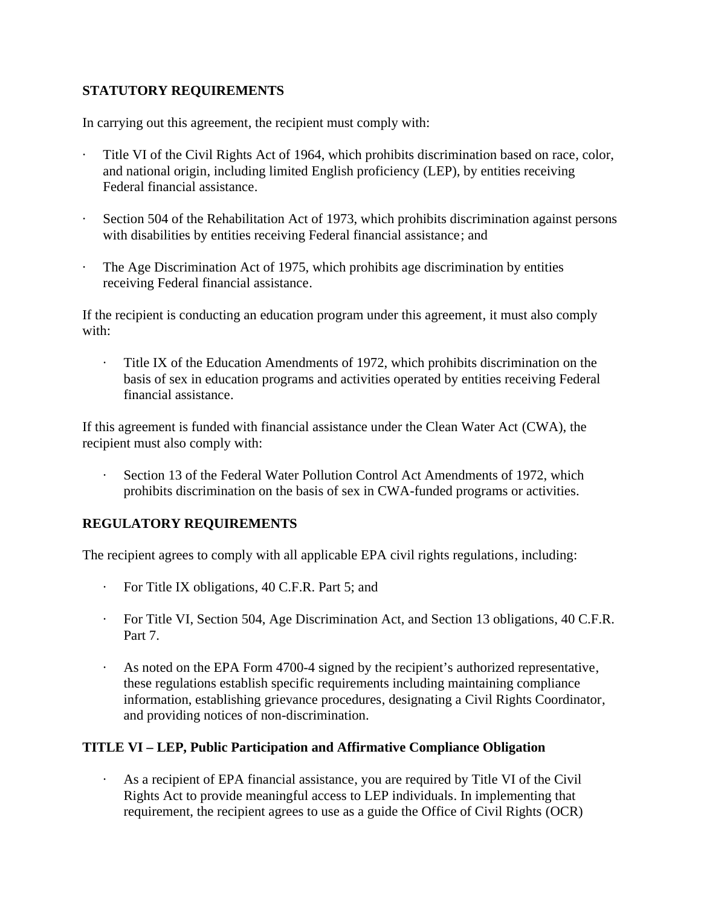**STATUTORY REQUIREMENTS**

In carrying out this agreement, the recipient must comply with:

- Title VI of the Civil Rights Act of 1964, which prohibits discrimination based on race, color, and national origin, including limited English proficiency (LEP), by entities receiving Federal financial assistance.

- Section 504 of the Rehabilitation Act of 1973, which prohibits discrimination against persons with disabilities by entities receiving Federal financial assistance; and

- The Age Discrimination Act of 1975, which prohibits age discrimination by entities receiving Federal financial assistance.

If the recipient is conducting an education program under this agreement, it must also comply with:

- Title IX of the Education Amendments of 1972, which prohibits discrimination on the basis of sex in education programs and activities operated by entities receiving Federal financial assistance.

If this agreement is funded with financial assistance under the Clean Water Act (CWA), the recipient must also comply with:

- Section 13 of the Federal Water Pollution Control Act Amendments of 1972, which prohibits discrimination on the basis of sex in CWA-funded programs or activities.

**REGULATORY REQUIREMENTS**

The recipient agrees to comply with all applicable EPA civil rights regulations, including:

- For Title IX obligations, 40 C.F.R. Part 5; and

- For Title VI, Section 504, Age Discrimination Act, and Section 13 obligations, 40 C.F.R. Part 7.

- As noted on the EPA Form 4700-4 signed by the recipient's authorized representative, these regulations establish specific requirements including maintaining compliance information, establishing grievance procedures, designating a Civil Rights Coordinator, and providing notices of non-discrimination.

**TITLE VI – LEP, Public Participation and Affirmative Compliance Obligation**

- As a recipient of EPA financial assistance, you are required by Title VI of the Civil Rights Act to provide meaningful access to LEP individuals. In implementing that requirement, the recipient agrees to use as a guide the Office of Civil Rights (OCR)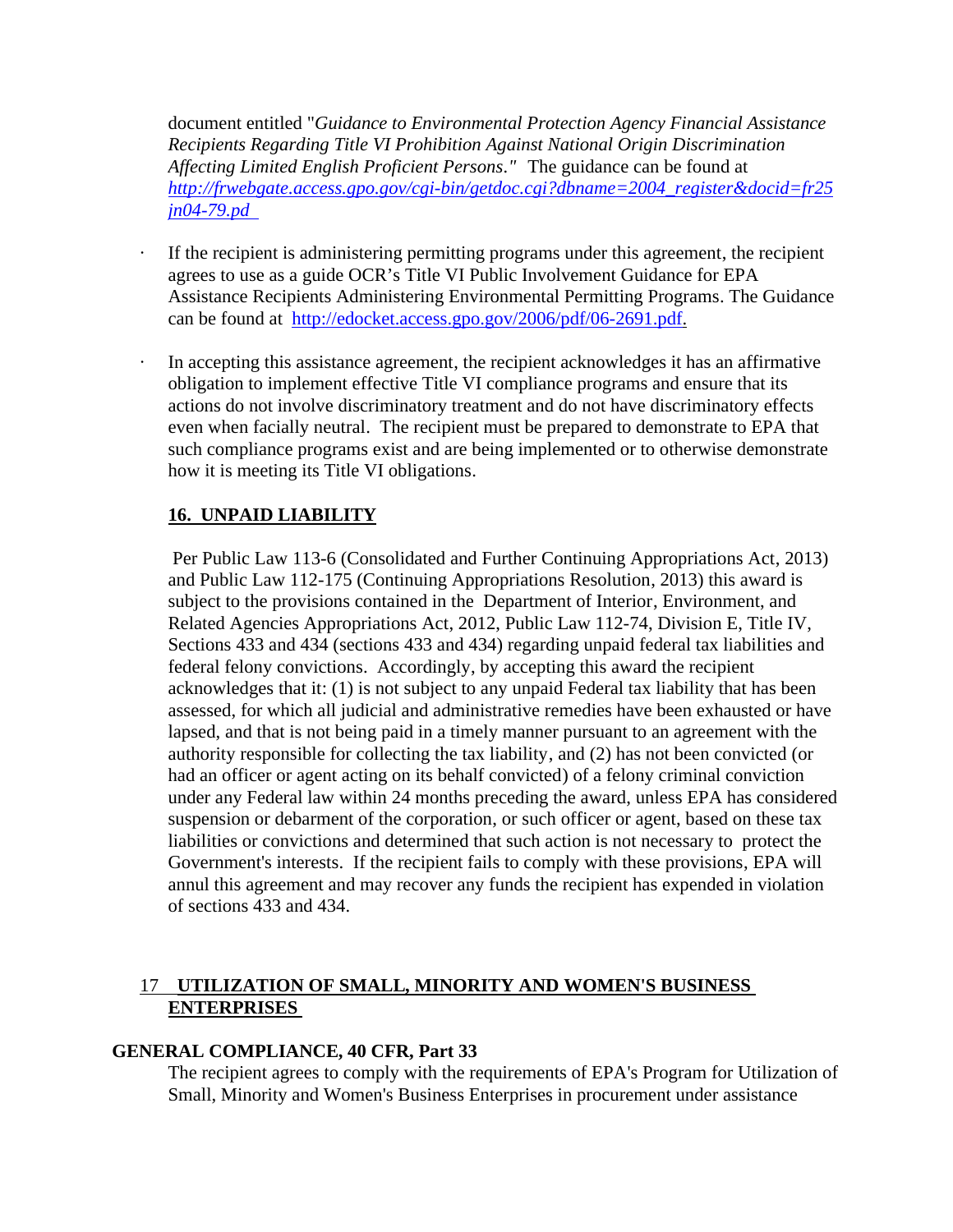document entitled "*Guidance to Environmental Protection Agency Financial Assistance Recipients Regarding Title VI Prohibition Against National Origin Discrimination Affecting Limited English Proficient Persons."* The guidance can be found at *http://frwebgate.access.gpo.gov/cgi-bin/getdoc.cgi?dbname=2004_register&docid=fr25jn04-79.pd*

- If the recipient is administering permitting programs under this agreement, the recipient agrees to use as a guide OCR's Title VI Public Involvement Guidance for EPA Assistance Recipients Administering Environmental Permitting Programs. The Guidance can be found at http://edocket.access.gpo.gov/2006/pdf/06-2691.pdf.

- In accepting this assistance agreement, the recipient acknowledges it has an affirmative obligation to implement effective Title VI compliance programs and ensure that its actions do not involve discriminatory treatment and do not have discriminatory effects even when facially neutral. The recipient must be prepared to demonstrate to EPA that such compliance programs exist and are being implemented or to otherwise demonstrate how it is meeting its Title VI obligations.

## 16. UNPAID LIABILITY

Per Public Law 113-6 (Consolidated and Further Continuing Appropriations Act, 2013) and Public Law 112-175 (Continuing Appropriations Resolution, 2013) this award is subject to the provisions contained in the Department of Interior, Environment, and Related Agencies Appropriations Act, 2012, Public Law 112-74, Division E, Title IV, Sections 433 and 434 (sections 433 and 434) regarding unpaid federal tax liabilities and federal felony convictions. Accordingly, by accepting this award the recipient acknowledges that it: (1) is not subject to any unpaid Federal tax liability that has been assessed, for which all judicial and administrative remedies have been exhausted or have lapsed, and that is not being paid in a timely manner pursuant to an agreement with the authority responsible for collecting the tax liability, and (2) has not been convicted (or had an officer or agent acting on its behalf convicted) of a felony criminal conviction under any Federal law within 24 months preceding the award, unless EPA has considered suspension or debarment of the corporation, or such officer or agent, based on these tax liabilities or convictions and determined that such action is not necessary to protect the Government's interests. If the recipient fails to comply with these provisions, EPA will annul this agreement and may recover any funds the recipient has expended in violation of sections 433 and 434.

## 17 UTILIZATION OF SMALL, MINORITY AND WOMEN'S BUSINESS ENTERPRISES

**GENERAL COMPLIANCE, 40 CFR, Part 33**

The recipient agrees to comply with the requirements of EPA's Program for Utilization of Small, Minority and Women's Business Enterprises in procurement under assistance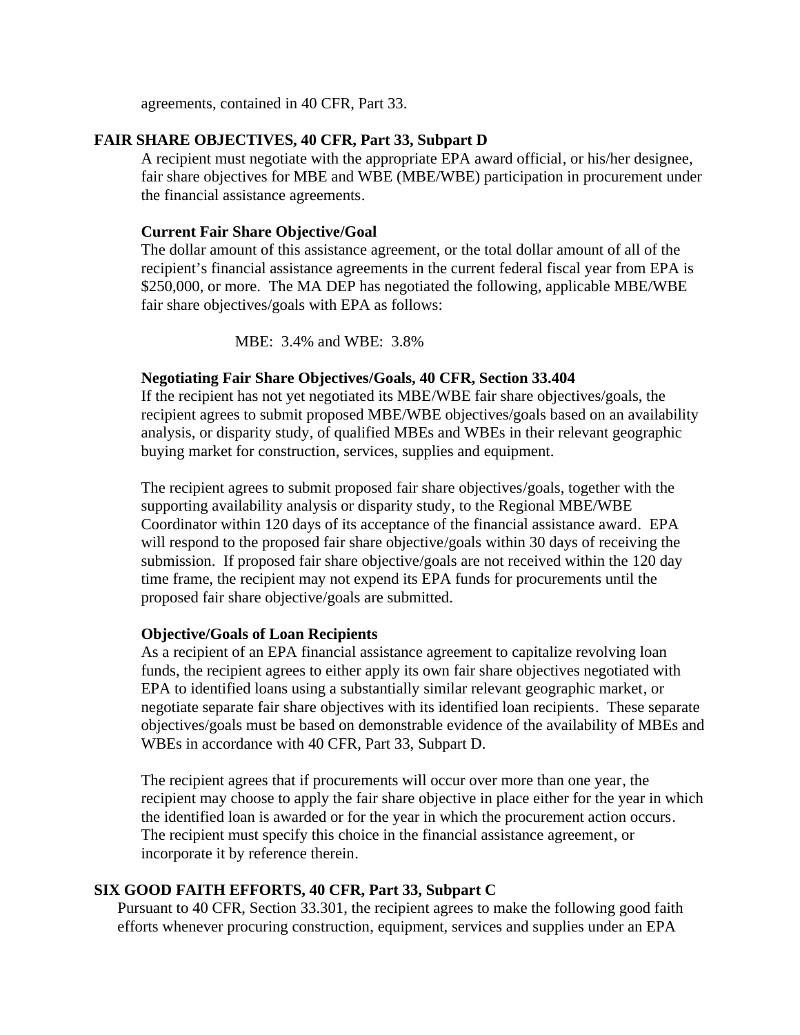agreements, contained in 40 CFR, Part 33.

**FAIR SHARE OBJECTIVES, 40 CFR, Part 33, Subpart D**

A recipient must negotiate with the appropriate EPA award official, or his/her designee, fair share objectives for MBE and WBE (MBE/WBE) participation in procurement under the financial assistance agreements.

**Current Fair Share Objective/Goal**

The dollar amount of this assistance agreement, or the total dollar amount of all of the recipient's financial assistance agreements in the current federal fiscal year from EPA is $250,000, or more. The MA DEP has negotiated the following, applicable MBE/WBE fair share objectives/goals with EPA as follows:

MBE: 3.4% and WBE: 3.8%

**Negotiating Fair Share Objectives/Goals, 40 CFR, Section 33.404**

If the recipient has not yet negotiated its MBE/WBE fair share objectives/goals, the recipient agrees to submit proposed MBE/WBE objectives/goals based on an availability analysis, or disparity study, of qualified MBEs and WBEs in their relevant geographic buying market for construction, services, supplies and equipment.

The recipient agrees to submit proposed fair share objectives/goals, together with the supporting availability analysis or disparity study, to the Regional MBE/WBE Coordinator within 120 days of its acceptance of the financial assistance award. EPA will respond to the proposed fair share objective/goals within 30 days of receiving the submission. If proposed fair share objective/goals are not received within the 120 day time frame, the recipient may not expend its EPA funds for procurements until the proposed fair share objective/goals are submitted.

**Objective/Goals of Loan Recipients**

As a recipient of an EPA financial assistance agreement to capitalize revolving loan funds, the recipient agrees to either apply its own fair share objectives negotiated with EPA to identified loans using a substantially similar relevant geographic market, or negotiate separate fair share objectives with its identified loan recipients. These separate objectives/goals must be based on demonstrable evidence of the availability of MBEs and WBEs in accordance with 40 CFR, Part 33, Subpart D.

The recipient agrees that if procurements will occur over more than one year, the recipient may choose to apply the fair share objective in place either for the year in which the identified loan is awarded or for the year in which the procurement action occurs. The recipient must specify this choice in the financial assistance agreement, or incorporate it by reference therein.

**SIX GOOD FAITH EFFORTS, 40 CFR, Part 33, Subpart C**

Pursuant to 40 CFR, Section 33.301, the recipient agrees to make the following good faith efforts whenever procuring construction, equipment, services and supplies under an EPA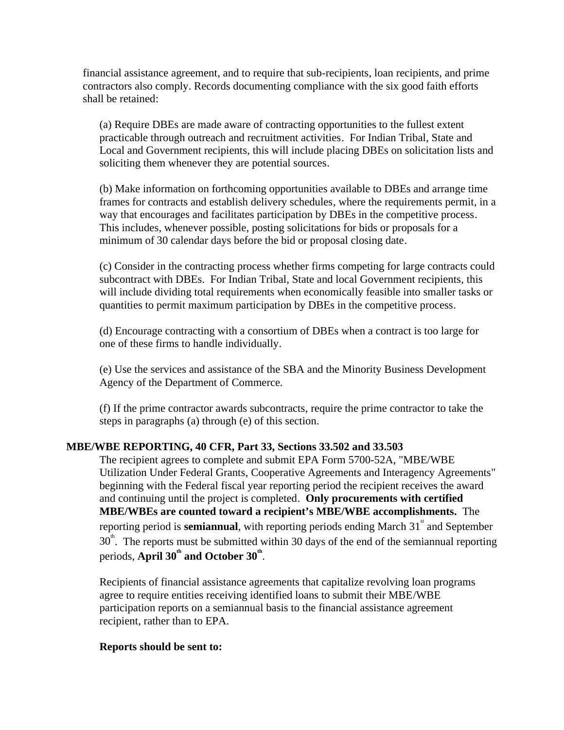financial assistance agreement, and to require that sub-recipients, loan recipients, and prime contractors also comply. Records documenting compliance with the six good faith efforts shall be retained:

(a) Require DBEs are made aware of contracting opportunities to the fullest extent practicable through outreach and recruitment activities. For Indian Tribal, State and Local and Government recipients, this will include placing DBEs on solicitation lists and soliciting them whenever they are potential sources.

(b) Make information on forthcoming opportunities available to DBEs and arrange time frames for contracts and establish delivery schedules, where the requirements permit, in a way that encourages and facilitates participation by DBEs in the competitive process. This includes, whenever possible, posting solicitations for bids or proposals for a minimum of 30 calendar days before the bid or proposal closing date.

(c) Consider in the contracting process whether firms competing for large contracts could subcontract with DBEs. For Indian Tribal, State and local Government recipients, this will include dividing total requirements when economically feasible into smaller tasks or quantities to permit maximum participation by DBEs in the competitive process.

(d) Encourage contracting with a consortium of DBEs when a contract is too large for one of these firms to handle individually.

(e) Use the services and assistance of the SBA and the Minority Business Development Agency of the Department of Commerce.

(f) If the prime contractor awards subcontracts, require the prime contractor to take the steps in paragraphs (a) through (e) of this section.

**MBE/WBE REPORTING, 40 CFR, Part 33, Sections 33.502 and 33.503**

The recipient agrees to complete and submit EPA Form 5700-52A, "MBE/WBE Utilization Under Federal Grants, Cooperative Agreements and Interagency Agreements" beginning with the Federal fiscal year reporting period the recipient receives the award and continuing until the project is completed. **Only procurements with certified MBE/WBEs are counted toward a recipient's MBE/WBE accomplishments.** The reporting period is **semiannual**, with reporting periods ending March 31st and September 30th. The reports must be submitted within 30 days of the end of the semiannual reporting periods, **April 30th and October 30th**.

Recipients of financial assistance agreements that capitalize revolving loan programs agree to require entities receiving identified loans to submit their MBE/WBE participation reports on a semiannual basis to the financial assistance agreement recipient, rather than to EPA.

**Reports should be sent to:**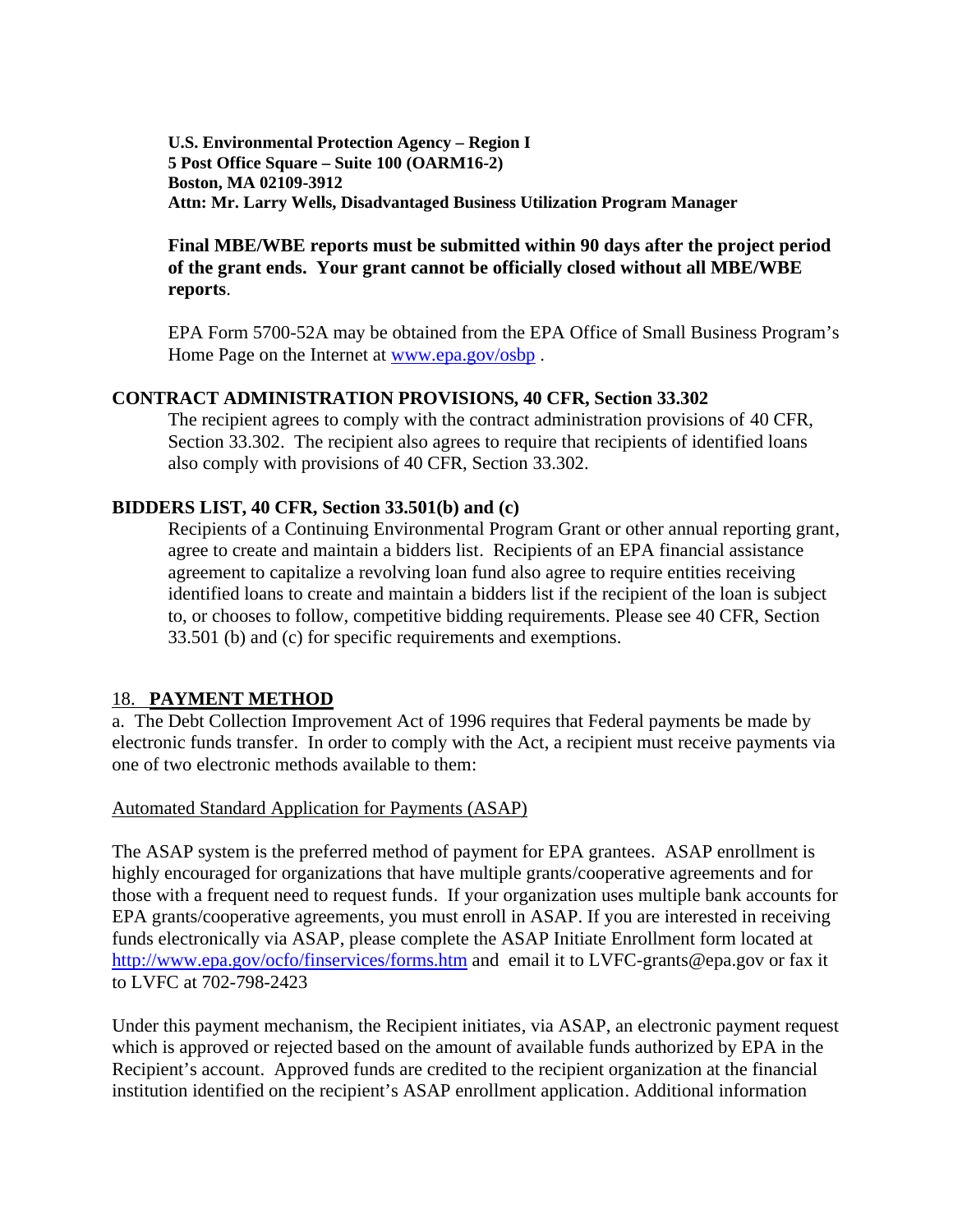**U.S. Environmental Protection Agency – Region I**
**5 Post Office Square – Suite 100 (OARM16-2)**
**Boston, MA 02109-3912**
**Attn: Mr. Larry Wells, Disadvantaged Business Utilization Program Manager**

**Final MBE/WBE reports must be submitted within 90 days after the project period of the grant ends. Your grant cannot be officially closed without all MBE/WBE reports**.

EPA Form 5700-52A may be obtained from the EPA Office of Small Business Program's Home Page on the Internet at [www.epa.gov/osbp](http://www.epa.gov/osbp) .

**CONTRACT ADMINISTRATION PROVISIONS, 40 CFR, Section 33.302**

The recipient agrees to comply with the contract administration provisions of 40 CFR, Section 33.302. The recipient also agrees to require that recipients of identified loans also comply with provisions of 40 CFR, Section 33.302.

**BIDDERS LIST, 40 CFR, Section 33.501(b) and (c)**

Recipients of a Continuing Environmental Program Grant or other annual reporting grant, agree to create and maintain a bidders list. Recipients of an EPA financial assistance agreement to capitalize a revolving loan fund also agree to require entities receiving identified loans to create and maintain a bidders list if the recipient of the loan is subject to, or chooses to follow, competitive bidding requirements. Please see 40 CFR, Section 33.501 (b) and (c) for specific requirements and exemptions.

## 18. **PAYMENT METHOD**

a. The Debt Collection Improvement Act of 1996 requires that Federal payments be made by electronic funds transfer. In order to comply with the Act, a recipient must receive payments via one of two electronic methods available to them:

Automated Standard Application for Payments (ASAP)

The ASAP system is the preferred method of payment for EPA grantees. ASAP enrollment is highly encouraged for organizations that have multiple grants/cooperative agreements and for those with a frequent need to request funds. If your organization uses multiple bank accounts for EPA grants/cooperative agreements, you must enroll in ASAP. If you are interested in receiving funds electronically via ASAP, please complete the ASAP Initiate Enrollment form located at [http://www.epa.gov/ocfo/finservices/forms.htm](http://www.epa.gov/ocfo/finservices/forms.htm) and email it to LVFC-grants@epa.gov or fax it to LVFC at 702-798-2423

Under this payment mechanism, the Recipient initiates, via ASAP, an electronic payment request which is approved or rejected based on the amount of available funds authorized by EPA in the Recipient's account. Approved funds are credited to the recipient organization at the financial institution identified on the recipient's ASAP enrollment application. Additional information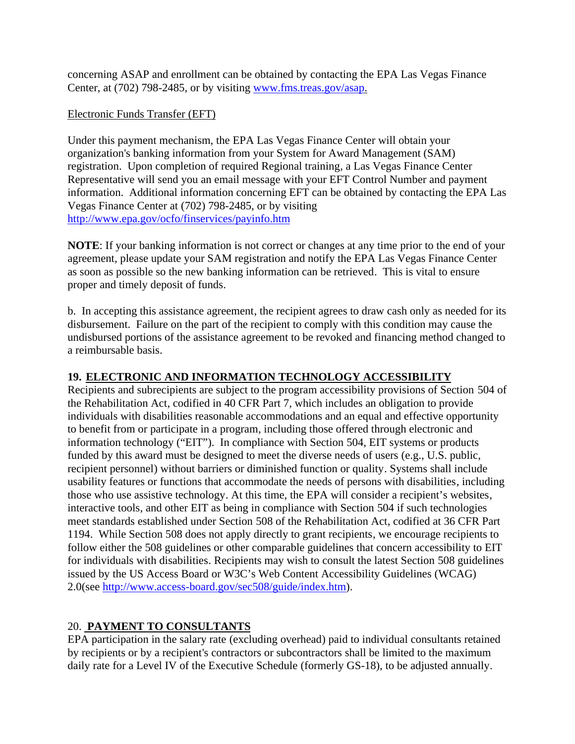concerning ASAP and enrollment can be obtained by contacting the EPA Las Vegas Finance Center, at (702) 798-2485, or by visiting [www.fms.treas.gov/asap.](www.fms.treas.gov/asap)

Electronic Funds Transfer (EFT)

Under this payment mechanism, the EPA Las Vegas Finance Center will obtain your organization's banking information from your System for Award Management (SAM) registration. Upon completion of required Regional training, a Las Vegas Finance Center Representative will send you an email message with your EFT Control Number and payment information. Additional information concerning EFT can be obtained by contacting the EPA Las Vegas Finance Center at (702) 798-2485, or by visiting http://www.epa.gov/ocfo/finservices/payinfo.htm

**NOTE**: If your banking information is not correct or changes at any time prior to the end of your agreement, please update your SAM registration and notify the EPA Las Vegas Finance Center as soon as possible so the new banking information can be retrieved. This is vital to ensure proper and timely deposit of funds.

b. In accepting this assistance agreement, the recipient agrees to draw cash only as needed for its disbursement. Failure on the part of the recipient to comply with this condition may cause the undisbursed portions of the assistance agreement to be revoked and financing method changed to a reimbursable basis.

## 19. ELECTRONIC AND INFORMATION TECHNOLOGY ACCESSIBILITY

Recipients and subrecipients are subject to the program accessibility provisions of Section 504 of the Rehabilitation Act, codified in 40 CFR Part 7, which includes an obligation to provide individuals with disabilities reasonable accommodations and an equal and effective opportunity to benefit from or participate in a program, including those offered through electronic and information technology ("EIT"). In compliance with Section 504, EIT systems or products funded by this award must be designed to meet the diverse needs of users (e.g., U.S. public, recipient personnel) without barriers or diminished function or quality. Systems shall include usability features or functions that accommodate the needs of persons with disabilities, including those who use assistive technology. At this time, the EPA will consider a recipient's websites, interactive tools, and other EIT as being in compliance with Section 504 if such technologies meet standards established under Section 508 of the Rehabilitation Act, codified at 36 CFR Part 1194. While Section 508 does not apply directly to grant recipients, we encourage recipients to follow either the 508 guidelines or other comparable guidelines that concern accessibility to EIT for individuals with disabilities. Recipients may wish to consult the latest Section 508 guidelines issued by the US Access Board or W3C's Web Content Accessibility Guidelines (WCAG) 2.0(see http://www.access-board.gov/sec508/guide/index.htm).

## 20. PAYMENT TO CONSULTANTS

EPA participation in the salary rate (excluding overhead) paid to individual consultants retained by recipients or by a recipient's contractors or subcontractors shall be limited to the maximum daily rate for a Level IV of the Executive Schedule (formerly GS-18), to be adjusted annually.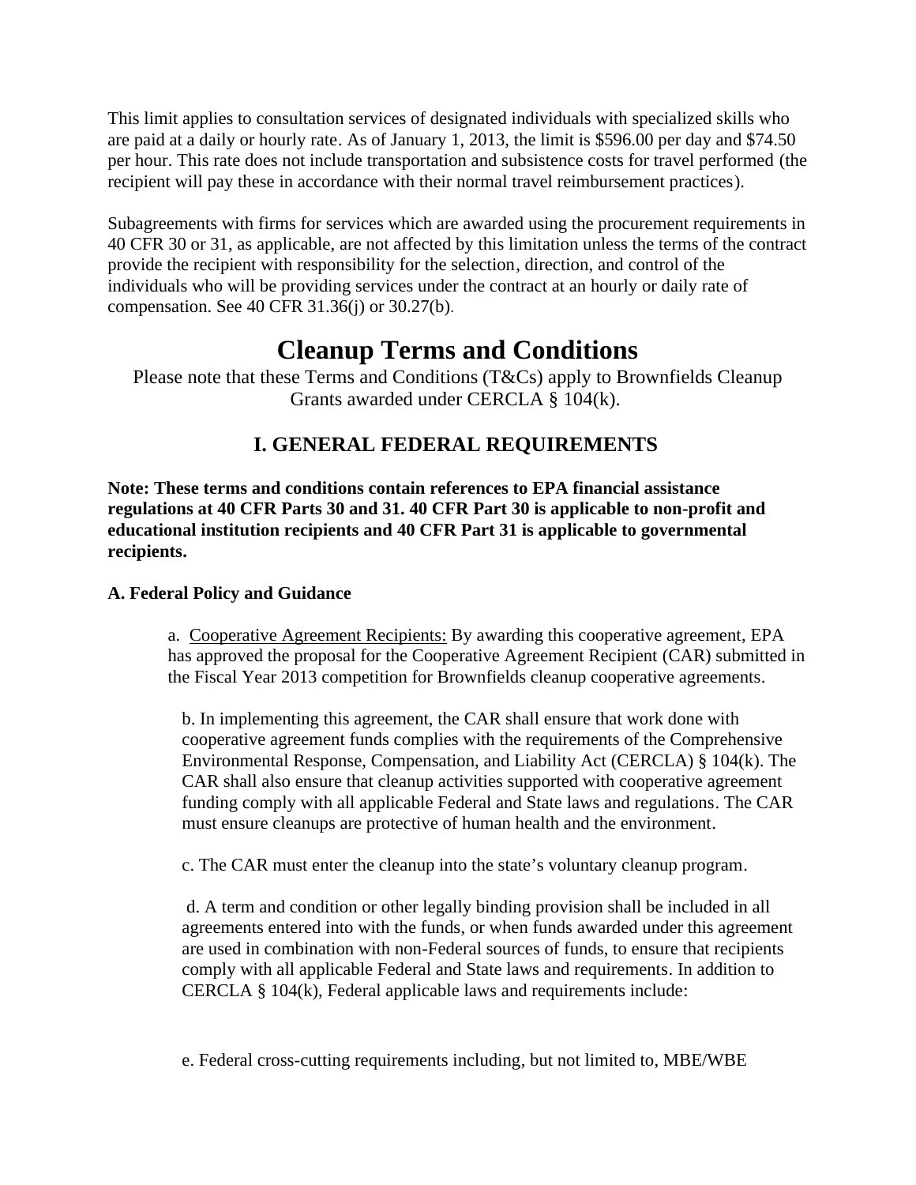This limit applies to consultation services of designated individuals with specialized skills who are paid at a daily or hourly rate. As of January 1, 2013, the limit is $596.00 per day and $74.50 per hour. This rate does not include transportation and subsistence costs for travel performed (the recipient will pay these in accordance with their normal travel reimbursement practices).

Subagreements with firms for services which are awarded using the procurement requirements in 40 CFR 30 or 31, as applicable, are not affected by this limitation unless the terms of the contract provide the recipient with responsibility for the selection, direction, and control of the individuals who will be providing services under the contract at an hourly or daily rate of compensation. See 40 CFR 31.36(j) or 30.27(b).

# Cleanup Terms and Conditions

Please note that these Terms and Conditions (T&Cs) apply to Brownfields Cleanup Grants awarded under CERCLA § 104(k).

## I. GENERAL FEDERAL REQUIREMENTS

**Note: These terms and conditions contain references to EPA financial assistance regulations at 40 CFR Parts 30 and 31. 40 CFR Part 30 is applicable to non-profit and educational institution recipients and 40 CFR Part 31 is applicable to governmental recipients.**

### A. Federal Policy and Guidance

a. <u>Cooperative Agreement Recipients:</u> By awarding this cooperative agreement, EPA has approved the proposal for the Cooperative Agreement Recipient (CAR) submitted in the Fiscal Year 2013 competition for Brownfields cleanup cooperative agreements.

b. In implementing this agreement, the CAR shall ensure that work done with cooperative agreement funds complies with the requirements of the Comprehensive Environmental Response, Compensation, and Liability Act (CERCLA) § 104(k). The CAR shall also ensure that cleanup activities supported with cooperative agreement funding comply with all applicable Federal and State laws and regulations. The CAR must ensure cleanups are protective of human health and the environment.

c. The CAR must enter the cleanup into the state's voluntary cleanup program.

d. A term and condition or other legally binding provision shall be included in all agreements entered into with the funds, or when funds awarded under this agreement are used in combination with non-Federal sources of funds, to ensure that recipients comply with all applicable Federal and State laws and requirements. In addition to CERCLA § 104(k), Federal applicable laws and requirements include:

e. Federal cross-cutting requirements including, but not limited to, MBE/WBE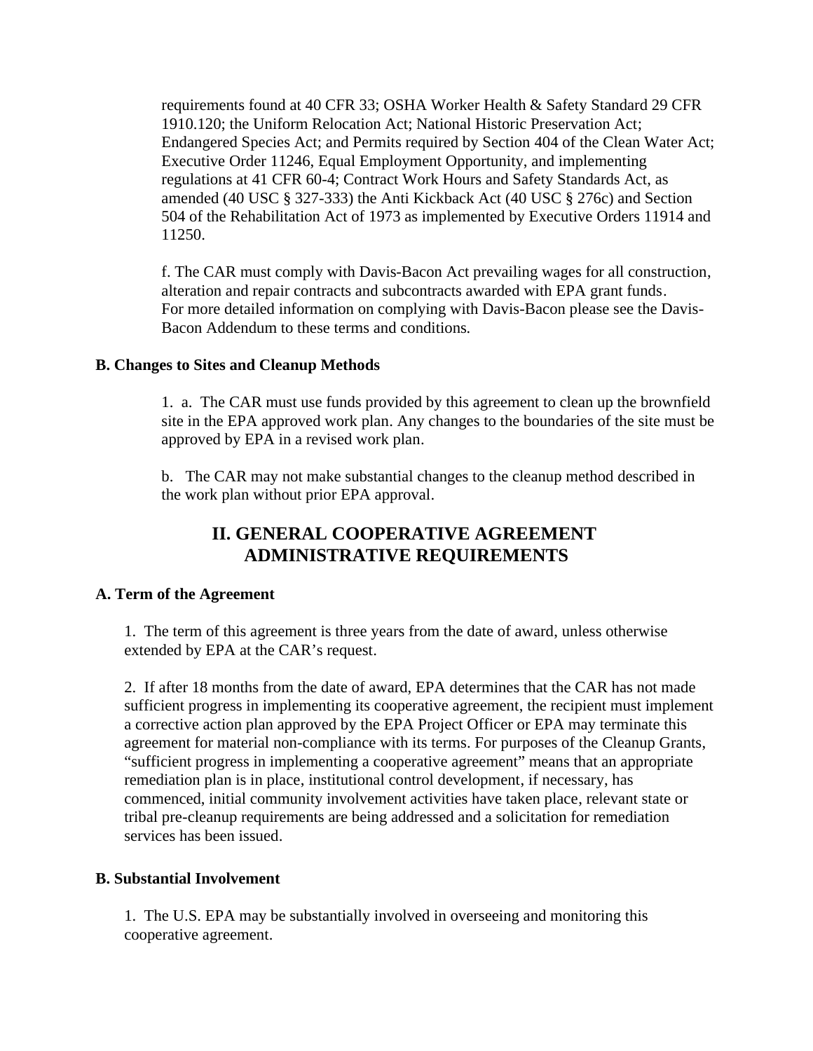requirements found at 40 CFR 33; OSHA Worker Health & Safety Standard 29 CFR 1910.120; the Uniform Relocation Act; National Historic Preservation Act; Endangered Species Act; and Permits required by Section 404 of the Clean Water Act; Executive Order 11246, Equal Employment Opportunity, and implementing regulations at 41 CFR 60-4; Contract Work Hours and Safety Standards Act, as amended (40 USC § 327-333) the Anti Kickback Act (40 USC § 276c) and Section 504 of the Rehabilitation Act of 1973 as implemented by Executive Orders 11914 and 11250.

f. The CAR must comply with Davis-Bacon Act prevailing wages for all construction, alteration and repair contracts and subcontracts awarded with EPA grant funds. For more detailed information on complying with Davis-Bacon please see the Davis-Bacon Addendum to these terms and conditions.

**B. Changes to Sites and Cleanup Methods**

1. a. The CAR must use funds provided by this agreement to clean up the brownfield site in the EPA approved work plan. Any changes to the boundaries of the site must be approved by EPA in a revised work plan.

b. The CAR may not make substantial changes to the cleanup method described in the work plan without prior EPA approval.

## II. GENERAL COOPERATIVE AGREEMENT ADMINISTRATIVE REQUIREMENTS

**A. Term of the Agreement**

1. The term of this agreement is three years from the date of award, unless otherwise extended by EPA at the CAR's request.

2. If after 18 months from the date of award, EPA determines that the CAR has not made sufficient progress in implementing its cooperative agreement, the recipient must implement a corrective action plan approved by the EPA Project Officer or EPA may terminate this agreement for material non-compliance with its terms. For purposes of the Cleanup Grants, "sufficient progress in implementing a cooperative agreement" means that an appropriate remediation plan is in place, institutional control development, if necessary, has commenced, initial community involvement activities have taken place, relevant state or tribal pre-cleanup requirements are being addressed and a solicitation for remediation services has been issued.

**B. Substantial Involvement**

1. The U.S. EPA may be substantially involved in overseeing and monitoring this cooperative agreement.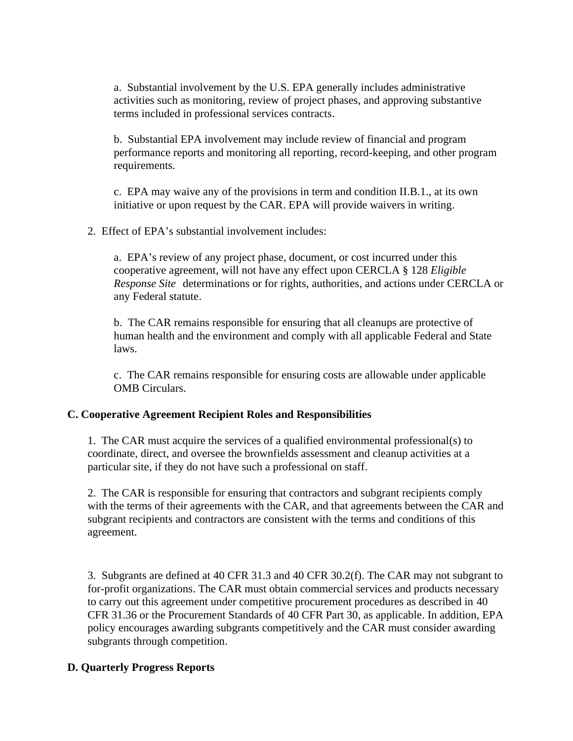a. Substantial involvement by the U.S. EPA generally includes administrative activities such as monitoring, review of project phases, and approving substantive terms included in professional services contracts.

b. Substantial EPA involvement may include review of financial and program performance reports and monitoring all reporting, record-keeping, and other program requirements.

c. EPA may waive any of the provisions in term and condition II.B.1., at its own initiative or upon request by the CAR. EPA will provide waivers in writing.

2. Effect of EPA's substantial involvement includes:

a. EPA's review of any project phase, document, or cost incurred under this cooperative agreement, will not have any effect upon CERCLA § 128 *Eligible Response Site* determinations or for rights, authorities, and actions under CERCLA or any Federal statute.

b. The CAR remains responsible for ensuring that all cleanups are protective of human health and the environment and comply with all applicable Federal and State laws.

c. The CAR remains responsible for ensuring costs are allowable under applicable OMB Circulars.

**C. Cooperative Agreement Recipient Roles and Responsibilities**

1. The CAR must acquire the services of a qualified environmental professional(s) to coordinate, direct, and oversee the brownfields assessment and cleanup activities at a particular site, if they do not have such a professional on staff.

2. The CAR is responsible for ensuring that contractors and subgrant recipients comply with the terms of their agreements with the CAR, and that agreements between the CAR and subgrant recipients and contractors are consistent with the terms and conditions of this agreement.

3. Subgrants are defined at 40 CFR 31.3 and 40 CFR 30.2(f). The CAR may not subgrant to for-profit organizations. The CAR must obtain commercial services and products necessary to carry out this agreement under competitive procurement procedures as described in 40 CFR 31.36 or the Procurement Standards of 40 CFR Part 30, as applicable. In addition, EPA policy encourages awarding subgrants competitively and the CAR must consider awarding subgrants through competition.

**D. Quarterly Progress Reports**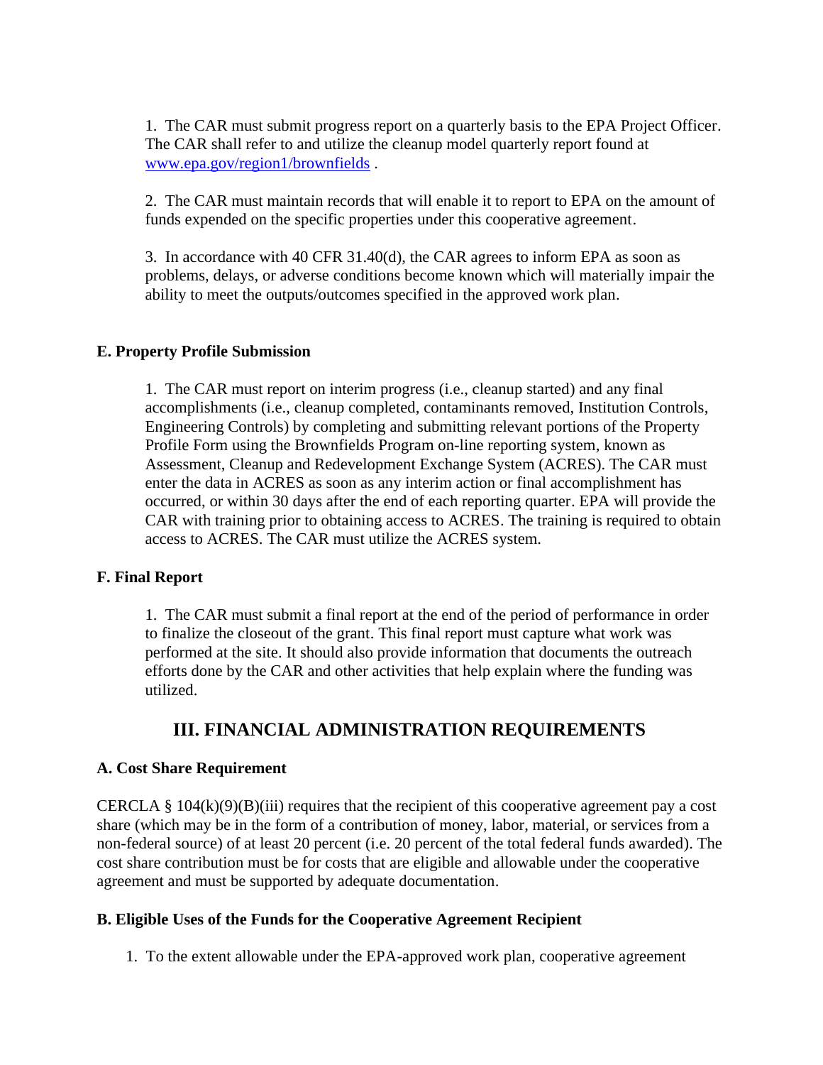1. The CAR must submit progress report on a quarterly basis to the EPA Project Officer. The CAR shall refer to and utilize the cleanup model quarterly report found at [www.epa.gov/region1/brownfields](www.epa.gov/region1/brownfields) .

2. The CAR must maintain records that will enable it to report to EPA on the amount of funds expended on the specific properties under this cooperative agreement.

3. In accordance with 40 CFR 31.40(d), the CAR agrees to inform EPA as soon as problems, delays, or adverse conditions become known which will materially impair the ability to meet the outputs/outcomes specified in the approved work plan.

**E. Property Profile Submission**

1. The CAR must report on interim progress (i.e., cleanup started) and any final accomplishments (i.e., cleanup completed, contaminants removed, Institution Controls, Engineering Controls) by completing and submitting relevant portions of the Property Profile Form using the Brownfields Program on-line reporting system, known as Assessment, Cleanup and Redevelopment Exchange System (ACRES). The CAR must enter the data in ACRES as soon as any interim action or final accomplishment has occurred, or within 30 days after the end of each reporting quarter. EPA will provide the CAR with training prior to obtaining access to ACRES. The training is required to obtain access to ACRES. The CAR must utilize the ACRES system.

**F. Final Report**

1. The CAR must submit a final report at the end of the period of performance in order to finalize the closeout of the grant. This final report must capture what work was performed at the site. It should also provide information that documents the outreach efforts done by the CAR and other activities that help explain where the funding was utilized.

## III. FINANCIAL ADMINISTRATION REQUIREMENTS

**A. Cost Share Requirement**

CERCLA § 104(k)(9)(B)(iii) requires that the recipient of this cooperative agreement pay a cost share (which may be in the form of a contribution of money, labor, material, or services from a non-federal source) of at least 20 percent (i.e. 20 percent of the total federal funds awarded). The cost share contribution must be for costs that are eligible and allowable under the cooperative agreement and must be supported by adequate documentation.

**B. Eligible Uses of the Funds for the Cooperative Agreement Recipient**

1. To the extent allowable under the EPA-approved work plan, cooperative agreement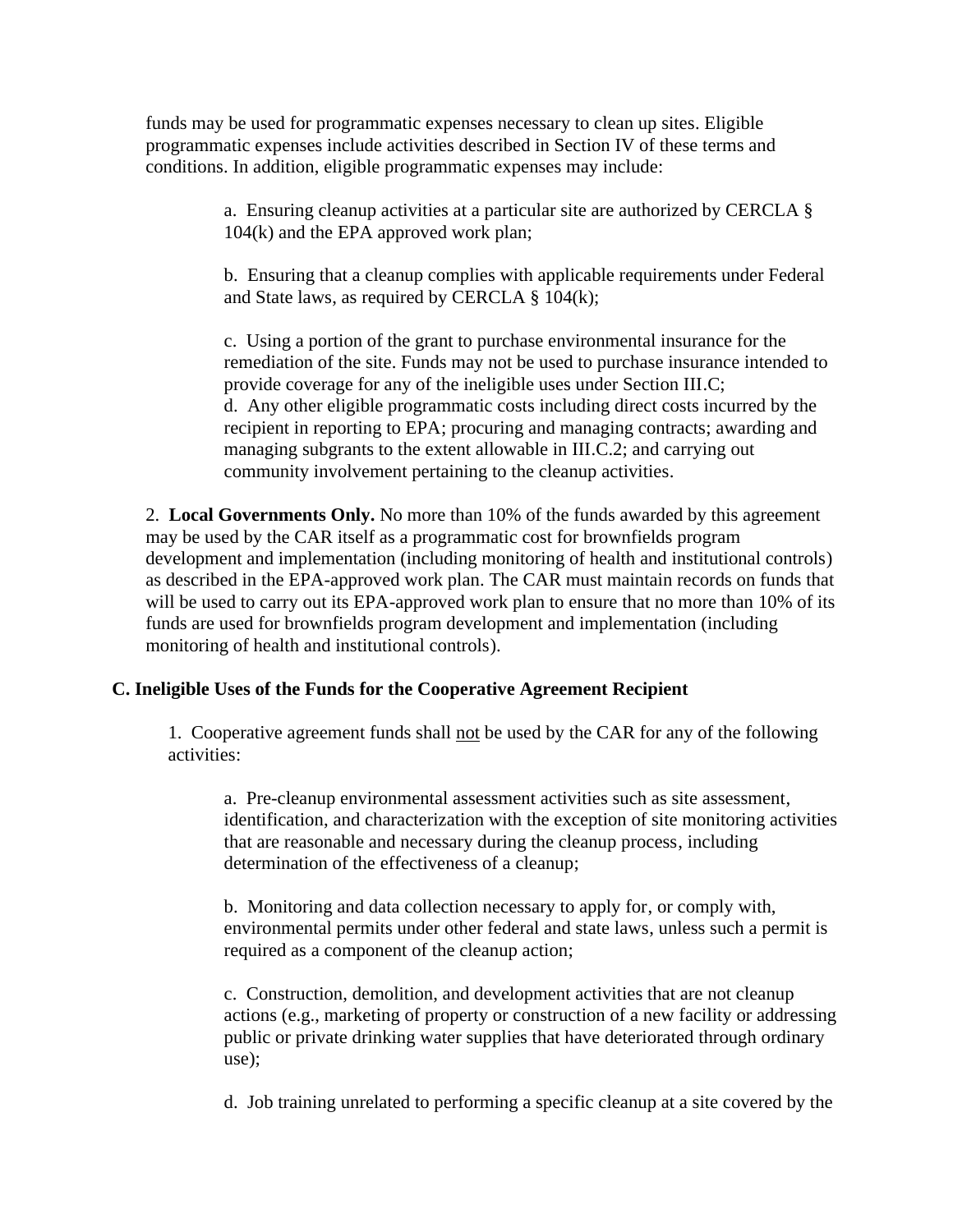funds may be used for programmatic expenses necessary to clean up sites. Eligible programmatic expenses include activities described in Section IV of these terms and conditions. In addition, eligible programmatic expenses may include:

> a. Ensuring cleanup activities at a particular site are authorized by CERCLA § 104(k) and the EPA approved work plan;
>
> b. Ensuring that a cleanup complies with applicable requirements under Federal and State laws, as required by CERCLA § 104(k);
>
> c. Using a portion of the grant to purchase environmental insurance for the remediation of the site. Funds may not be used to purchase insurance intended to provide coverage for any of the ineligible uses under Section III.C;
>
> d. Any other eligible programmatic costs including direct costs incurred by the recipient in reporting to EPA; procuring and managing contracts; awarding and managing subgrants to the extent allowable in III.C.2; and carrying out community involvement pertaining to the cleanup activities.

2. **Local Governments Only.** No more than 10% of the funds awarded by this agreement may be used by the CAR itself as a programmatic cost for brownfields program development and implementation (including monitoring of health and institutional controls) as described in the EPA-approved work plan. The CAR must maintain records on funds that will be used to carry out its EPA-approved work plan to ensure that no more than 10% of its funds are used for brownfields program development and implementation (including monitoring of health and institutional controls).

**C. Ineligible Uses of the Funds for the Cooperative Agreement Recipient**

1. Cooperative agreement funds shall <u>not</u> be used by the CAR for any of the following activities:

> a. Pre-cleanup environmental assessment activities such as site assessment, identification, and characterization with the exception of site monitoring activities that are reasonable and necessary during the cleanup process, including determination of the effectiveness of a cleanup;
>
> b. Monitoring and data collection necessary to apply for, or comply with, environmental permits under other federal and state laws, unless such a permit is required as a component of the cleanup action;
>
> c. Construction, demolition, and development activities that are not cleanup actions (e.g., marketing of property or construction of a new facility or addressing public or private drinking water supplies that have deteriorated through ordinary use);
>
> d. Job training unrelated to performing a specific cleanup at a site covered by the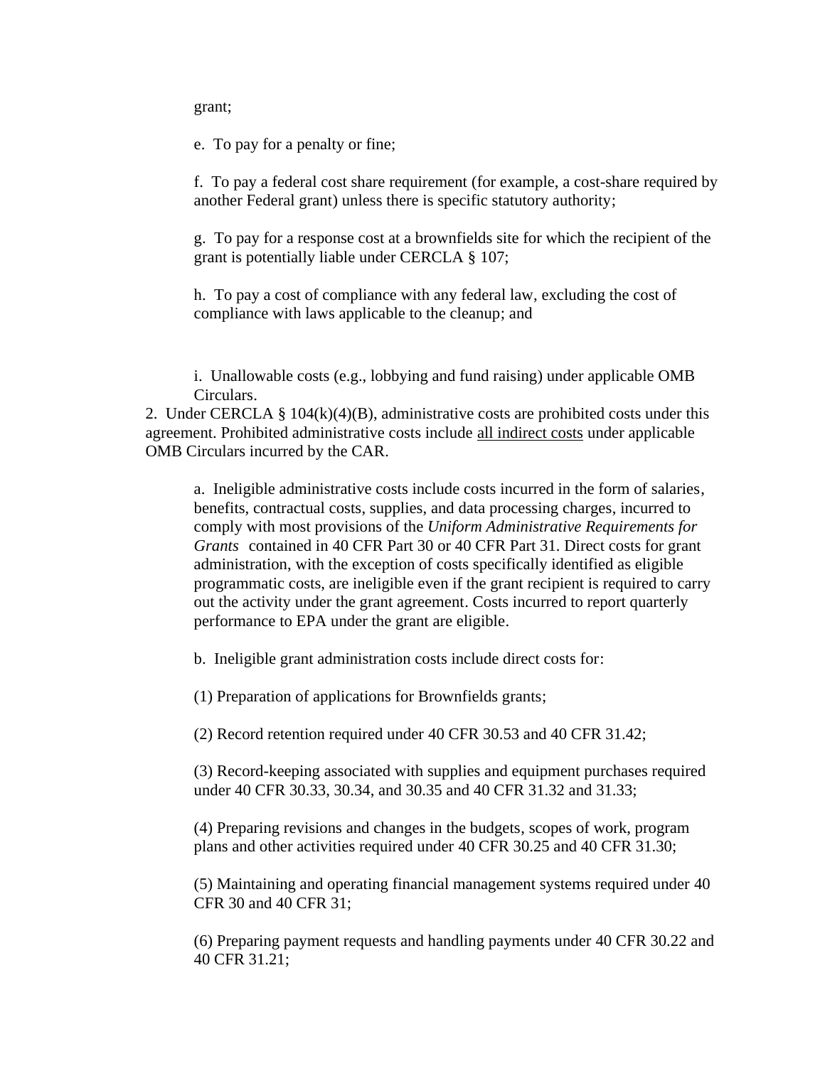grant;

e. To pay for a penalty or fine;

f. To pay a federal cost share requirement (for example, a cost-share required by another Federal grant) unless there is specific statutory authority;

g. To pay for a response cost at a brownfields site for which the recipient of the grant is potentially liable under CERCLA § 107;

h. To pay a cost of compliance with any federal law, excluding the cost of compliance with laws applicable to the cleanup; and

i. Unallowable costs (e.g., lobbying and fund raising) under applicable OMB Circulars.

2. Under CERCLA § 104(k)(4)(B), administrative costs are prohibited costs under this agreement. Prohibited administrative costs include <u>all indirect costs</u> under applicable OMB Circulars incurred by the CAR.

a. Ineligible administrative costs include costs incurred in the form of salaries, benefits, contractual costs, supplies, and data processing charges, incurred to comply with most provisions of the *Uniform Administrative Requirements for Grants* contained in 40 CFR Part 30 or 40 CFR Part 31. Direct costs for grant administration, with the exception of costs specifically identified as eligible programmatic costs, are ineligible even if the grant recipient is required to carry out the activity under the grant agreement. Costs incurred to report quarterly performance to EPA under the grant are eligible.

b. Ineligible grant administration costs include direct costs for:

(1) Preparation of applications for Brownfields grants;

(2) Record retention required under 40 CFR 30.53 and 40 CFR 31.42;

(3) Record-keeping associated with supplies and equipment purchases required under 40 CFR 30.33, 30.34, and 30.35 and 40 CFR 31.32 and 31.33;

(4) Preparing revisions and changes in the budgets, scopes of work, program plans and other activities required under 40 CFR 30.25 and 40 CFR 31.30;

(5) Maintaining and operating financial management systems required under 40 CFR 30 and 40 CFR 31;

(6) Preparing payment requests and handling payments under 40 CFR 30.22 and 40 CFR 31.21;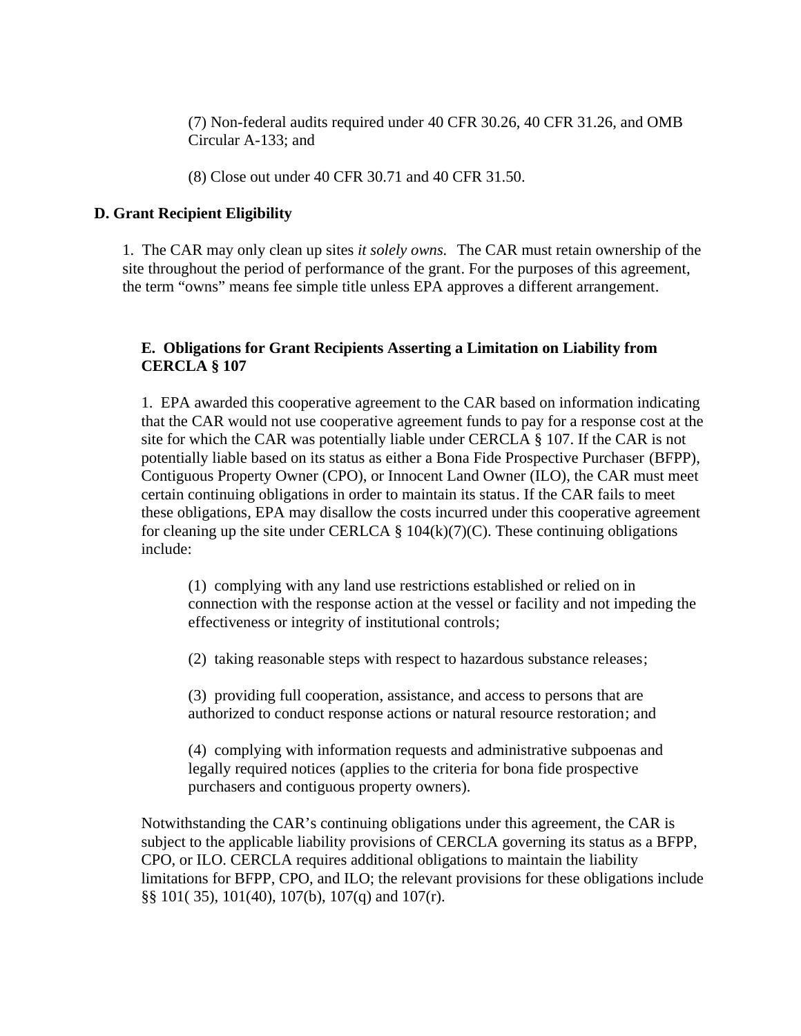(7) Non-federal audits required under 40 CFR 30.26, 40 CFR 31.26, and OMB Circular A-133; and

(8) Close out under 40 CFR 30.71 and 40 CFR 31.50.

### D. Grant Recipient Eligibility

1. The CAR may only clean up sites *it solely owns.* The CAR must retain ownership of the site throughout the period of performance of the grant. For the purposes of this agreement, the term "owns" means fee simple title unless EPA approves a different arrangement.

### E. Obligations for Grant Recipients Asserting a Limitation on Liability from CERCLA § 107

1. EPA awarded this cooperative agreement to the CAR based on information indicating that the CAR would not use cooperative agreement funds to pay for a response cost at the site for which the CAR was potentially liable under CERCLA § 107. If the CAR is not potentially liable based on its status as either a Bona Fide Prospective Purchaser (BFPP), Contiguous Property Owner (CPO), or Innocent Land Owner (ILO), the CAR must meet certain continuing obligations in order to maintain its status. If the CAR fails to meet these obligations, EPA may disallow the costs incurred under this cooperative agreement for cleaning up the site under CERLCA § 104(k)(7)(C). These continuing obligations include:

(1) complying with any land use restrictions established or relied on in connection with the response action at the vessel or facility and not impeding the effectiveness or integrity of institutional controls;

(2) taking reasonable steps with respect to hazardous substance releases;

(3) providing full cooperation, assistance, and access to persons that are authorized to conduct response actions or natural resource restoration; and

(4) complying with information requests and administrative subpoenas and legally required notices (applies to the criteria for bona fide prospective purchasers and contiguous property owners).

Notwithstanding the CAR's continuing obligations under this agreement, the CAR is subject to the applicable liability provisions of CERCLA governing its status as a BFPP, CPO, or ILO. CERCLA requires additional obligations to maintain the liability limitations for BFPP, CPO, and ILO; the relevant provisions for these obligations include §§ 101( 35), 101(40), 107(b), 107(q) and 107(r).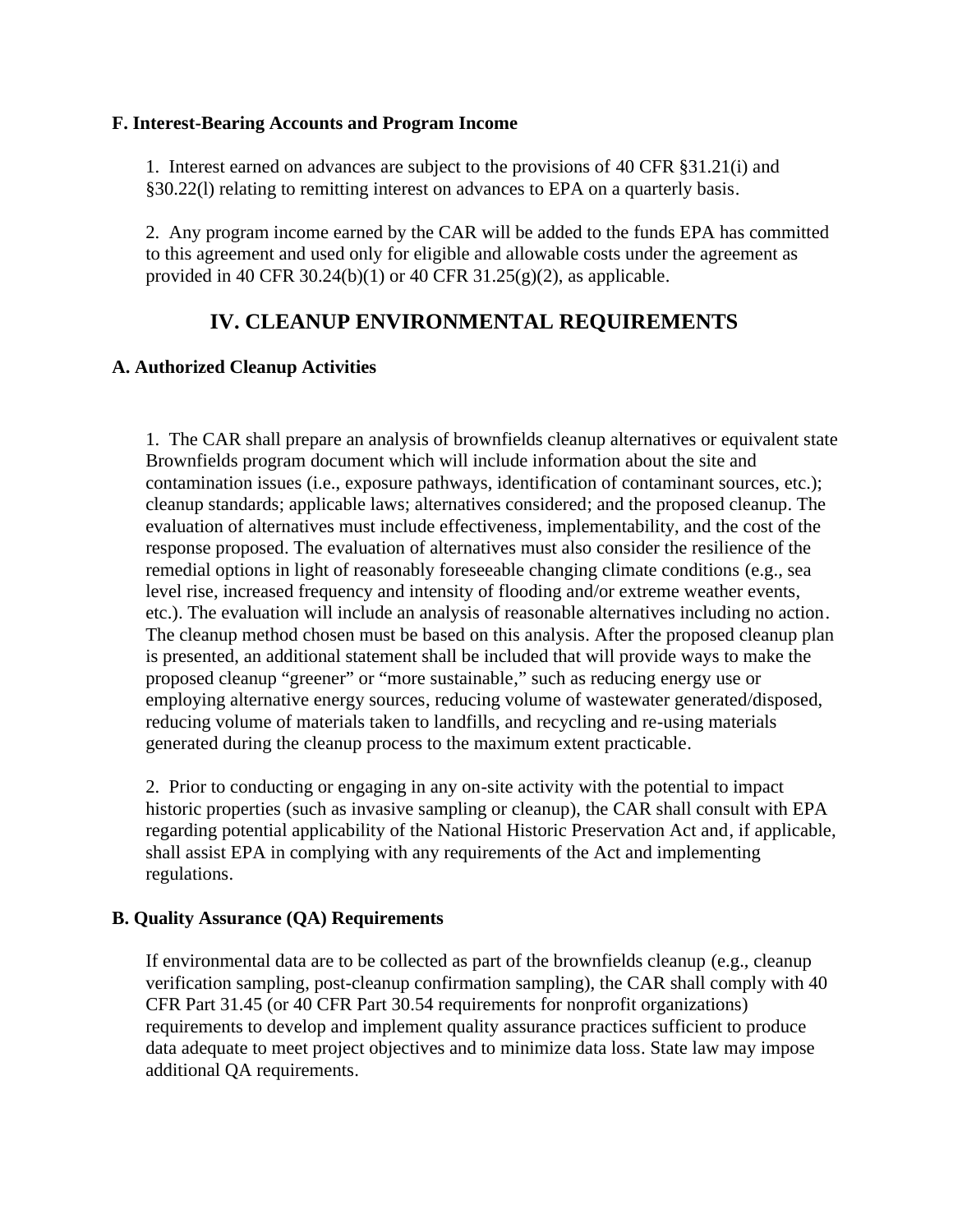### F. Interest-Bearing Accounts and Program Income

1. Interest earned on advances are subject to the provisions of 40 CFR §31.21(i) and §30.22(l) relating to remitting interest on advances to EPA on a quarterly basis.

2. Any program income earned by the CAR will be added to the funds EPA has committed to this agreement and used only for eligible and allowable costs under the agreement as provided in 40 CFR 30.24(b)(1) or 40 CFR 31.25(g)(2), as applicable.

## IV. CLEANUP ENVIRONMENTAL REQUIREMENTS

### A. Authorized Cleanup Activities

1. The CAR shall prepare an analysis of brownfields cleanup alternatives or equivalent state Brownfields program document which will include information about the site and contamination issues (i.e., exposure pathways, identification of contaminant sources, etc.); cleanup standards; applicable laws; alternatives considered; and the proposed cleanup. The evaluation of alternatives must include effectiveness, implementability, and the cost of the response proposed. The evaluation of alternatives must also consider the resilience of the remedial options in light of reasonably foreseeable changing climate conditions (e.g., sea level rise, increased frequency and intensity of flooding and/or extreme weather events, etc.). The evaluation will include an analysis of reasonable alternatives including no action. The cleanup method chosen must be based on this analysis. After the proposed cleanup plan is presented, an additional statement shall be included that will provide ways to make the proposed cleanup "greener" or "more sustainable," such as reducing energy use or employing alternative energy sources, reducing volume of wastewater generated/disposed, reducing volume of materials taken to landfills, and recycling and re-using materials generated during the cleanup process to the maximum extent practicable.

2. Prior to conducting or engaging in any on-site activity with the potential to impact historic properties (such as invasive sampling or cleanup), the CAR shall consult with EPA regarding potential applicability of the National Historic Preservation Act and, if applicable, shall assist EPA in complying with any requirements of the Act and implementing regulations.

### B. Quality Assurance (QA) Requirements

If environmental data are to be collected as part of the brownfields cleanup (e.g., cleanup verification sampling, post-cleanup confirmation sampling), the CAR shall comply with 40 CFR Part 31.45 (or 40 CFR Part 30.54 requirements for nonprofit organizations) requirements to develop and implement quality assurance practices sufficient to produce data adequate to meet project objectives and to minimize data loss. State law may impose additional QA requirements.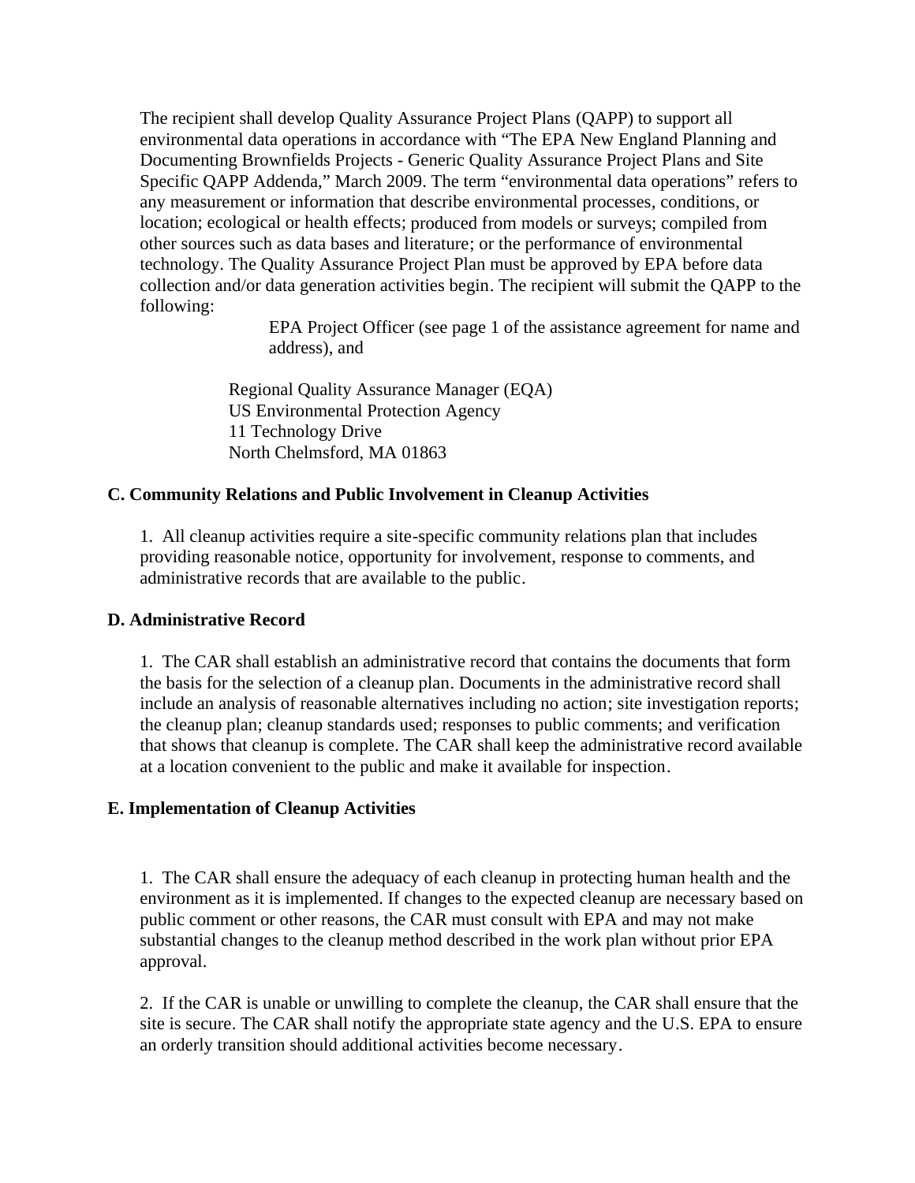The recipient shall develop Quality Assurance Project Plans (QAPP) to support all environmental data operations in accordance with “The EPA New England Planning and Documenting Brownfields Projects - Generic Quality Assurance Project Plans and Site Specific QAPP Addenda,” March 2009. The term “environmental data operations” refers to any measurement or information that describe environmental processes, conditions, or location; ecological or health effects; produced from models or surveys; compiled from other sources such as data bases and literature; or the performance of environmental technology. The Quality Assurance Project Plan must be approved by EPA before data collection and/or data generation activities begin. The recipient will submit the QAPP to the following:

EPA Project Officer (see page 1 of the assistance agreement for name and address), and

Regional Quality Assurance Manager (EQA)  
US Environmental Protection Agency  
11 Technology Drive  
North Chelmsford, MA 01863

**C. Community Relations and Public Involvement in Cleanup Activities**

1. All cleanup activities require a site-specific community relations plan that includes providing reasonable notice, opportunity for involvement, response to comments, and administrative records that are available to the public.

**D. Administrative Record**

1. The CAR shall establish an administrative record that contains the documents that form the basis for the selection of a cleanup plan. Documents in the administrative record shall include an analysis of reasonable alternatives including no action; site investigation reports; the cleanup plan; cleanup standards used; responses to public comments; and verification that shows that cleanup is complete. The CAR shall keep the administrative record available at a location convenient to the public and make it available for inspection.

**E. Implementation of Cleanup Activities**

1. The CAR shall ensure the adequacy of each cleanup in protecting human health and the environment as it is implemented. If changes to the expected cleanup are necessary based on public comment or other reasons, the CAR must consult with EPA and may not make substantial changes to the cleanup method described in the work plan without prior EPA approval.

2. If the CAR is unable or unwilling to complete the cleanup, the CAR shall ensure that the site is secure. The CAR shall notify the appropriate state agency and the U.S. EPA to ensure an orderly transition should additional activities become necessary.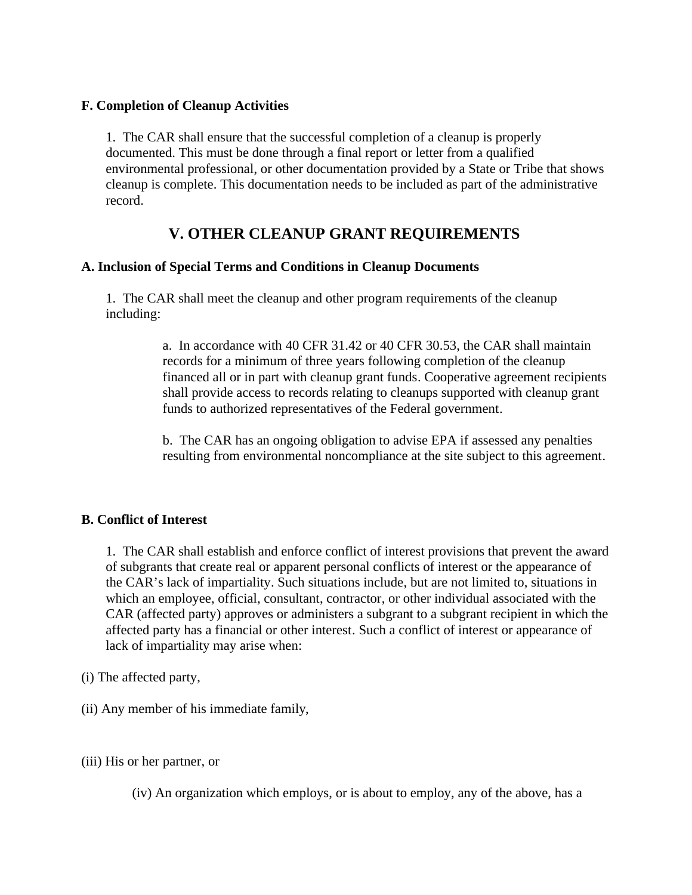**F. Completion of Cleanup Activities**

1. The CAR shall ensure that the successful completion of a cleanup is properly documented. This must be done through a final report or letter from a qualified environmental professional, or other documentation provided by a State or Tribe that shows cleanup is complete. This documentation needs to be included as part of the administrative record.

## V. OTHER CLEANUP GRANT REQUIREMENTS

**A. Inclusion of Special Terms and Conditions in Cleanup Documents**

1. The CAR shall meet the cleanup and other program requirements of the cleanup including:

a. In accordance with 40 CFR 31.42 or 40 CFR 30.53, the CAR shall maintain records for a minimum of three years following completion of the cleanup financed all or in part with cleanup grant funds. Cooperative agreement recipients shall provide access to records relating to cleanups supported with cleanup grant funds to authorized representatives of the Federal government.

b. The CAR has an ongoing obligation to advise EPA if assessed any penalties resulting from environmental noncompliance at the site subject to this agreement.

**B. Conflict of Interest**

1. The CAR shall establish and enforce conflict of interest provisions that prevent the award of subgrants that create real or apparent personal conflicts of interest or the appearance of the CAR's lack of impartiality. Such situations include, but are not limited to, situations in which an employee, official, consultant, contractor, or other individual associated with the CAR (affected party) approves or administers a subgrant to a subgrant recipient in which the affected party has a financial or other interest. Such a conflict of interest or appearance of lack of impartiality may arise when:

(i) The affected party,

(ii) Any member of his immediate family,

(iii) His or her partner, or

(iv) An organization which employs, or is about to employ, any of the above, has a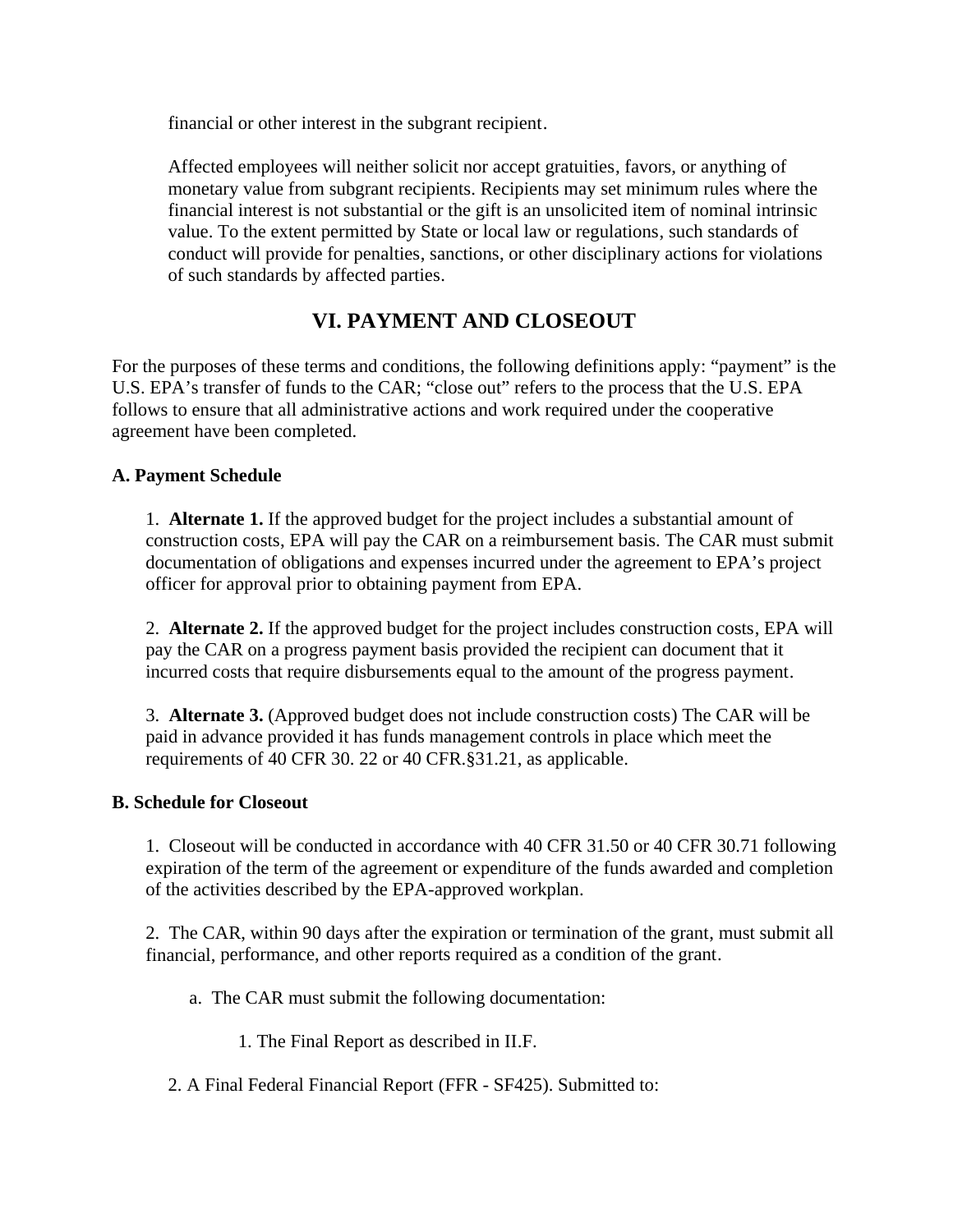financial or other interest in the subgrant recipient.

Affected employees will neither solicit nor accept gratuities, favors, or anything of monetary value from subgrant recipients. Recipients may set minimum rules where the financial interest is not substantial or the gift is an unsolicited item of nominal intrinsic value. To the extent permitted by State or local law or regulations, such standards of conduct will provide for penalties, sanctions, or other disciplinary actions for violations of such standards by affected parties.

## VI. PAYMENT AND CLOSEOUT

For the purposes of these terms and conditions, the following definitions apply: "payment" is the U.S. EPA's transfer of funds to the CAR; "close out" refers to the process that the U.S. EPA follows to ensure that all administrative actions and work required under the cooperative agreement have been completed.

**A. Payment Schedule**

1. **Alternate 1.** If the approved budget for the project includes a substantial amount of construction costs, EPA will pay the CAR on a reimbursement basis. The CAR must submit documentation of obligations and expenses incurred under the agreement to EPA's project officer for approval prior to obtaining payment from EPA.

2. **Alternate 2.** If the approved budget for the project includes construction costs, EPA will pay the CAR on a progress payment basis provided the recipient can document that it incurred costs that require disbursements equal to the amount of the progress payment.

3. **Alternate 3.** (Approved budget does not include construction costs) The CAR will be paid in advance provided it has funds management controls in place which meet the requirements of 40 CFR 30. 22 or 40 CFR.§31.21, as applicable.

**B. Schedule for Closeout**

1. Closeout will be conducted in accordance with 40 CFR 31.50 or 40 CFR 30.71 following expiration of the term of the agreement or expenditure of the funds awarded and completion of the activities described by the EPA-approved workplan.

2. The CAR, within 90 days after the expiration or termination of the grant, must submit all financial, performance, and other reports required as a condition of the grant.

a. The CAR must submit the following documentation:

1. The Final Report as described in II.F.

2. A Final Federal Financial Report (FFR - SF425). Submitted to: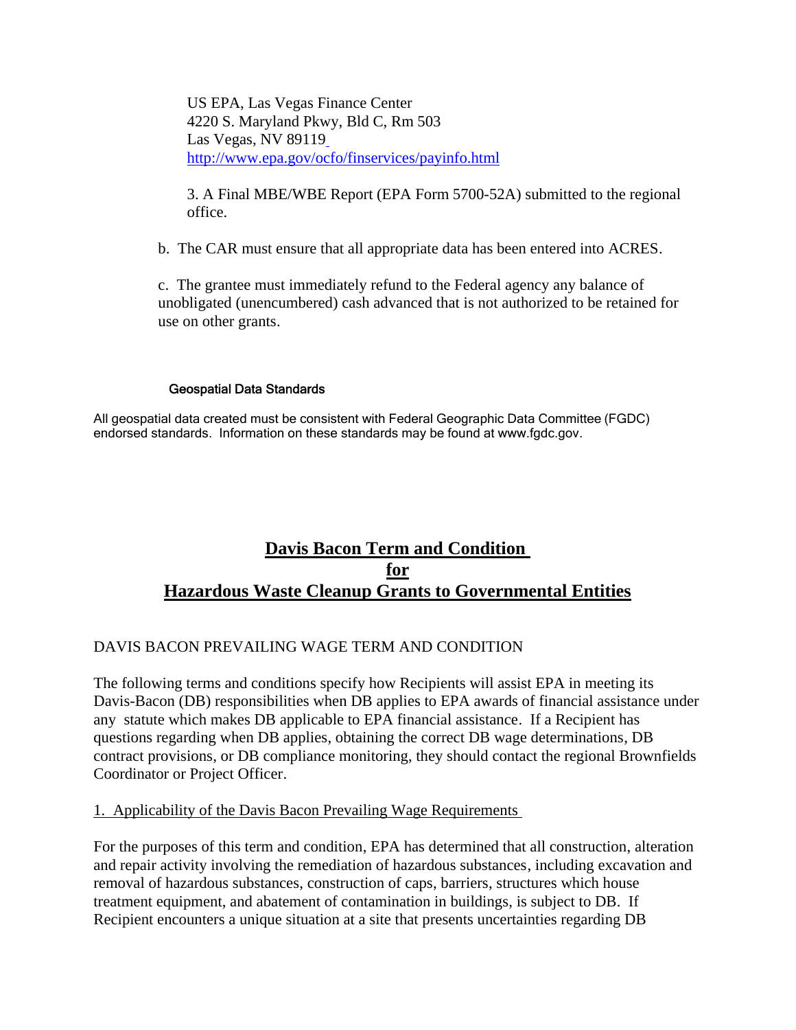US EPA, Las Vegas Finance Center
4220 S. Maryland Pkwy, Bld C, Rm 503
Las Vegas, NV 89119
http://www.epa.gov/ocfo/finservices/payinfo.html

3. A Final MBE/WBE Report (EPA Form 5700-52A) submitted to the regional office.

b. The CAR must ensure that all appropriate data has been entered into ACRES.

c. The grantee must immediately refund to the Federal agency any balance of unobligated (unencumbered) cash advanced that is not authorized to be retained for use on other grants.

### Geospatial Data Standards

All geospatial data created must be consistent with Federal Geographic Data Committee (FGDC) endorsed standards. Information on these standards may be found at www.fgdc.gov.

## Davis Bacon Term and Condition for Hazardous Waste Cleanup Grants to Governmental Entities

DAVIS BACON PREVAILING WAGE TERM AND CONDITION

The following terms and conditions specify how Recipients will assist EPA in meeting its Davis-Bacon (DB) responsibilities when DB applies to EPA awards of financial assistance under any statute which makes DB applicable to EPA financial assistance. If a Recipient has questions regarding when DB applies, obtaining the correct DB wage determinations, DB contract provisions, or DB compliance monitoring, they should contact the regional Brownfields Coordinator or Project Officer.

1. Applicability of the Davis Bacon Prevailing Wage Requirements

For the purposes of this term and condition, EPA has determined that all construction, alteration and repair activity involving the remediation of hazardous substances, including excavation and removal of hazardous substances, construction of caps, barriers, structures which house treatment equipment, and abatement of contamination in buildings, is subject to DB. If Recipient encounters a unique situation at a site that presents uncertainties regarding DB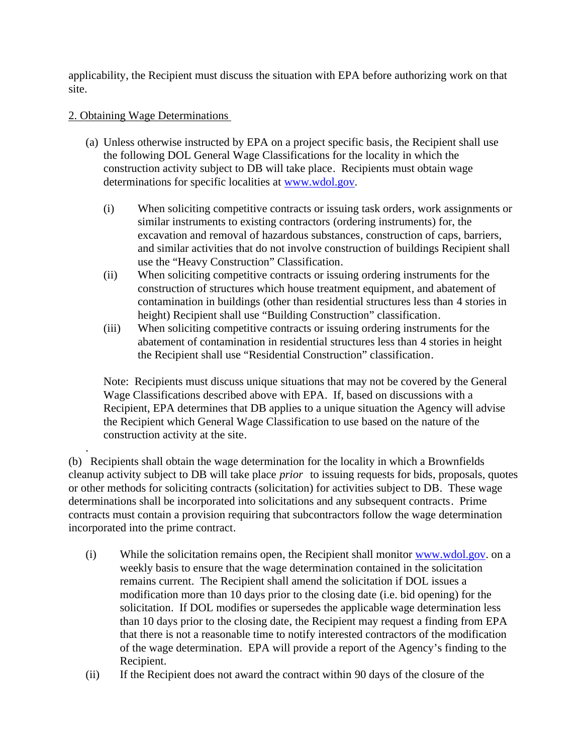applicability, the Recipient must discuss the situation with EPA before authorizing work on that site.

2. Obtaining Wage Determinations

(a) Unless otherwise instructed by EPA on a project specific basis, the Recipient shall use the following DOL General Wage Classifications for the locality in which the construction activity subject to DB will take place. Recipients must obtain wage determinations for specific localities at [www.wdol.gov](http://www.wdol.gov).

  (i) When soliciting competitive contracts or issuing task orders, work assignments or similar instruments to existing contractors (ordering instruments) for, the excavation and removal of hazardous substances, construction of caps, barriers, and similar activities that do not involve construction of buildings Recipient shall use the "Heavy Construction" Classification.

  (ii) When soliciting competitive contracts or issuing ordering instruments for the construction of structures which house treatment equipment, and abatement of contamination in buildings (other than residential structures less than 4 stories in height) Recipient shall use "Building Construction" classification.

  (iii) When soliciting competitive contracts or issuing ordering instruments for the abatement of contamination in residential structures less than 4 stories in height the Recipient shall use "Residential Construction" classification.

Note: Recipients must discuss unique situations that may not be covered by the General Wage Classifications described above with EPA. If, based on discussions with a Recipient, EPA determines that DB applies to a unique situation the Agency will advise the Recipient which General Wage Classification to use based on the nature of the construction activity at the site.

(b) Recipients shall obtain the wage determination for the locality in which a Brownfields cleanup activity subject to DB will take place *prior* to issuing requests for bids, proposals, quotes or other methods for soliciting contracts (solicitation) for activities subject to DB. These wage determinations shall be incorporated into solicitations and any subsequent contracts. Prime contracts must contain a provision requiring that subcontractors follow the wage determination incorporated into the prime contract.

  (i) While the solicitation remains open, the Recipient shall monitor [www.wdol.gov](http://www.wdol.gov). on a weekly basis to ensure that the wage determination contained in the solicitation remains current. The Recipient shall amend the solicitation if DOL issues a modification more than 10 days prior to the closing date (i.e. bid opening) for the solicitation. If DOL modifies or supersedes the applicable wage determination less than 10 days prior to the closing date, the Recipient may request a finding from EPA that there is not a reasonable time to notify interested contractors of the modification of the wage determination. EPA will provide a report of the Agency's finding to the Recipient.

  (ii) If the Recipient does not award the contract within 90 days of the closure of the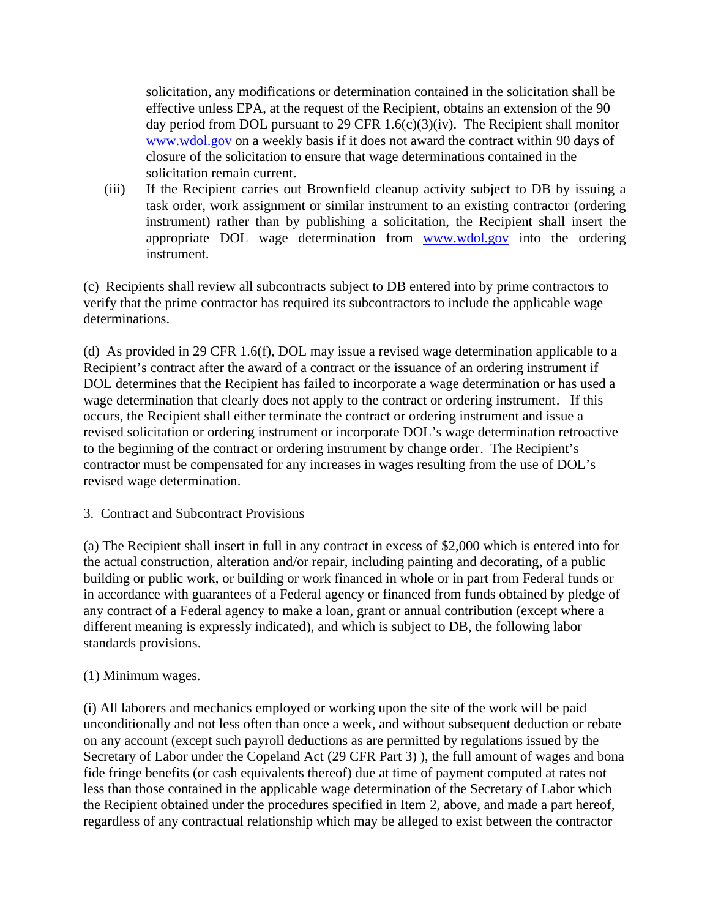solicitation, any modifications or determination contained in the solicitation shall be effective unless EPA, at the request of the Recipient, obtains an extension of the 90 day period from DOL pursuant to 29 CFR 1.6(c)(3)(iv). The Recipient shall monitor www.wdol.gov on a weekly basis if it does not award the contract within 90 days of closure of the solicitation to ensure that wage determinations contained in the solicitation remain current.

(iii) If the Recipient carries out Brownfield cleanup activity subject to DB by issuing a task order, work assignment or similar instrument to an existing contractor (ordering instrument) rather than by publishing a solicitation, the Recipient shall insert the appropriate DOL wage determination from www.wdol.gov into the ordering instrument.

(c) Recipients shall review all subcontracts subject to DB entered into by prime contractors to verify that the prime contractor has required its subcontractors to include the applicable wage determinations.

(d) As provided in 29 CFR 1.6(f), DOL may issue a revised wage determination applicable to a Recipient's contract after the award of a contract or the issuance of an ordering instrument if DOL determines that the Recipient has failed to incorporate a wage determination or has used a wage determination that clearly does not apply to the contract or ordering instrument. If this occurs, the Recipient shall either terminate the contract or ordering instrument and issue a revised solicitation or ordering instrument or incorporate DOL's wage determination retroactive to the beginning of the contract or ordering instrument by change order. The Recipient's contractor must be compensated for any increases in wages resulting from the use of DOL's revised wage determination.

3. Contract and Subcontract Provisions

(a) The Recipient shall insert in full in any contract in excess of $2,000 which is entered into for the actual construction, alteration and/or repair, including painting and decorating, of a public building or public work, or building or work financed in whole or in part from Federal funds or in accordance with guarantees of a Federal agency or financed from funds obtained by pledge of any contract of a Federal agency to make a loan, grant or annual contribution (except where a different meaning is expressly indicated), and which is subject to DB, the following labor standards provisions.

(1) Minimum wages.

(i) All laborers and mechanics employed or working upon the site of the work will be paid unconditionally and not less often than once a week, and without subsequent deduction or rebate on any account (except such payroll deductions as are permitted by regulations issued by the Secretary of Labor under the Copeland Act (29 CFR Part 3) ), the full amount of wages and bona fide fringe benefits (or cash equivalents thereof) due at time of payment computed at rates not less than those contained in the applicable wage determination of the Secretary of Labor which the Recipient obtained under the procedures specified in Item 2, above, and made a part hereof, regardless of any contractual relationship which may be alleged to exist between the contractor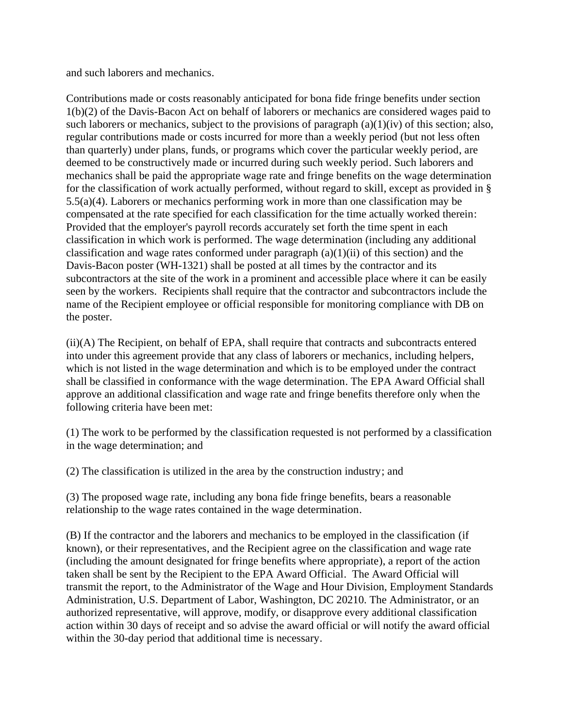and such laborers and mechanics.

Contributions made or costs reasonably anticipated for bona fide fringe benefits under section 1(b)(2) of the Davis-Bacon Act on behalf of laborers or mechanics are considered wages paid to such laborers or mechanics, subject to the provisions of paragraph (a)(1)(iv) of this section; also, regular contributions made or costs incurred for more than a weekly period (but not less often than quarterly) under plans, funds, or programs which cover the particular weekly period, are deemed to be constructively made or incurred during such weekly period. Such laborers and mechanics shall be paid the appropriate wage rate and fringe benefits on the wage determination for the classification of work actually performed, without regard to skill, except as provided in § 5.5(a)(4). Laborers or mechanics performing work in more than one classification may be compensated at the rate specified for each classification for the time actually worked therein: Provided that the employer's payroll records accurately set forth the time spent in each classification in which work is performed. The wage determination (including any additional classification and wage rates conformed under paragraph (a)(1)(ii) of this section) and the Davis-Bacon poster (WH-1321) shall be posted at all times by the contractor and its subcontractors at the site of the work in a prominent and accessible place where it can be easily seen by the workers. Recipients shall require that the contractor and subcontractors include the name of the Recipient employee or official responsible for monitoring compliance with DB on the poster.

(ii)(A) The Recipient, on behalf of EPA, shall require that contracts and subcontracts entered into under this agreement provide that any class of laborers or mechanics, including helpers, which is not listed in the wage determination and which is to be employed under the contract shall be classified in conformance with the wage determination. The EPA Award Official shall approve an additional classification and wage rate and fringe benefits therefore only when the following criteria have been met:

(1) The work to be performed by the classification requested is not performed by a classification in the wage determination; and

(2) The classification is utilized in the area by the construction industry; and

(3) The proposed wage rate, including any bona fide fringe benefits, bears a reasonable relationship to the wage rates contained in the wage determination.

(B) If the contractor and the laborers and mechanics to be employed in the classification (if known), or their representatives, and the Recipient agree on the classification and wage rate (including the amount designated for fringe benefits where appropriate), a report of the action taken shall be sent by the Recipient to the EPA Award Official. The Award Official will transmit the report, to the Administrator of the Wage and Hour Division, Employment Standards Administration, U.S. Department of Labor, Washington, DC 20210. The Administrator, or an authorized representative, will approve, modify, or disapprove every additional classification action within 30 days of receipt and so advise the award official or will notify the award official within the 30-day period that additional time is necessary.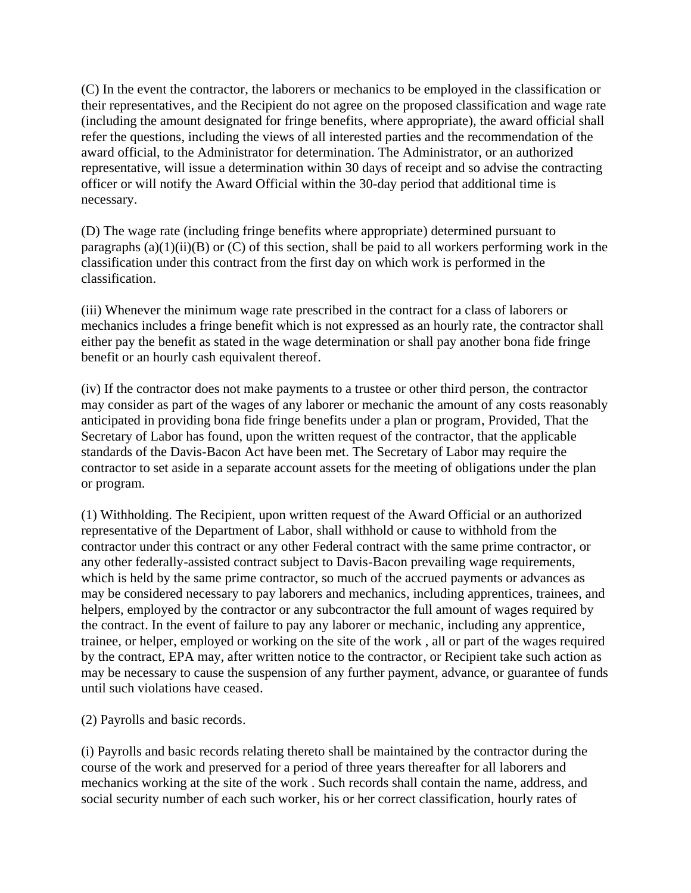(C) In the event the contractor, the laborers or mechanics to be employed in the classification or their representatives, and the Recipient do not agree on the proposed classification and wage rate (including the amount designated for fringe benefits, where appropriate), the award official shall refer the questions, including the views of all interested parties and the recommendation of the award official, to the Administrator for determination. The Administrator, or an authorized representative, will issue a determination within 30 days of receipt and so advise the contracting officer or will notify the Award Official within the 30-day period that additional time is necessary.

(D) The wage rate (including fringe benefits where appropriate) determined pursuant to paragraphs (a)(1)(ii)(B) or (C) of this section, shall be paid to all workers performing work in the classification under this contract from the first day on which work is performed in the classification.

(iii) Whenever the minimum wage rate prescribed in the contract for a class of laborers or mechanics includes a fringe benefit which is not expressed as an hourly rate, the contractor shall either pay the benefit as stated in the wage determination or shall pay another bona fide fringe benefit or an hourly cash equivalent thereof.

(iv) If the contractor does not make payments to a trustee or other third person, the contractor may consider as part of the wages of any laborer or mechanic the amount of any costs reasonably anticipated in providing bona fide fringe benefits under a plan or program, Provided, That the Secretary of Labor has found, upon the written request of the contractor, that the applicable standards of the Davis-Bacon Act have been met. The Secretary of Labor may require the contractor to set aside in a separate account assets for the meeting of obligations under the plan or program.

(1) Withholding. The Recipient, upon written request of the Award Official or an authorized representative of the Department of Labor, shall withhold or cause to withhold from the contractor under this contract or any other Federal contract with the same prime contractor, or any other federally-assisted contract subject to Davis-Bacon prevailing wage requirements, which is held by the same prime contractor, so much of the accrued payments or advances as may be considered necessary to pay laborers and mechanics, including apprentices, trainees, and helpers, employed by the contractor or any subcontractor the full amount of wages required by the contract. In the event of failure to pay any laborer or mechanic, including any apprentice, trainee, or helper, employed or working on the site of the work , all or part of the wages required by the contract, EPA may, after written notice to the contractor, or Recipient take such action as may be necessary to cause the suspension of any further payment, advance, or guarantee of funds until such violations have ceased.

(2) Payrolls and basic records.

(i) Payrolls and basic records relating thereto shall be maintained by the contractor during the course of the work and preserved for a period of three years thereafter for all laborers and mechanics working at the site of the work . Such records shall contain the name, address, and social security number of each such worker, his or her correct classification, hourly rates of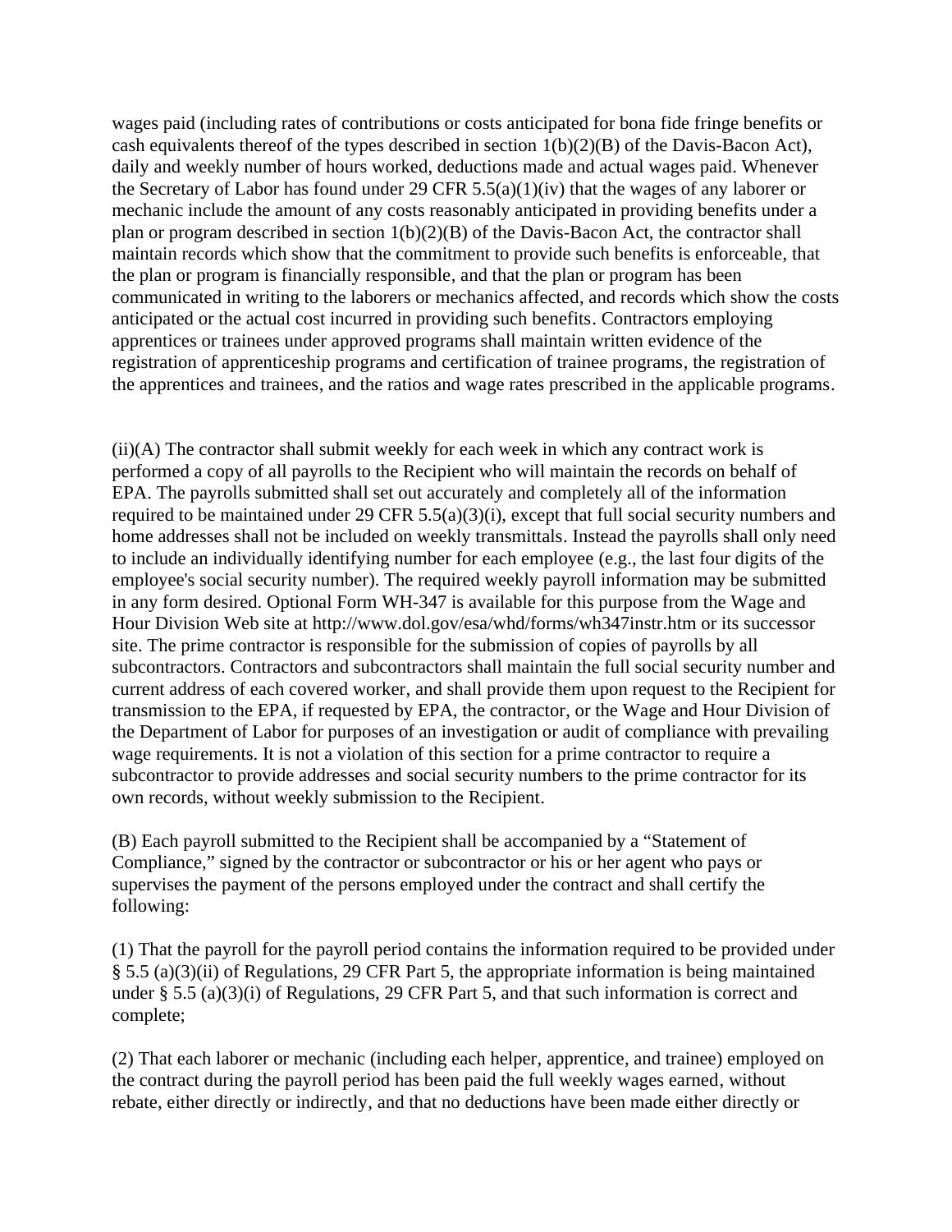wages paid (including rates of contributions or costs anticipated for bona fide fringe benefits or cash equivalents thereof of the types described in section 1(b)(2)(B) of the Davis-Bacon Act), daily and weekly number of hours worked, deductions made and actual wages paid. Whenever the Secretary of Labor has found under 29 CFR 5.5(a)(1)(iv) that the wages of any laborer or mechanic include the amount of any costs reasonably anticipated in providing benefits under a plan or program described in section 1(b)(2)(B) of the Davis-Bacon Act, the contractor shall maintain records which show that the commitment to provide such benefits is enforceable, that the plan or program is financially responsible, and that the plan or program has been communicated in writing to the laborers or mechanics affected, and records which show the costs anticipated or the actual cost incurred in providing such benefits. Contractors employing apprentices or trainees under approved programs shall maintain written evidence of the registration of apprenticeship programs and certification of trainee programs, the registration of the apprentices and trainees, and the ratios and wage rates prescribed in the applicable programs.

(ii)(A) The contractor shall submit weekly for each week in which any contract work is performed a copy of all payrolls to the Recipient who will maintain the records on behalf of EPA. The payrolls submitted shall set out accurately and completely all of the information required to be maintained under 29 CFR 5.5(a)(3)(i), except that full social security numbers and home addresses shall not be included on weekly transmittals. Instead the payrolls shall only need to include an individually identifying number for each employee (e.g., the last four digits of the employee's social security number). The required weekly payroll information may be submitted in any form desired. Optional Form WH-347 is available for this purpose from the Wage and Hour Division Web site at http://www.dol.gov/esa/whd/forms/wh347instr.htm or its successor site. The prime contractor is responsible for the submission of copies of payrolls by all subcontractors. Contractors and subcontractors shall maintain the full social security number and current address of each covered worker, and shall provide them upon request to the Recipient for transmission to the EPA, if requested by EPA, the contractor, or the Wage and Hour Division of the Department of Labor for purposes of an investigation or audit of compliance with prevailing wage requirements. It is not a violation of this section for a prime contractor to require a subcontractor to provide addresses and social security numbers to the prime contractor for its own records, without weekly submission to the Recipient.

(B) Each payroll submitted to the Recipient shall be accompanied by a “Statement of Compliance,” signed by the contractor or subcontractor or his or her agent who pays or supervises the payment of the persons employed under the contract and shall certify the following:

(1) That the payroll for the payroll period contains the information required to be provided under § 5.5 (a)(3)(ii) of Regulations, 29 CFR Part 5, the appropriate information is being maintained under § 5.5 (a)(3)(i) of Regulations, 29 CFR Part 5, and that such information is correct and complete;

(2) That each laborer or mechanic (including each helper, apprentice, and trainee) employed on the contract during the payroll period has been paid the full weekly wages earned, without rebate, either directly or indirectly, and that no deductions have been made either directly or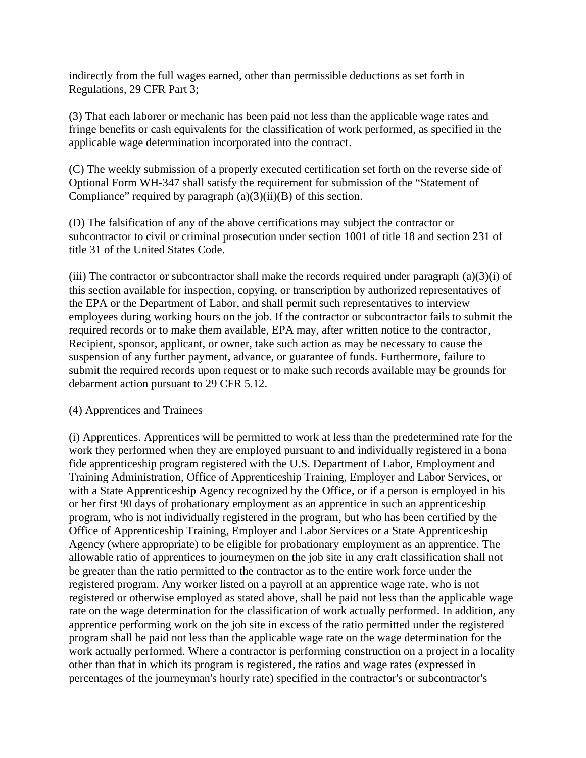indirectly from the full wages earned, other than permissible deductions as set forth in Regulations, 29 CFR Part 3;

(3) That each laborer or mechanic has been paid not less than the applicable wage rates and fringe benefits or cash equivalents for the classification of work performed, as specified in the applicable wage determination incorporated into the contract.

(C) The weekly submission of a properly executed certification set forth on the reverse side of Optional Form WH-347 shall satisfy the requirement for submission of the "Statement of Compliance" required by paragraph (a)(3)(ii)(B) of this section.

(D) The falsification of any of the above certifications may subject the contractor or subcontractor to civil or criminal prosecution under section 1001 of title 18 and section 231 of title 31 of the United States Code.

(iii) The contractor or subcontractor shall make the records required under paragraph (a)(3)(i) of this section available for inspection, copying, or transcription by authorized representatives of the EPA or the Department of Labor, and shall permit such representatives to interview employees during working hours on the job. If the contractor or subcontractor fails to submit the required records or to make them available, EPA may, after written notice to the contractor, Recipient, sponsor, applicant, or owner, take such action as may be necessary to cause the suspension of any further payment, advance, or guarantee of funds. Furthermore, failure to submit the required records upon request or to make such records available may be grounds for debarment action pursuant to 29 CFR 5.12.

(4) Apprentices and Trainees

(i) Apprentices. Apprentices will be permitted to work at less than the predetermined rate for the work they performed when they are employed pursuant to and individually registered in a bona fide apprenticeship program registered with the U.S. Department of Labor, Employment and Training Administration, Office of Apprenticeship Training, Employer and Labor Services, or with a State Apprenticeship Agency recognized by the Office, or if a person is employed in his or her first 90 days of probationary employment as an apprentice in such an apprenticeship program, who is not individually registered in the program, but who has been certified by the Office of Apprenticeship Training, Employer and Labor Services or a State Apprenticeship Agency (where appropriate) to be eligible for probationary employment as an apprentice. The allowable ratio of apprentices to journeymen on the job site in any craft classification shall not be greater than the ratio permitted to the contractor as to the entire work force under the registered program. Any worker listed on a payroll at an apprentice wage rate, who is not registered or otherwise employed as stated above, shall be paid not less than the applicable wage rate on the wage determination for the classification of work actually performed. In addition, any apprentice performing work on the job site in excess of the ratio permitted under the registered program shall be paid not less than the applicable wage rate on the wage determination for the work actually performed. Where a contractor is performing construction on a project in a locality other than that in which its program is registered, the ratios and wage rates (expressed in percentages of the journeyman's hourly rate) specified in the contractor's or subcontractor's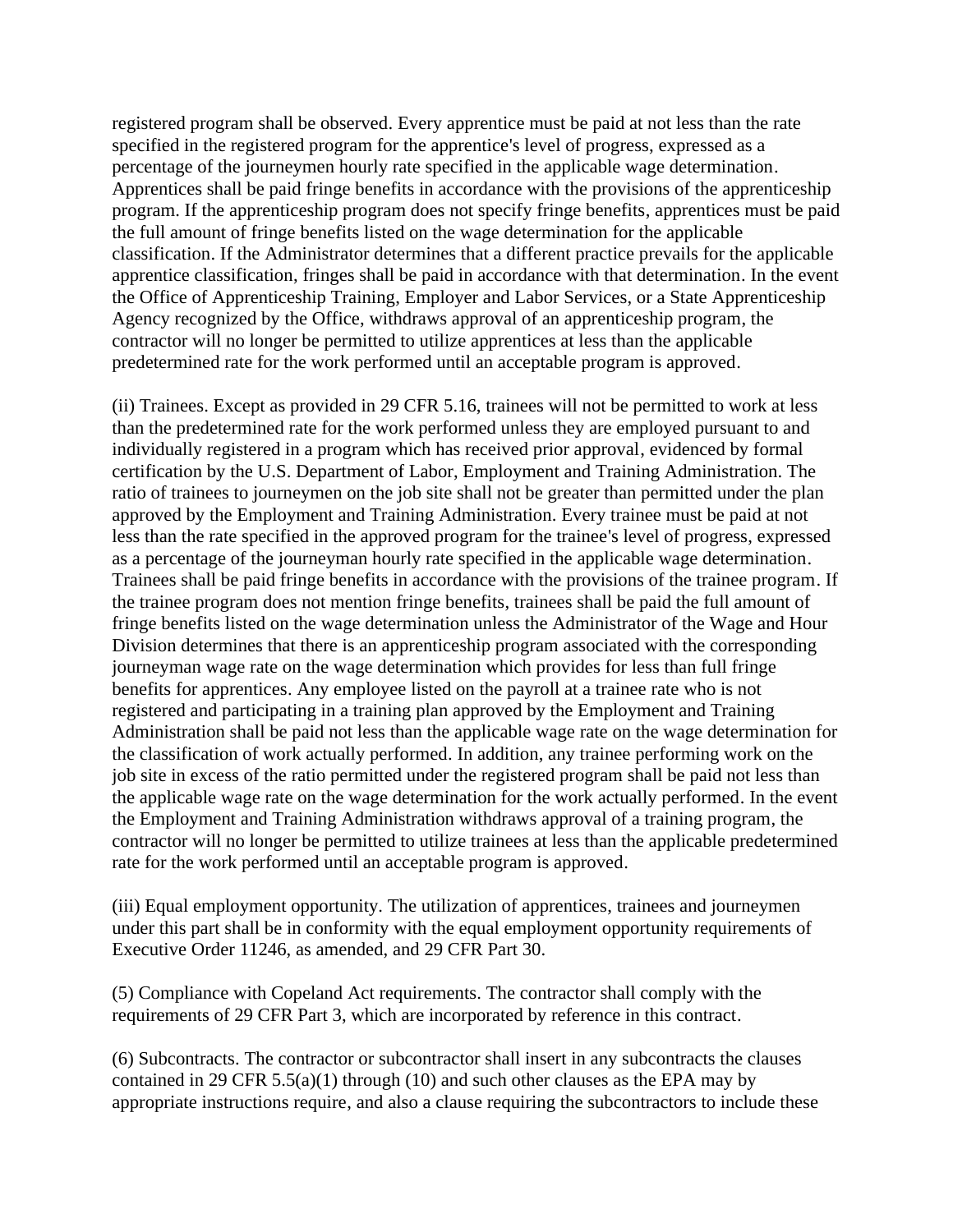registered program shall be observed. Every apprentice must be paid at not less than the rate specified in the registered program for the apprentice's level of progress, expressed as a percentage of the journeymen hourly rate specified in the applicable wage determination. Apprentices shall be paid fringe benefits in accordance with the provisions of the apprenticeship program. If the apprenticeship program does not specify fringe benefits, apprentices must be paid the full amount of fringe benefits listed on the wage determination for the applicable classification. If the Administrator determines that a different practice prevails for the applicable apprentice classification, fringes shall be paid in accordance with that determination. In the event the Office of Apprenticeship Training, Employer and Labor Services, or a State Apprenticeship Agency recognized by the Office, withdraws approval of an apprenticeship program, the contractor will no longer be permitted to utilize apprentices at less than the applicable predetermined rate for the work performed until an acceptable program is approved.

(ii) Trainees. Except as provided in 29 CFR 5.16, trainees will not be permitted to work at less than the predetermined rate for the work performed unless they are employed pursuant to and individually registered in a program which has received prior approval, evidenced by formal certification by the U.S. Department of Labor, Employment and Training Administration. The ratio of trainees to journeymen on the job site shall not be greater than permitted under the plan approved by the Employment and Training Administration. Every trainee must be paid at not less than the rate specified in the approved program for the trainee's level of progress, expressed as a percentage of the journeyman hourly rate specified in the applicable wage determination. Trainees shall be paid fringe benefits in accordance with the provisions of the trainee program. If the trainee program does not mention fringe benefits, trainees shall be paid the full amount of fringe benefits listed on the wage determination unless the Administrator of the Wage and Hour Division determines that there is an apprenticeship program associated with the corresponding journeyman wage rate on the wage determination which provides for less than full fringe benefits for apprentices. Any employee listed on the payroll at a trainee rate who is not registered and participating in a training plan approved by the Employment and Training Administration shall be paid not less than the applicable wage rate on the wage determination for the classification of work actually performed. In addition, any trainee performing work on the job site in excess of the ratio permitted under the registered program shall be paid not less than the applicable wage rate on the wage determination for the work actually performed. In the event the Employment and Training Administration withdraws approval of a training program, the contractor will no longer be permitted to utilize trainees at less than the applicable predetermined rate for the work performed until an acceptable program is approved.

(iii) Equal employment opportunity. The utilization of apprentices, trainees and journeymen under this part shall be in conformity with the equal employment opportunity requirements of Executive Order 11246, as amended, and 29 CFR Part 30.

(5) Compliance with Copeland Act requirements. The contractor shall comply with the requirements of 29 CFR Part 3, which are incorporated by reference in this contract.

(6) Subcontracts. The contractor or subcontractor shall insert in any subcontracts the clauses contained in 29 CFR 5.5(a)(1) through (10) and such other clauses as the EPA may by appropriate instructions require, and also a clause requiring the subcontractors to include these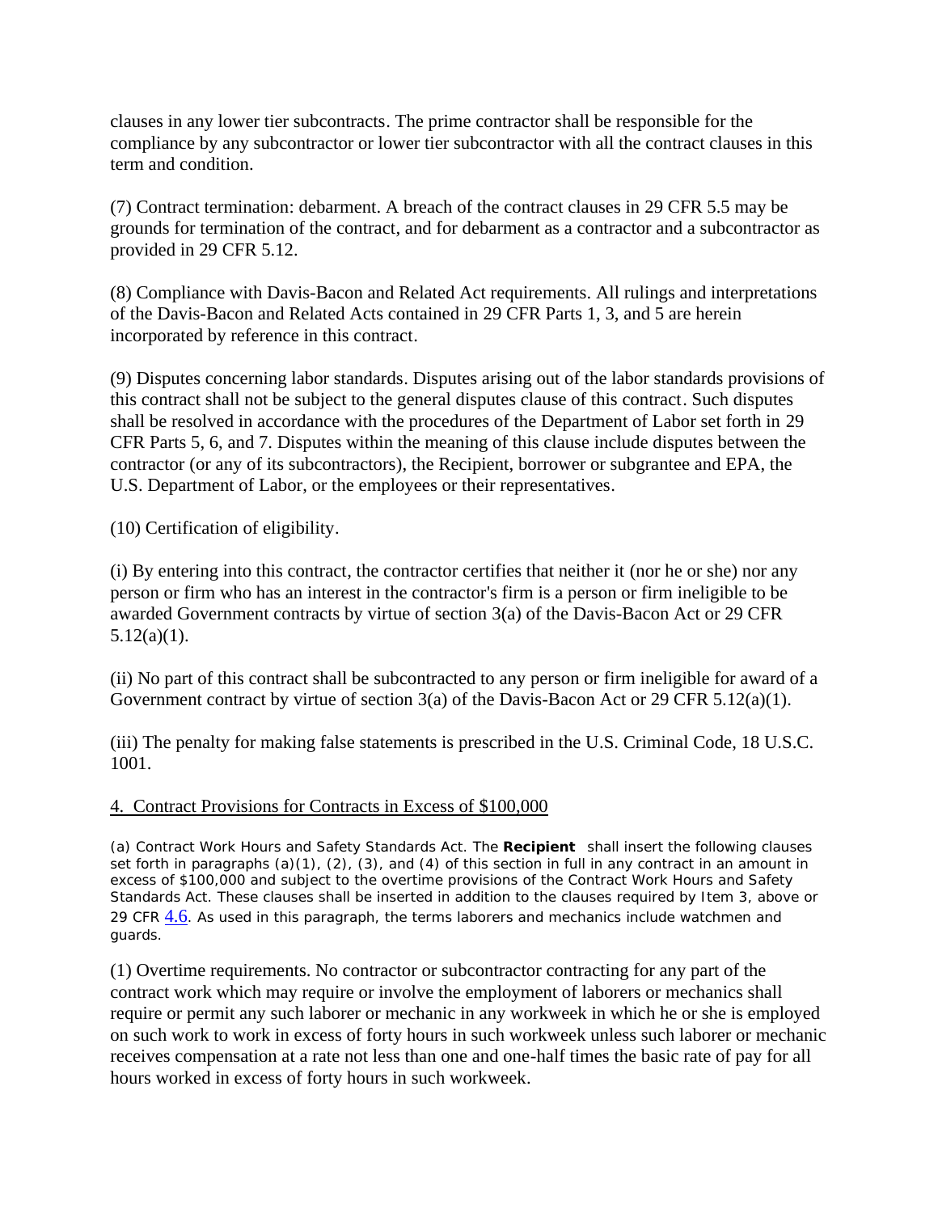clauses in any lower tier subcontracts. The prime contractor shall be responsible for the compliance by any subcontractor or lower tier subcontractor with all the contract clauses in this term and condition.

(7) Contract termination: debarment. A breach of the contract clauses in 29 CFR 5.5 may be grounds for termination of the contract, and for debarment as a contractor and a subcontractor as provided in 29 CFR 5.12.

(8) Compliance with Davis-Bacon and Related Act requirements. All rulings and interpretations of the Davis-Bacon and Related Acts contained in 29 CFR Parts 1, 3, and 5 are herein incorporated by reference in this contract.

(9) Disputes concerning labor standards. Disputes arising out of the labor standards provisions of this contract shall not be subject to the general disputes clause of this contract. Such disputes shall be resolved in accordance with the procedures of the Department of Labor set forth in 29 CFR Parts 5, 6, and 7. Disputes within the meaning of this clause include disputes between the contractor (or any of its subcontractors), the Recipient, borrower or subgrantee and EPA, the U.S. Department of Labor, or the employees or their representatives.

(10) Certification of eligibility.

(i) By entering into this contract, the contractor certifies that neither it (nor he or she) nor any person or firm who has an interest in the contractor's firm is a person or firm ineligible to be awarded Government contracts by virtue of section 3(a) of the Davis-Bacon Act or 29 CFR 5.12(a)(1).

(ii) No part of this contract shall be subcontracted to any person or firm ineligible for award of a Government contract by virtue of section 3(a) of the Davis-Bacon Act or 29 CFR 5.12(a)(1).

(iii) The penalty for making false statements is prescribed in the U.S. Criminal Code, 18 U.S.C. 1001.

4. Contract Provisions for Contracts in Excess of $100,000

(a) Contract Work Hours and Safety Standards Act. The **Recipient** shall insert the following clauses set forth in paragraphs (a)(1), (2), (3), and (4) of this section in full in any contract in an amount in excess of $100,000 and subject to the overtime provisions of the Contract Work Hours and Safety Standards Act. These clauses shall be inserted in addition to the clauses required by Item 3, above or 29 CFR 4.6. As used in this paragraph, the terms laborers and mechanics include watchmen and guards.

(1) Overtime requirements. No contractor or subcontractor contracting for any part of the contract work which may require or involve the employment of laborers or mechanics shall require or permit any such laborer or mechanic in any workweek in which he or she is employed on such work to work in excess of forty hours in such workweek unless such laborer or mechanic receives compensation at a rate not less than one and one-half times the basic rate of pay for all hours worked in excess of forty hours in such workweek.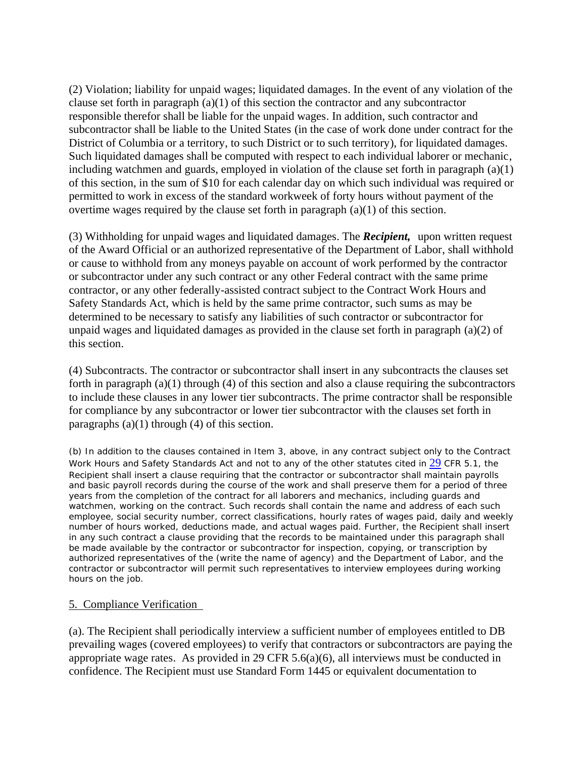(2) Violation; liability for unpaid wages; liquidated damages. In the event of any violation of the clause set forth in paragraph (a)(1) of this section the contractor and any subcontractor responsible therefor shall be liable for the unpaid wages. In addition, such contractor and subcontractor shall be liable to the United States (in the case of work done under contract for the District of Columbia or a territory, to such District or to such territory), for liquidated damages. Such liquidated damages shall be computed with respect to each individual laborer or mechanic, including watchmen and guards, employed in violation of the clause set forth in paragraph (a)(1) of this section, in the sum of $10 for each calendar day on which such individual was required or permitted to work in excess of the standard workweek of forty hours without payment of the overtime wages required by the clause set forth in paragraph (a)(1) of this section.

(3) Withholding for unpaid wages and liquidated damages. The ***Recipient,*** upon written request of the Award Official or an authorized representative of the Department of Labor, shall withhold or cause to withhold from any moneys payable on account of work performed by the contractor or subcontractor under any such contract or any other Federal contract with the same prime contractor, or any other federally-assisted contract subject to the Contract Work Hours and Safety Standards Act, which is held by the same prime contractor, such sums as may be determined to be necessary to satisfy any liabilities of such contractor or subcontractor for unpaid wages and liquidated damages as provided in the clause set forth in paragraph (a)(2) of this section.

(4) Subcontracts. The contractor or subcontractor shall insert in any subcontracts the clauses set forth in paragraph (a)(1) through (4) of this section and also a clause requiring the subcontractors to include these clauses in any lower tier subcontracts. The prime contractor shall be responsible for compliance by any subcontractor or lower tier subcontractor with the clauses set forth in paragraphs (a)(1) through (4) of this section.

(b) In addition to the clauses contained in Item 3, above, in any contract subject only to the Contract Work Hours and Safety Standards Act and not to any of the other statutes cited in 29 CFR 5.1, the Recipient shall insert a clause requiring that the contractor or subcontractor shall maintain payrolls and basic payroll records during the course of the work and shall preserve them for a period of three years from the completion of the contract for all laborers and mechanics, including guards and watchmen, working on the contract. Such records shall contain the name and address of each such employee, social security number, correct classifications, hourly rates of wages paid, daily and weekly number of hours worked, deductions made, and actual wages paid. Further, the Recipient shall insert in any such contract a clause providing that the records to be maintained under this paragraph shall be made available by the contractor or subcontractor for inspection, copying, or transcription by authorized representatives of the (write the name of agency) and the Department of Labor, and the contractor or subcontractor will permit such representatives to interview employees during working hours on the job.

5. Compliance Verification

(a). The Recipient shall periodically interview a sufficient number of employees entitled to DB prevailing wages (covered employees) to verify that contractors or subcontractors are paying the appropriate wage rates. As provided in 29 CFR 5.6(a)(6), all interviews must be conducted in confidence. The Recipient must use Standard Form 1445 or equivalent documentation to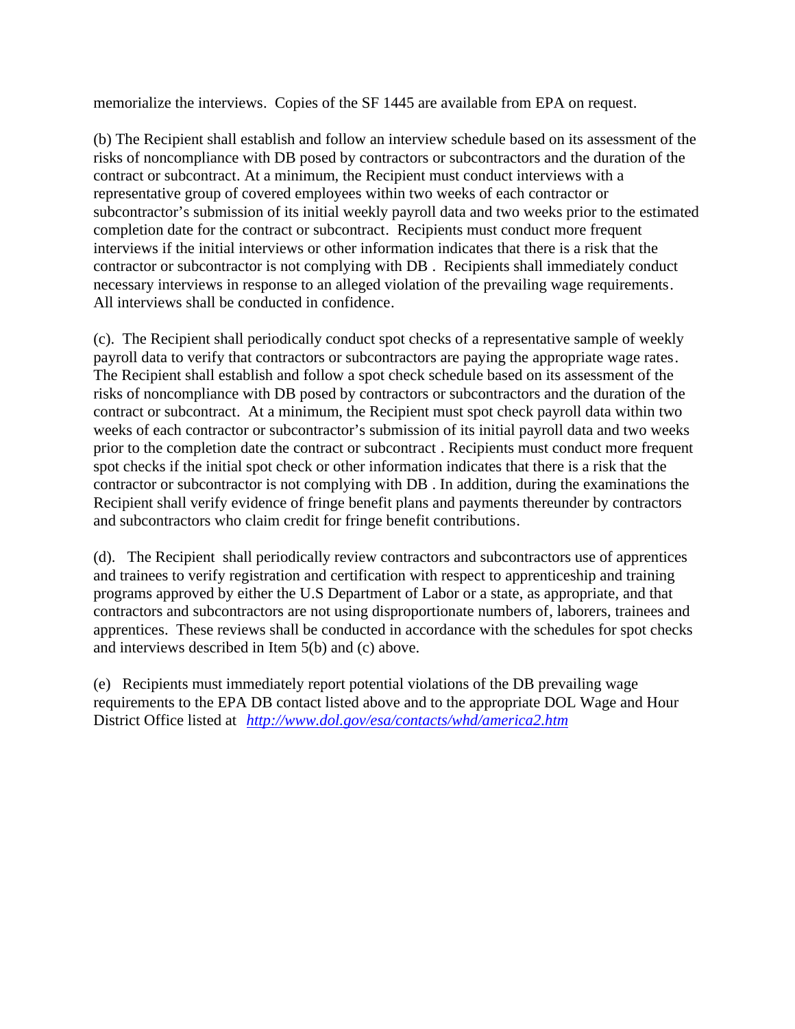memorialize the interviews. Copies of the SF 1445 are available from EPA on request.

(b) The Recipient shall establish and follow an interview schedule based on its assessment of the risks of noncompliance with DB posed by contractors or subcontractors and the duration of the contract or subcontract. At a minimum, the Recipient must conduct interviews with a representative group of covered employees within two weeks of each contractor or subcontractor's submission of its initial weekly payroll data and two weeks prior to the estimated completion date for the contract or subcontract. Recipients must conduct more frequent interviews if the initial interviews or other information indicates that there is a risk that the contractor or subcontractor is not complying with DB . Recipients shall immediately conduct necessary interviews in response to an alleged violation of the prevailing wage requirements. All interviews shall be conducted in confidence.

(c). The Recipient shall periodically conduct spot checks of a representative sample of weekly payroll data to verify that contractors or subcontractors are paying the appropriate wage rates. The Recipient shall establish and follow a spot check schedule based on its assessment of the risks of noncompliance with DB posed by contractors or subcontractors and the duration of the contract or subcontract. At a minimum, the Recipient must spot check payroll data within two weeks of each contractor or subcontractor's submission of its initial payroll data and two weeks prior to the completion date the contract or subcontract . Recipients must conduct more frequent spot checks if the initial spot check or other information indicates that there is a risk that the contractor or subcontractor is not complying with DB . In addition, during the examinations the Recipient shall verify evidence of fringe benefit plans and payments thereunder by contractors and subcontractors who claim credit for fringe benefit contributions.

(d). The Recipient shall periodically review contractors and subcontractors use of apprentices and trainees to verify registration and certification with respect to apprenticeship and training programs approved by either the U.S Department of Labor or a state, as appropriate, and that contractors and subcontractors are not using disproportionate numbers of, laborers, trainees and apprentices. These reviews shall be conducted in accordance with the schedules for spot checks and interviews described in Item 5(b) and (c) above.

(e) Recipients must immediately report potential violations of the DB prevailing wage requirements to the EPA DB contact listed above and to the appropriate DOL Wage and Hour District Office listed at *http://www.dol.gov/esa/contacts/whd/america2.htm*